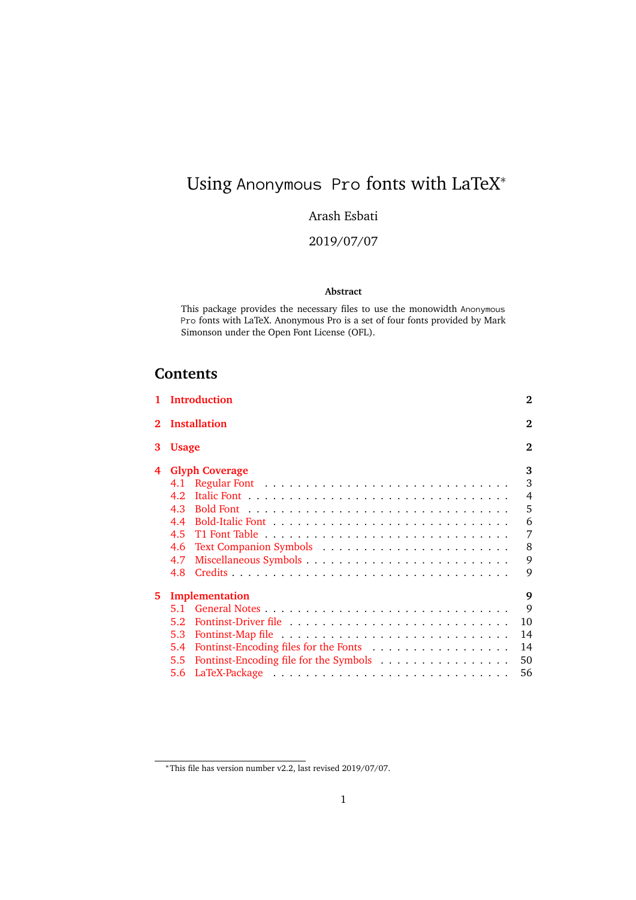# Using Anonymous Pro fonts with LaTeX*

Arash Esbati

2019/07/07

**Abstract**

This package provides the necessary files to use the monowidth Anonymous Pro fonts with LaTeX. Anonymous Pro is a set of four fonts provided by Mark Simonson under the Open Font License (OFL).

## Contents

- **1 Introduction** — 2
- **2 Installation** — 2
- **3 Usage** — 2
- **4 Glyph Coverage** — 3
  - 4.1 Regular Font — 3
  - 4.2 Italic Font — 4
  - 4.3 Bold Font — 5
  - 4.4 Bold-Italic Font — 6
  - 4.5 T1 Font Table — 7
  - 4.6 Text Companion Symbols — 8
  - 4.7 Miscellaneous Symbols — 9
  - 4.8 Credits — 9
- **5 Implementation** — 9
  - 5.1 General Notes — 9
  - 5.2 Fontinst-Driver file — 10
  - 5.3 Fontinst-Map file — 14
  - 5.4 Fontinst-Encoding files for the Fonts — 14
  - 5.5 Fontinst-Encoding file for the Symbols — 50
  - 5.6 LaTeX-Package — 56

---

*This file has version number v2.2, last revised 2019/07/07.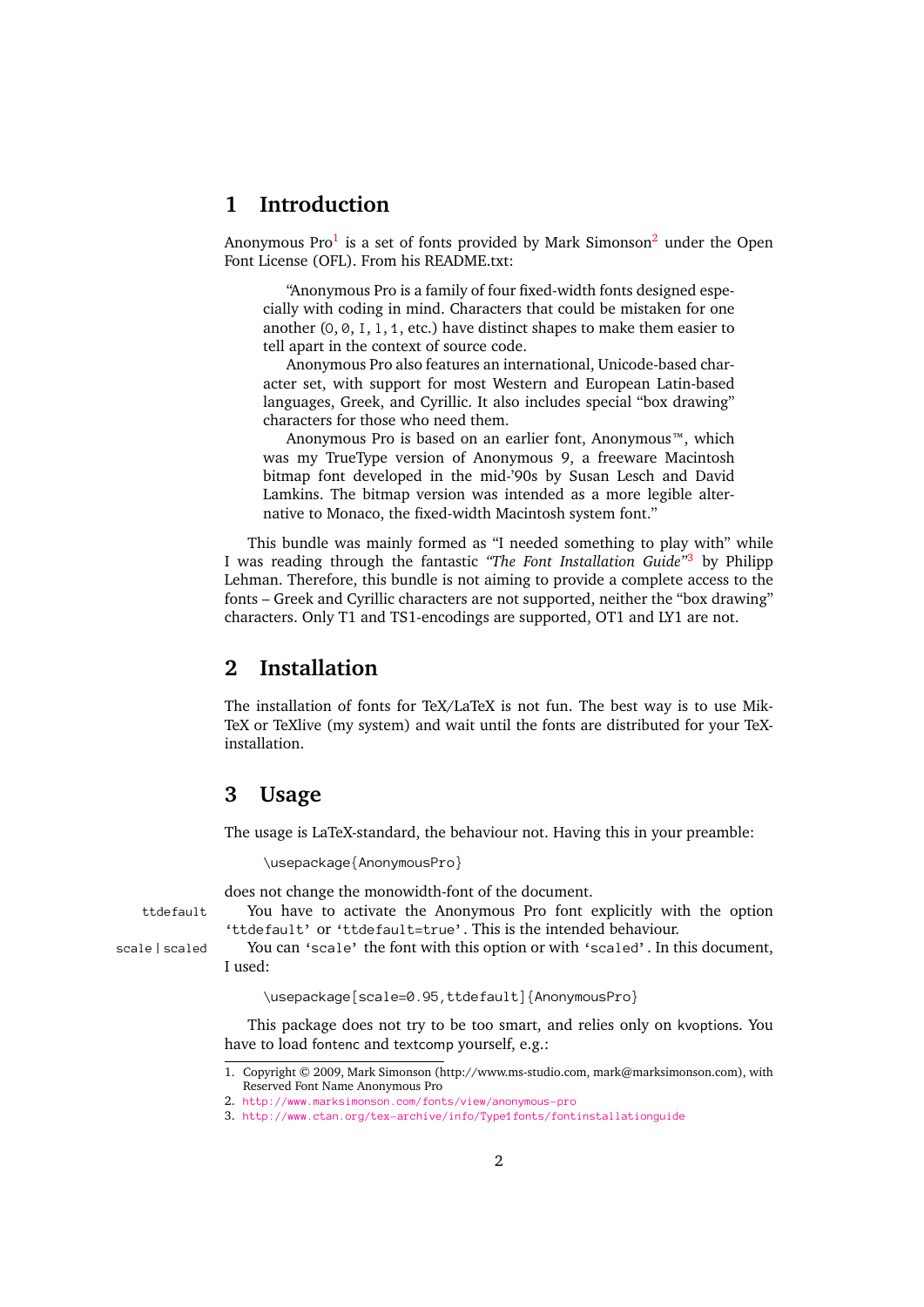# 1 Introduction

Anonymous Pro[1] is a set of fonts provided by Mark Simonson[2] under the Open Font License (OFL). From his README.txt:

> "Anonymous Pro is a family of four fixed-width fonts designed especially with coding in mind. Characters that could be mistaken for one another (O, 0, I, l, 1, etc.) have distinct shapes to make them easier to tell apart in the context of source code.
>
> Anonymous Pro also features an international, Unicode-based character set, with support for most Western and European Latin-based languages, Greek, and Cyrillic. It also includes special "box drawing" characters for those who need them.
>
> Anonymous Pro is based on an earlier font, Anonymous™, which was my TrueType version of Anonymous 9, a freeware Macintosh bitmap font developed in the mid-'90s by Susan Lesch and David Lamkins. The bitmap version was intended as a more legible alternative to Monaco, the fixed-width Macintosh system font."

This bundle was mainly formed as "I needed something to play with" while I was reading through the fantastic *"The Font Installation Guide"*[3] by Philipp Lehman. Therefore, this bundle is not aiming to provide a complete access to the fonts – Greek and Cyrillic characters are not supported, neither the "box drawing" characters. Only T1 and TS1-encodings are supported, OT1 and LY1 are not.

# 2 Installation

The installation of fonts for TeX/LaTeX is not fun. The best way is to use MikTeX or TeXlive (my system) and wait until the fonts are distributed for your TeX-installation.

# 3 Usage

The usage is LaTeX-standard, the behaviour not. Having this in your preamble:

```
\usepackage{AnonymousPro}
```

does not change the monowidth-font of the document.

`ttdefault` You have to activate the Anonymous Pro font explicitly with the option 'ttdefault' or 'ttdefault=true'. This is the intended behaviour.

`scale | scaled` You can 'scale' the font with this option or with 'scaled'. In this document, I used:

```
\usepackage[scale=0.95,ttdefault]{AnonymousPro}
```

This package does not try to be too smart, and relies only on kvoptions. You have to load fontenc and textcomp yourself, e.g.:

---

1. Copyright © 2009, Mark Simonson (http://www.ms-studio.com, mark@marksimonson.com), with Reserved Font Name Anonymous Pro
2. http://www.marksimonson.com/fonts/view/anonymous-pro
3. http://www.ctan.org/tex-archive/info/Type1fonts/fontinstallationguide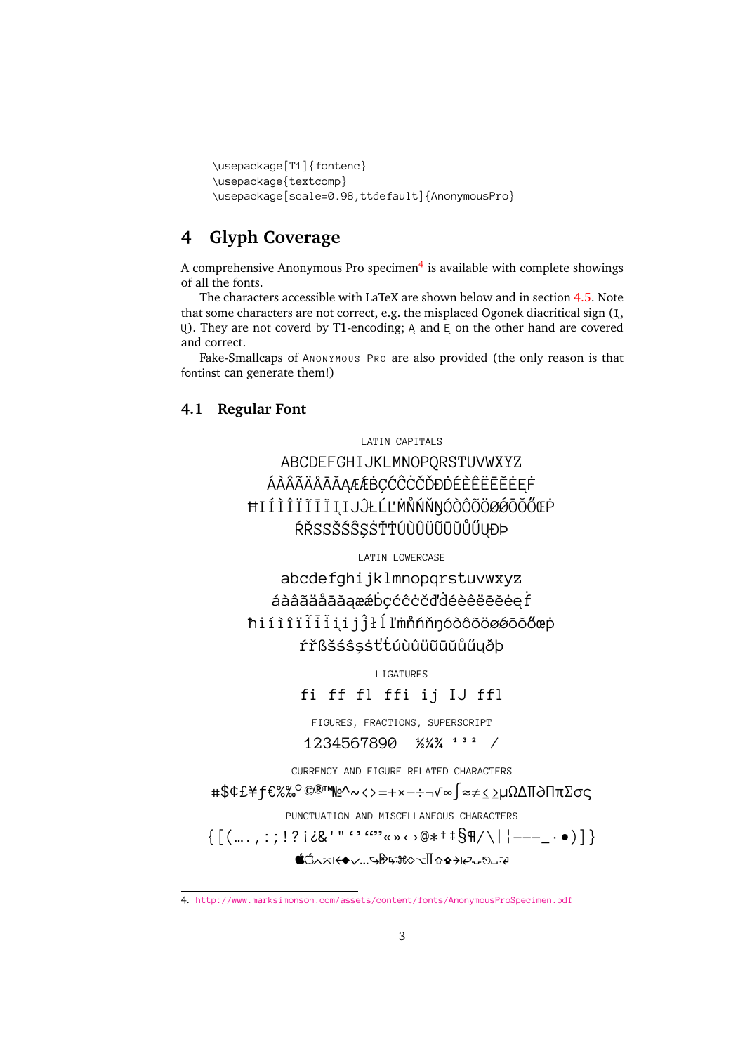```
\usepackage[T1]{fontenc}
\usepackage{textcomp}
\usepackage[scale=0.98,ttdefault]{AnonymousPro}
```

# 4 Glyph Coverage

A comprehensive Anonymous Pro specimen[4] is available with complete showings of all the fonts.

The characters accessible with LaTeX are shown below and in section 4.5. Note that some characters are not correct, e.g. the misplaced Ogonek diacritical sign (Į, Ų). They are not coverd by T1-encoding; Ą and Ę on the other hand are covered and correct.

Fake-Smallcaps of ANONYMOUS PRO are also provided (the only reason is that fontinst can generate them!)

## 4.1 Regular Font

LATIN CAPITALS

ABCDEFGHIJKLMNOPQRSTUVWXYZ
ÁÀÂÃÄÅĀĂĄÆǼḂÇĆĈĊČĎĐḊÉÈÊËĒĔĖĘḞ
ĦIÍÌÎÏĨĪĬĮIJĴŁĹĽṀŃŇŊÓÒÔÕÖØǾŌŎŐŒṖ
ŔŘSSŠŚŜŞṠŤṪÚÙÛÜŨŪŬŮŰŲÐÞ

LATIN LOWERCASE

abcdefghijklmnopqrstuvwxyz
áàâãäåāăąæǽḃçćĉċčďḋéèêëēĕėęḟ
ħıíìîïĩīĭįijĵłĺľṁńňŋóòôõöøǿōŏőœṗ
ŕřßšśŝşṡťṫúùûüũūŭůűųðþ

LIGATURES

fi ff fl ffi ij IJ ffl

FIGURES, FRACTIONS, SUPERSCRIPT

1234567890 ½¼¾ ¹ ³ ² ⁄

CURRENCY AND FIGURE-RELATED CHARACTERS

#$¢£¥ƒ€%‰° ©®™№^~<>=+×−÷¬√∞∫≈≠≤≥µΩ∆∏∂ΠπΣσς

PUNCTUATION AND MISCELLANEOUS CHARACTERS

{[(….,:;!?¡¿&'"‘’“”«»‹›@∗†‡§¶/\|¦–—_·•)]}

---

4. http://www.marksimonson.com/assets/content/fonts/AnonymousProSpecimen.pdf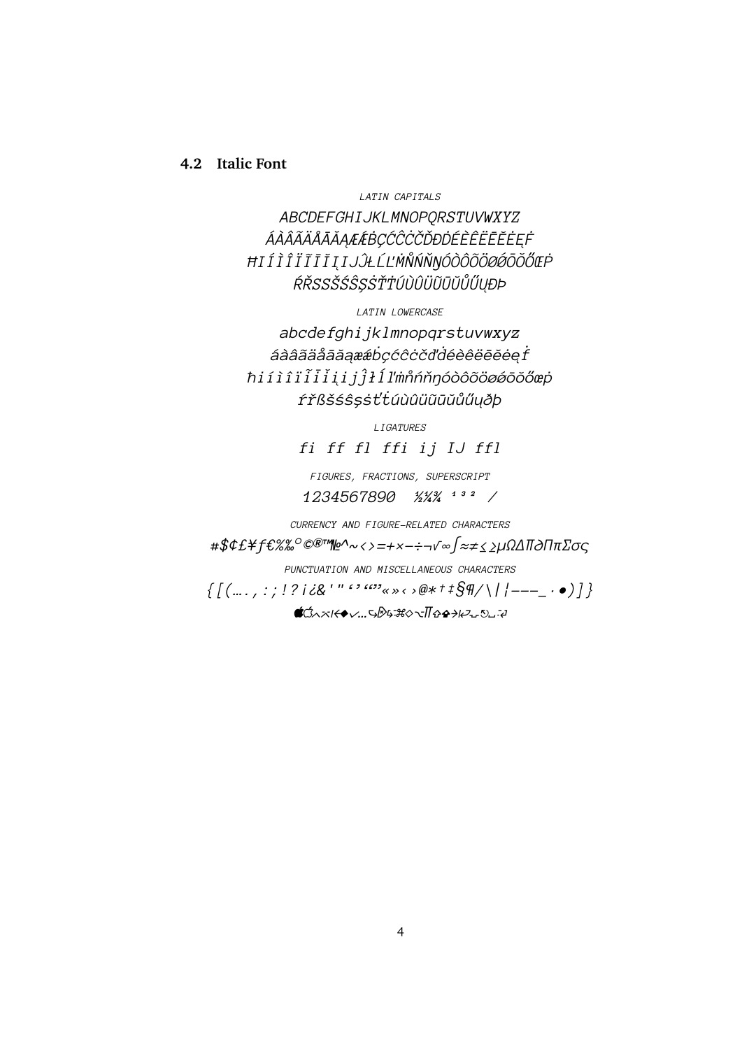### 4.2 Italic Font

LATIN CAPITALS

*ABCDEFGHIJKLMNOPQRSTUVWXYZ*
*ÁÀÂÃÄÅĀĂĄÆǼḂÇĆĈĊČĎĐḊÉÈÊËĒĔĖĘḞ*
*ĦIÍÌÎÏĨĪĬĮIJĴŁĹĽṀŃŇŅŊÓÒÔÕÖØǾŌŎŐŒṖ*
*ŔŘSSŠŚŜŞṠŤŦÚÙÛÜŨŪŬŮŰŲÐÞ*

LATIN LOWERCASE

*abcdefghijklmnopqrstuvwxyz*
*áàâãäåāăąæǽḃçćĉċčďḋéèêëēĕėęḟ*
*ħiíìîïĩīĭįijĵłĺľṁńňņŋóòôõöøǿōŏőœṗ*
*ŕřßšśŝşṡťŧúùûüũūŭůűųðþ*

LIGATURES

*fi ff fl ffi ij IJ ffl*

FIGURES, FRACTIONS, SUPERSCRIPT

*1234567890 ½⅓¾ ¹³² /*

CURRENCY AND FIGURE-RELATED CHARACTERS

*#$¢£¥ƒ€%‰°©®™№^~<>=+×−÷¬√∞∫≈≠≤≥µΩΔΠ∂Ππ∑σς*

PUNCTUATION AND MISCELLANEOUS CHARACTERS

*{[(….,:;!?¡¿&'"‘’“”«»‹›@*†‡§¶/\|¦‐–—_·•)]}*
*⌘⌥⇧⇪⏏⇥⇤↩⌫⌦⎋⏎*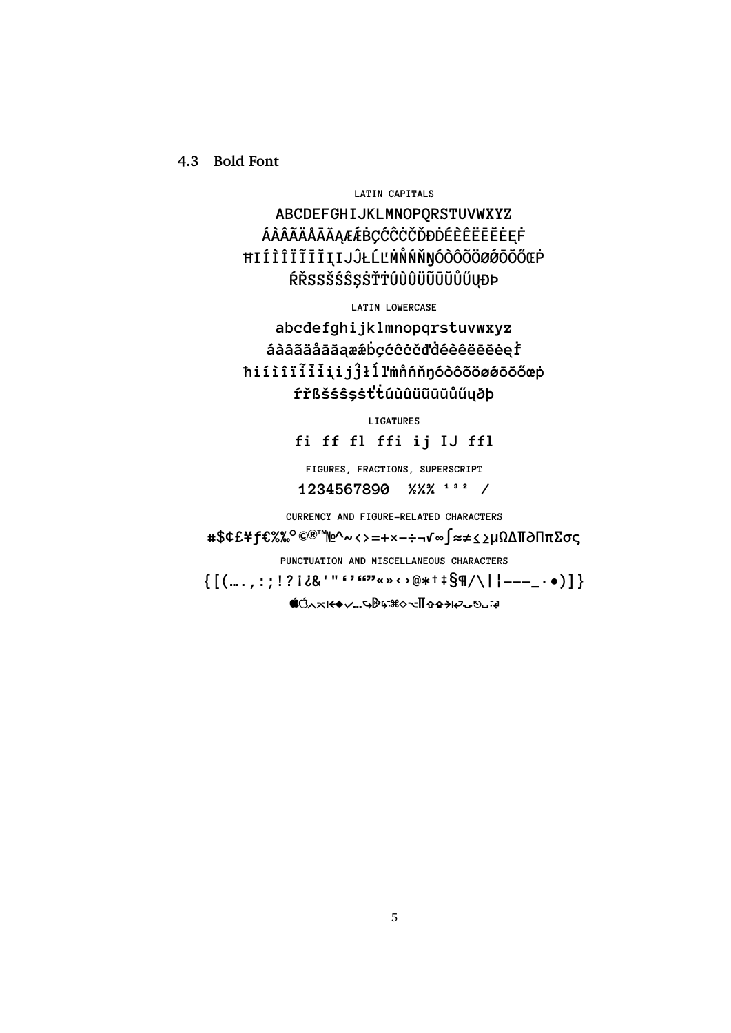### 4.3 Bold Font

LATIN CAPITALS

ABCDEFGHIJKLMNOPQRSTUVWXYZ
ÁÀÂÃÄÅĀĂĄÆǼḂÇĆĈĊČĎĐḊÉÈÊËĒĔĖĘḞ
ĦIÍÌÎÏĨĪĬĮIJĴŁĹĽṀŃŇŊÓÒÔÕÖØǾŌŎŐŒṖ
ŔŘSSŠŚŜŞṠŤṪÚÙÛÜŨŪŬŮŰŲÐÞ

LATIN LOWERCASE

abcdefghijklmnopqrstuvwxyz
áàâãäåāăąæǽḃçćĉċčďḋéèêëēĕėęḟ
ħiíìîïĩīĭįijĵłĺľṁńňŋóòôõöøǿōŏőœṗ
ŕřßšśŝşṡťṫúùûüũūŭůűųðþ

LIGATURES

fi ff fl ffi ij IJ ffl

FIGURES, FRACTIONS, SUPERSCRIPT

1234567890 ½¼¾ ¹³² /

CURRENCY AND FIGURE-RELATED CHARACTERS

#$¢£¥ƒ€%‰°©®™№^~<>=+×−÷¬√∞∫≈≠≤≥µΩΔ∏∂ΠπΣσς

PUNCTUATION AND MISCELLANEOUS CHARACTERS

{[(….,:;!?¡¿&'"‘’“”«»‹›@*†‡§¶/\|¦‐–—_·•)]}

⌘⌥⇧⏏⇥⇤↩⌫⌦⎋⇞⇟↖↘⌃␣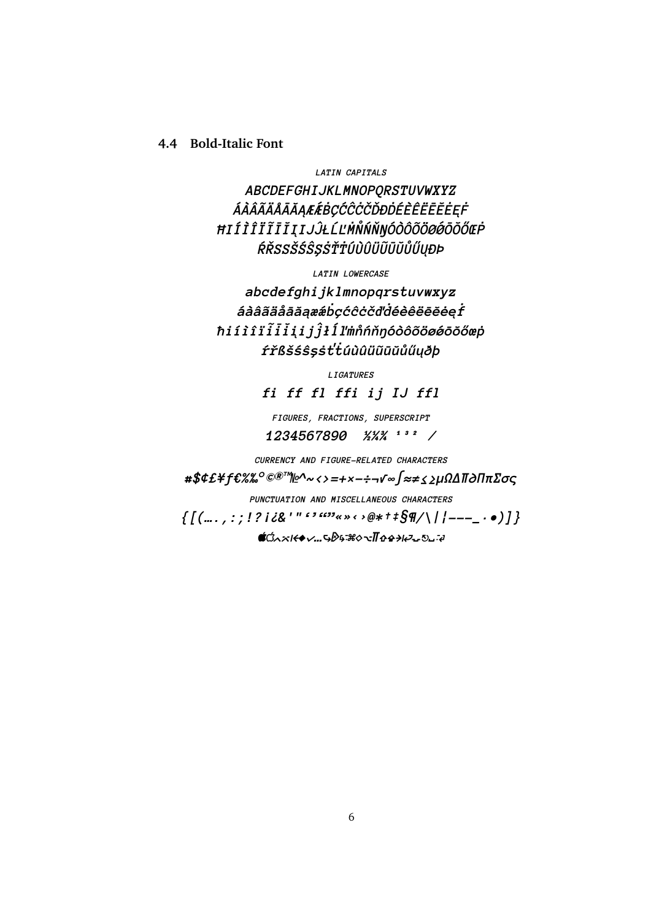### 4.4 Bold-Italic Font

LATIN CAPITALS

ABCDEFGHIJKLMNOPQRSTUVWXYZ
ÁÀÂÃÄÅĀĂĄÆǼḂÇĆĈĊČĎĐÉÈÊËĒĔĖĘḞ
ĦIÍÌÎÏĨĪĬĮIJĴŁĹĽṀŇŃŇŊÓÒÔÕÖØǾŌŎŐŒṖ
ŔŘSSŠŚŜŞṠŤŦÚÙÛÜŨŪŬŮŰŲÐÞ

LATIN LOWERCASE

abcdefghijklmnopqrstuvwxyz
áàâãäåāăąæǽḃçćĉċčďđéèêëēĕėęḟ
ħiíìîïĩīĭįijĵłĺľṁňńňŋóòôõöøǿōŏőœṗ
ŕřßšśŝşṡťŧúùûüũūŭůűųðþ

LIGATURES

fi ff fl ffi ij IJ ffl

FIGURES, FRACTIONS, SUPERSCRIPT

1234567890 ½¼¾ ¹³² ⁄

CURRENCY AND FIGURE-RELATED CHARACTERS

#$¢£¥ƒ€%‰°©®™№^~‹›=+×−÷¬√∞∫≈≠≤≥µΩΔ∏∂ΠπΣσς

PUNCTUATION AND MISCELLANEOUS CHARACTERS

{[(….,:;!?¡¿&'"‘’“”«»‹›@*†‡§¶/\|¦---_·•)]}

⌥⇧⌃⌘⌫⌦⏏⎋↩⇥⇤␣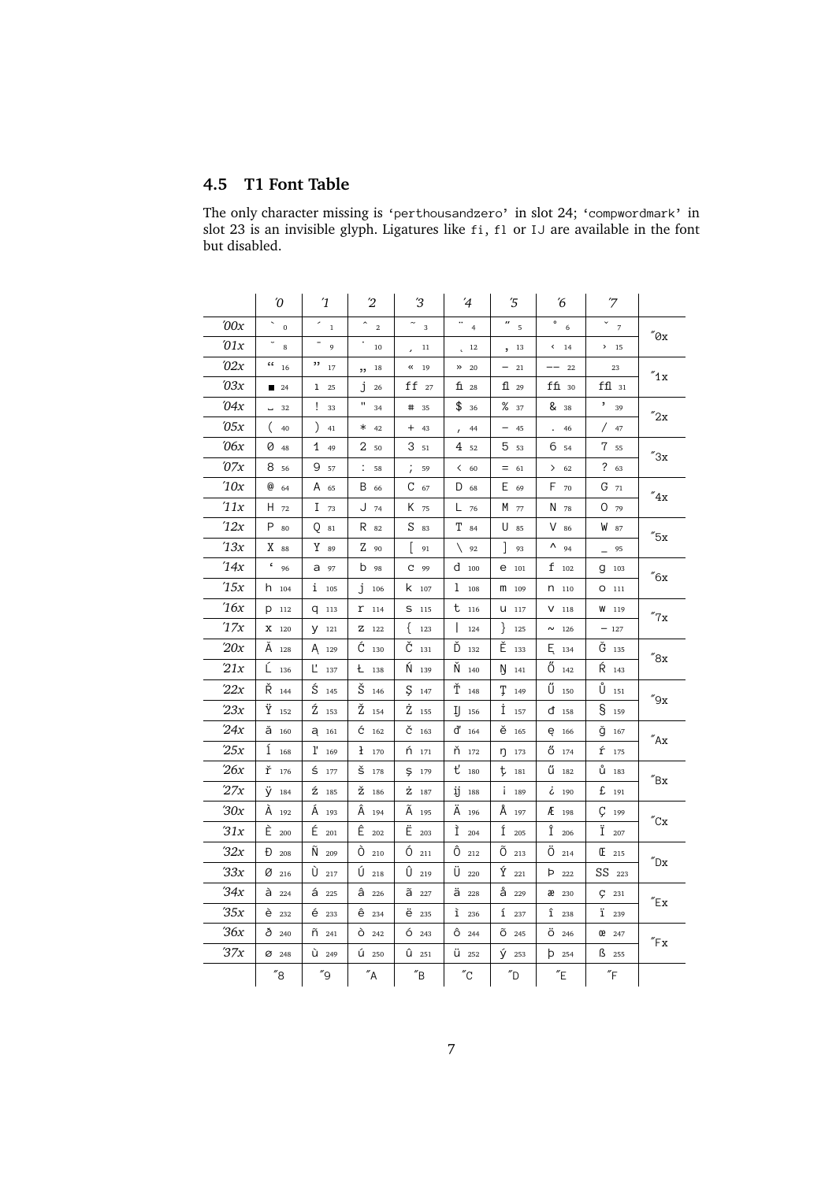### 4.5 T1 Font Table

The only character missing is 'perthousandzero' in slot 24; 'compwordmark' in slot 23 is an invisible glyph. Ligatures like fi, fl or IJ are available in the font but disabled.

| | ´0 | ´1 | ´2 | ´3 | ´4 | ´5 | ´6 | ´7 | |
|---|---|---|---|---|---|---|---|---|---|
| ´00x | ` 0 | ´ 1 | ˆ 2 | ˜ 3 | ¨ 4 | ˝ 5 | ˚ 6 | ˇ 7 | ″0x |
| ´01x | ˘ 8 | ¯ 9 | ˙ 10 | ¸ 11 | ˛ 12 | ‚ 13 | ‹ 14 | › 15 | |
| ´02x | “ 16 | ” 17 | „ 18 | « 19 | » 20 | – 21 | — 22 | 23 | ″1x |
| ´03x | ■ 24 | ı 25 | ȷ 26 | ff 27 | fi 28 | fl 29 | ffi 30 | ffl 31 | |
| ´04x | ␣ 32 | ! 33 | " 34 | # 35 | $ 36 | % 37 | & 38 | ’ 39 | ″2x |
| ´05x | ( 40 | ) 41 | * 42 | + 43 | , 44 | - 45 | . 46 | / 47 | |
| ´06x | 0 48 | 1 49 | 2 50 | 3 51 | 4 52 | 5 53 | 6 54 | 7 55 | ″3x |
| ´07x | 8 56 | 9 57 | : 58 | ; 59 | < 60 | = 61 | > 62 | ? 63 | |
| ´10x | @ 64 | A 65 | B 66 | C 67 | D 68 | E 69 | F 70 | G 71 | ″4x |
| ´11x | H 72 | I 73 | J 74 | K 75 | L 76 | M 77 | N 78 | O 79 | |
| ´12x | P 80 | Q 81 | R 82 | S 83 | T 84 | U 85 | V 86 | W 87 | ″5x |
| ´13x | X 88 | Y 89 | Z 90 | [ 91 | \ 92 | ] 93 | ^ 94 | _ 95 | |
| ´14x | ‘ 96 | a 97 | b 98 | c 99 | d 100 | e 101 | f 102 | g 103 | ″6x |
| ´15x | h 104 | i 105 | j 106 | k 107 | l 108 | m 109 | n 110 | o 111 | |
| ´16x | p 112 | q 113 | r 114 | s 115 | t 116 | u 117 | v 118 | w 119 | ″7x |
| ´17x | x 120 | y 121 | z 122 | { 123 | \| 124 | } 125 | ~ 126 | - 127 | |
| ´20x | Ă 128 | Ą 129 | Ć 130 | Č 131 | Ď 132 | Ě 133 | Ę 134 | Ğ 135 | ″8x |
| ´21x | Ĺ 136 | Ľ 137 | Ł 138 | Ń 139 | Ň 140 | Ŋ 141 | Ő 142 | Ŕ 143 | |
| ´22x | Ř 144 | Ś 145 | Š 146 | Ş 147 | Ť 148 | Ţ 149 | Ű 150 | Ů 151 | ″9x |
| ´23x | Ÿ 152 | Ź 153 | Ž 154 | Ż 155 | Ĳ 156 | İ 157 | đ 158 | § 159 | |
| ´24x | ă 160 | ą 161 | ć 162 | č 163 | ď 164 | ě 165 | ę 166 | ğ 167 | ″Ax |
| ´25x | ĺ 168 | ľ 169 | ł 170 | ń 171 | ň 172 | ŋ 173 | ő 174 | ŕ 175 | |
| ´26x | ř 176 | ś 177 | š 178 | ş 179 | ť 180 | ţ 181 | ű 182 | ů 183 | ″Bx |
| ´27x | ÿ 184 | ź 185 | ž 186 | ż 187 | ĳ 188 | ¡ 189 | ¿ 190 | £ 191 | |
| ´30x | À 192 | Á 193 | Â 194 | Ã 195 | Ä 196 | Å 197 | Æ 198 | Ç 199 | ″Cx |
| ´31x | È 200 | É 201 | Ê 202 | Ë 203 | Ì 204 | Í 205 | Î 206 | Ï 207 | |
| ´32x | Ð 208 | Ñ 209 | Ò 210 | Ó 211 | Ô 212 | Õ 213 | Ö 214 | Œ 215 | ″Dx |
| ´33x | Ø 216 | Ù 217 | Ú 218 | Û 219 | Ü 220 | Ý 221 | Þ 222 | SS 223 | |
| ´34x | à 224 | á 225 | â 226 | ã 227 | ä 228 | å 229 | æ 230 | ç 231 | ″Ex |
| ´35x | è 232 | é 233 | ê 234 | ë 235 | ì 236 | í 237 | î 238 | ï 239 | |
| ´36x | ð 240 | ñ 241 | ò 242 | ó 243 | ô 244 | õ 245 | ö 246 | œ 247 | ″Fx |
| ´37x | ø 248 | ù 249 | ú 250 | û 251 | ü 252 | ý 253 | þ 254 | ß 255 | |
| | ″8 | ″9 | ″A | ″B | ″C | ″D | ″E | ″F | |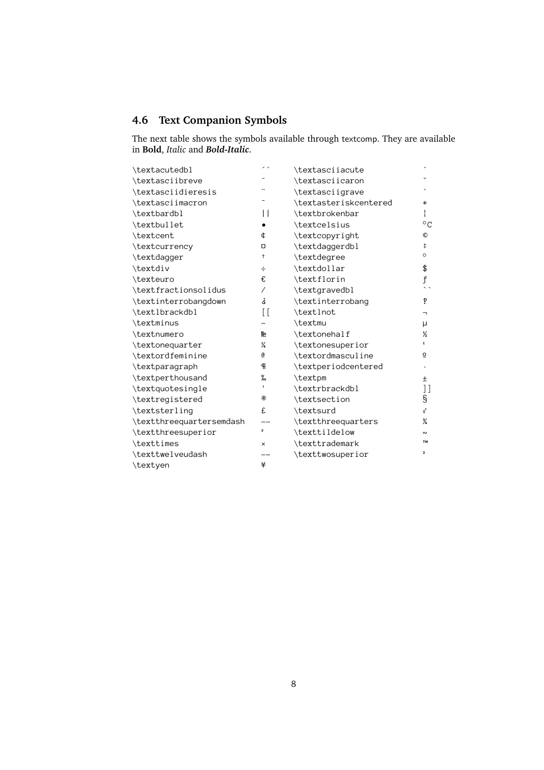## 4.6 Text Companion Symbols

The next table shows the symbols available through textcomp. They are available in **Bold**, *Italic* and ***Bold-Italic***.

| | | | |
|---|---|---|---|
| \textacutedbl | ˝ | \textasciiacute | ´ |
| \textasciibreve | ˘ | \textasciicaron | ˇ |
| \textasciidieresis | ¨ | \textasciigrave | ` |
| \textasciimacron | ¯ | \textasteriskcentered | ∗ |
| \textbardbl | ‖ | \textbrokenbar | ¦ |
| \textbullet | • | \textcelsius | ℃ |
| \textcent | ¢ | \textcopyright | © |
| \textcurrency | ¤ | \textdaggerdbl | ‡ |
| \textdagger | † | \textdegree | ° |
| \textdiv | ÷ | \textdollar | $ |
| \texteuro | € | \textflorin | ƒ |
| \textfractionsolidus | ⁄ | \textgravedbl | ˵ |
| \textinterrobangdown | ⸘ | \textinterrobang | ‽ |
| \textlbrackdbl | ⟦ | \textlnot | ¬ |
| \textminus | − | \textmu | µ |
| \textnumero | № | \textonehalf | ½ |
| \textonequarter | ¼ | \textonesuperior | ¹ |
| \textordfeminine | ª | \textordmasculine | º |
| \textparagraph | ¶ | \textperiodcentered | · |
| \textperthousand | ‰ | \textpm | ± |
| \textquotesingle | ' | \textrbrackdbl | ⟧ |
| \textregistered | ® | \textsection | § |
| \textsterling | £ | \textsurd | √ |
| \textthreequartersemdash | ‒ | \textthreequarters | ¾ |
| \textthreesuperior | ³ | \texttildelow | ˜ |
| \texttimes | × | \texttrademark | ™ |
| \texttwelveudash | ‒ | \texttwosuperior | ² |
| \textyen | ¥ | | |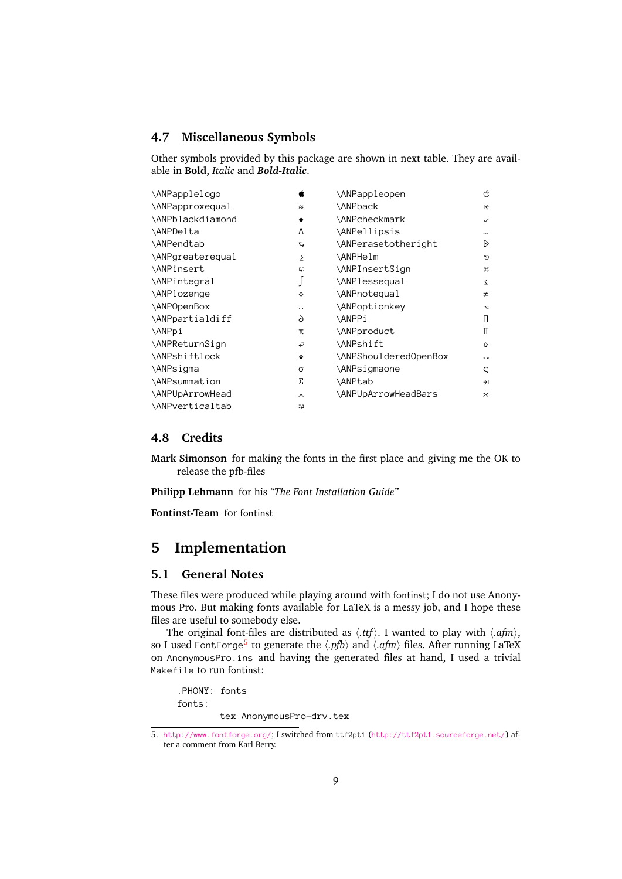### 4.7 Miscellaneous Symbols

Other symbols provided by this package are shown in next table. They are available in **Bold**, *Italic* and ***Bold-Italic***.

| | | | |
|---|---|---|---|
| \ANPapplelogo |  | \ANPappleopen | ⌽ |
| \ANPapproxequal | ≈ | \ANPback | ⇤ |
| \ANPblackdiamond | ◆ | \ANPcheckmark | ✓ |
| \ANPDelta | Δ | \ANPellipsis | … |
| \ANPendtab | ↳ | \ANPerasetotheright | ⌦ |
| \ANPgreaterequal | ≥ | \ANPHelm | ⎈ |
| \ANPinsert | ⎀ | \ANPInsertSign | ⌘ |
| \ANPintegral | ∫ | \ANPlessequal | ≤ |
| \ANPlozenge | ◊ | \ANPnotequal | ≠ |
| \ANPOpenBox | ␣ | \ANPoptionkey | ⌥ |
| \ANPpartialdiff | ∂ | \ANPPi | Π |
| \ANPpi | π | \ANPproduct | ∏ |
| \ANPReturnSign | ↩ | \ANPshift | ⇧ |
| \ANPshiftlock | ⇪ | \ANPShoulderedOpenBox | ⍽ |
| \ANPsigma | σ | \ANPsigmaone | ς |
| \ANPsummation | Σ | \ANPtab | ⇥ |
| \ANPUpArrowHead | ⌃ | \ANPUpArrowHeadBars | ⌅ |
| \ANPverticaltab | ⤓ | | |

### 4.8 Credits

**Mark Simonson** for making the fonts in the first place and giving me the OK to release the pfb-files

**Philipp Lehmann** for his *"The Font Installation Guide"*

**Fontinst-Team** for fontinst

## 5 Implementation

### 5.1 General Notes

These files were produced while playing around with fontinst; I do not use Anonymous Pro. But making fonts available for LaTeX is a messy job, and I hope these files are useful to somebody else.

The original font-files are distributed as ⟨*.ttf*⟩. I wanted to play with ⟨*.afm*⟩, so I used FontForge[5] to generate the ⟨*.pfb*⟩ and ⟨*.afm*⟩ files. After running LaTeX on AnonymousPro.ins and having the generated files at hand, I used a trivial Makefile to run fontinst:

```
.PHONY: fonts
fonts:
        tex AnonymousPro-drv.tex
```

5. http://www.fontforge.org/; I switched from ttf2pt1 (http://ttf2pt1.sourceforge.net/) after a comment from Karl Berry.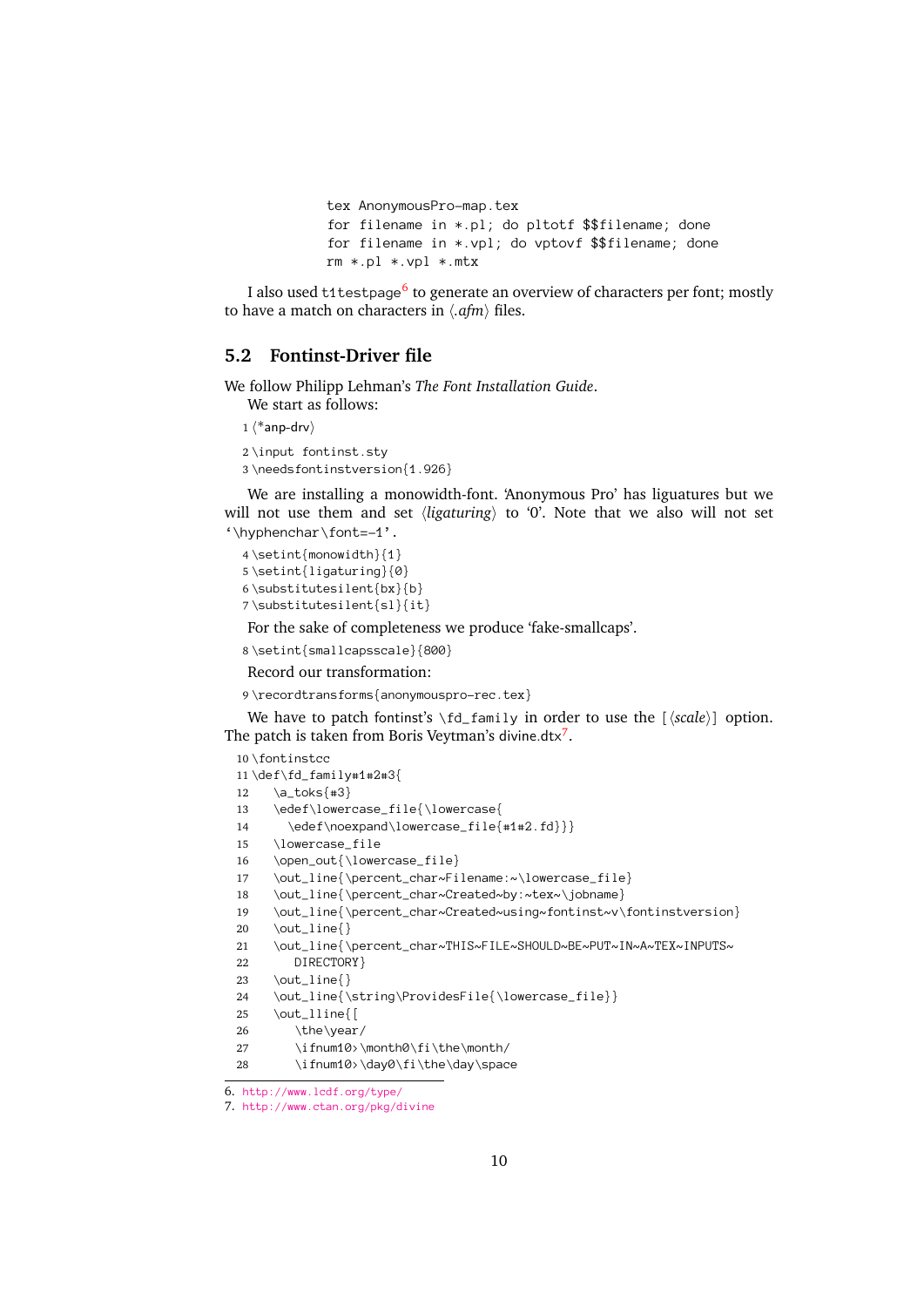```
tex AnonymousPro-map.tex
for filename in *.pl; do pltotf $$filename; done
for filename in *.vpl; do vptovf $$filename; done
rm *.pl *.vpl *.mtx
```

I also used `t1testpage`[6] to generate an overview of characters per font; mostly to have a match on characters in ⟨*.afm*⟩ files.

## 5.2 Fontinst-Driver file

We follow Philipp Lehman's *The Font Installation Guide*.

We start as follows:

```
1 ⟨*anp-drv⟩
2 \input fontinst.sty
3 \needsfontinstversion{1.926}
```

We are installing a monowidth-font. 'Anonymous Pro' has liguatures but we will not use them and set ⟨*ligaturing*⟩ to '0'. Note that we also will not set '`\hyphenchar\font=-1`'.

```
4 \setint{monowidth}{1}
5 \setint{ligaturing}{0}
6 \substitutesilent{bx}{b}
7 \substitutesilent{sl}{it}
```

For the sake of completeness we produce 'fake-smallcaps'.

```
8 \setint{smallcapsscale}{800}
```

Record our transformation:

```
9 \recordtransforms{anonymouspro-rec.tex}
```

We have to patch fontinst's `\fd_family` in order to use the [⟨*scale*⟩] option. The patch is taken from Boris Veytman's divine.dtx[7].

```
10 \fontinstcc
11 \def\fd_family#1#2#3{
12    \a_toks{#3}
13    \edef\lowercase_file{\lowercase{
14      \edef\noexpand\lowercase_file{#1#2.fd}}}
15    \lowercase_file
16    \open_out{\lowercase_file}
17    \out_line{\percent_char~Filename:~\lowercase_file}
18    \out_line{\percent_char~Created~by:~tex~\jobname}
19    \out_line{\percent_char~Created~using~fontinst~v\fontinstversion}
20    \out_line{}
21    \out_line{\percent_char~THIS~FILE~SHOULD~BE~PUT~IN~A~TEX~INPUTS~
22      DIRECTORY}
23    \out_line{}
24    \out_line{\string\ProvidesFile{\lowercase_file}}
25    \out_lline{[
26      \the\year/
27      \ifnum10>\month0\fi\the\month/
28      \ifnum10>\day0\fi\the\day\space
```

6. http://www.lcdf.org/type/
7. http://www.ctan.org/pkg/divine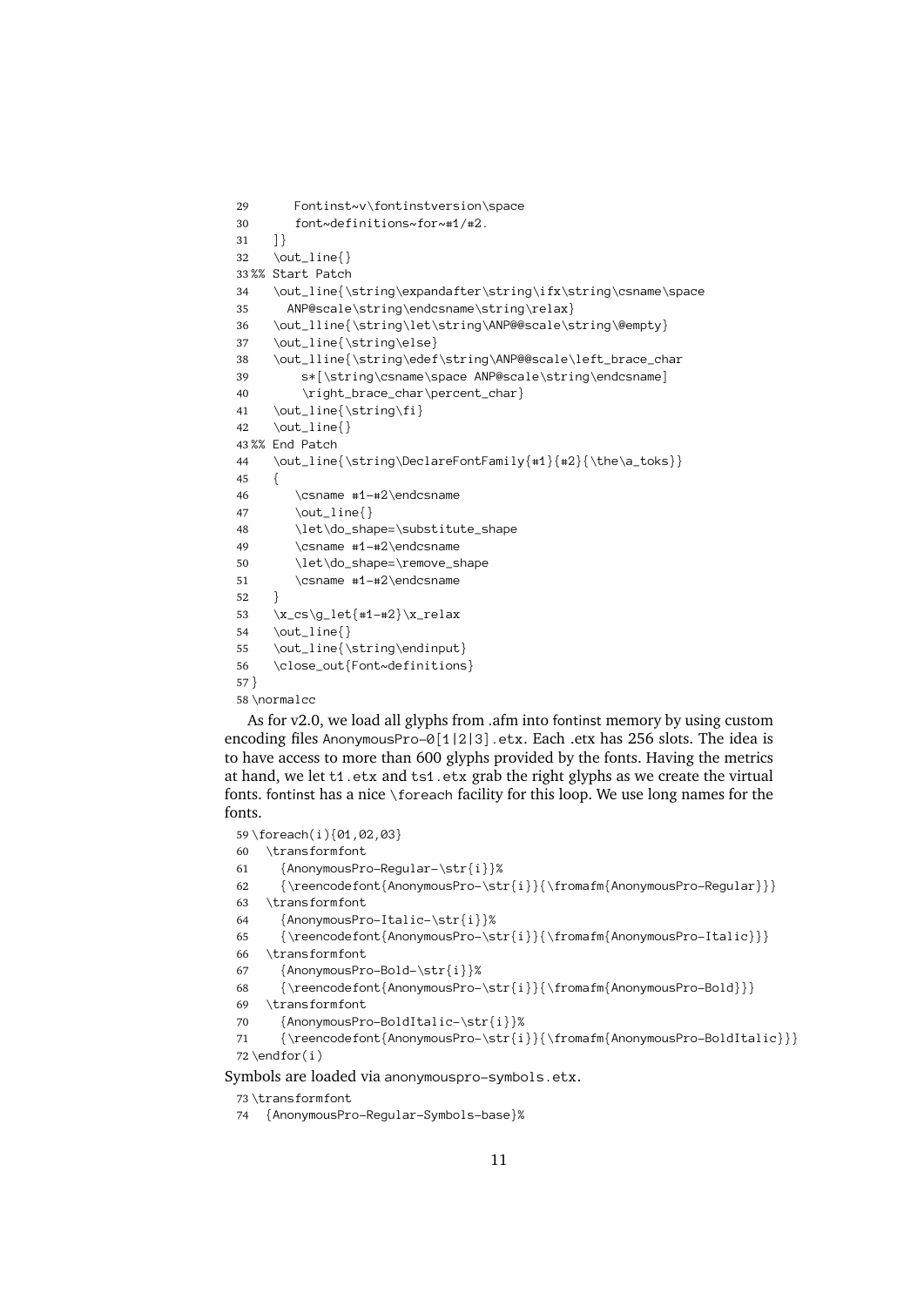```
29       Fontinst~v\fontinstversion\space
30       font~definitions~for~#1/#2.
31    ]}
32    \out_line{}
33 %% Start Patch
34    \out_line{\string\expandafter\string\ifx\string\csname\space
35      ANP@scale\string\endcsname\string\relax}
36    \out_lline{\string\let\string\ANP@@scale\string\@empty}
37    \out_line{\string\else}
38    \out_lline{\string\edef\string\ANP@@scale\left_brace_char
39        s*[\string\csname\space ANP@scale\string\endcsname]
40        \right_brace_char\percent_char}
41    \out_line{\string\fi}
42    \out_line{}
43 %% End Patch
44    \out_line{\string\DeclareFontFamily{#1}{#2}{\the\a_toks}}
45    {
46       \csname #1-#2\endcsname
47       \out_line{}
48       \let\do_shape=\substitute_shape
49       \csname #1-#2\endcsname
50       \let\do_shape=\remove_shape
51       \csname #1-#2\endcsname
52    }
53    \x_cs\g_let{#1-#2}\x_relax
54    \out_line{}
55    \out_line{\string\endinput}
56    \close_out{Font~definitions}
57 }
58 \normalcc
```

As for v2.0, we load all glyphs from .afm into fontinst memory by using custom encoding files `AnonymousPro-0[1|2|3].etx`. Each .etx has 256 slots. The idea is to have access to more than 600 glyphs provided by the fonts. Having the metrics at hand, we let `t1.etx` and `ts1.etx` grab the right glyphs as we create the virtual fonts. fontinst has a nice `\foreach` facility for this loop. We use long names for the fonts.

```
59 \foreach(i){01,02,03}
60   \transformfont
61     {AnonymousPro-Regular-\str{i}}%
62     {\reencodefont{AnonymousPro-\str{i}}{\fromafm{AnonymousPro-Regular}}}
63   \transformfont
64     {AnonymousPro-Italic-\str{i}}%
65     {\reencodefont{AnonymousPro-\str{i}}{\fromafm{AnonymousPro-Italic}}}
66   \transformfont
67     {AnonymousPro-Bold-\str{i}}%
68     {\reencodefont{AnonymousPro-\str{i}}{\fromafm{AnonymousPro-Bold}}}
69   \transformfont
70     {AnonymousPro-BoldItalic-\str{i}}%
71     {\reencodefont{AnonymousPro-\str{i}}{\fromafm{AnonymousPro-BoldItalic}}}
72 \endfor(i)
```

Symbols are loaded via `anonymouspro-symbols.etx`.

```
73 \transformfont
74   {AnonymousPro-Regular-Symbols-base}%
```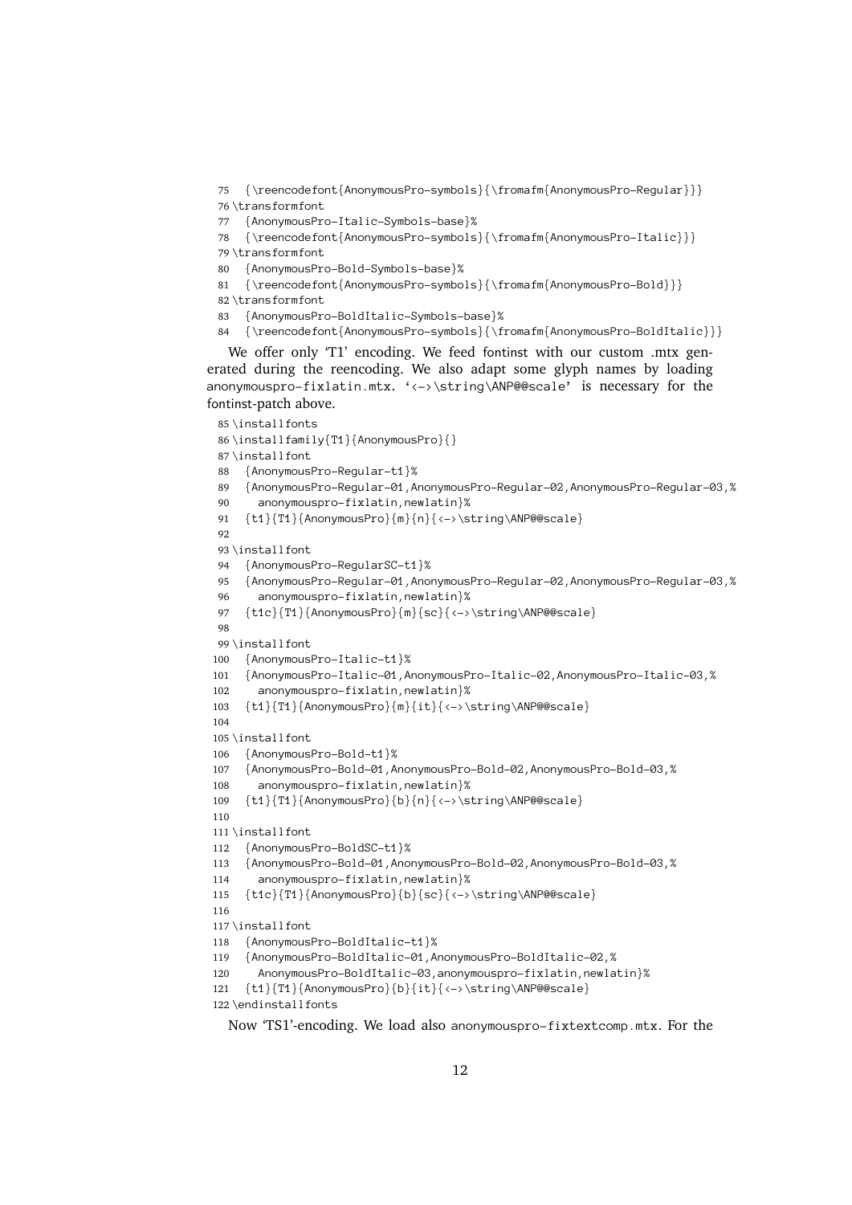```
75   {\reencodefont{AnonymousPro-symbols}{\fromafm{AnonymousPro-Regular}}}
76 \transformfont
77   {AnonymousPro-Italic-Symbols-base}%
78   {\reencodefont{AnonymousPro-symbols}{\fromafm{AnonymousPro-Italic}}}
79 \transformfont
80   {AnonymousPro-Bold-Symbols-base}%
81   {\reencodefont{AnonymousPro-symbols}{\fromafm{AnonymousPro-Bold}}}
82 \transformfont
83   {AnonymousPro-BoldItalic-Symbols-base}%
84   {\reencodefont{AnonymousPro-symbols}{\fromafm{AnonymousPro-BoldItalic}}}
```

We offer only 'T1' encoding. We feed fontinst with our custom .mtx generated during the reencoding. We also adapt some glyph names by loading `anonymouspro-fixlatin.mtx`. '`<->\string\ANP@@scale`' is necessary for the fontinst-patch above.

```
85 \installfonts
86 \installfamily{T1}{AnonymousPro}{}
87 \installfont
88   {AnonymousPro-Regular-t1}%
89   {AnonymousPro-Regular-01,AnonymousPro-Regular-02,AnonymousPro-Regular-03,%
90     anonymouspro-fixlatin,newlatin}%
91   {t1}{T1}{AnonymousPro}{m}{n}{<->\string\ANP@@scale}
92
93 \installfont
94   {AnonymousPro-RegularSC-t1}%
95   {AnonymousPro-Regular-01,AnonymousPro-Regular-02,AnonymousPro-Regular-03,%
96     anonymouspro-fixlatin,newlatin}%
97   {t1c}{T1}{AnonymousPro}{m}{sc}{<->\string\ANP@@scale}
98
99 \installfont
100   {AnonymousPro-Italic-t1}%
101   {AnonymousPro-Italic-01,AnonymousPro-Italic-02,AnonymousPro-Italic-03,%
102     anonymouspro-fixlatin,newlatin}%
103   {t1}{T1}{AnonymousPro}{m}{it}{<->\string\ANP@@scale}
104
105 \installfont
106   {AnonymousPro-Bold-t1}%
107   {AnonymousPro-Bold-01,AnonymousPro-Bold-02,AnonymousPro-Bold-03,%
108     anonymouspro-fixlatin,newlatin}%
109   {t1}{T1}{AnonymousPro}{b}{n}{<->\string\ANP@@scale}
110
111 \installfont
112   {AnonymousPro-BoldSC-t1}%
113   {AnonymousPro-Bold-01,AnonymousPro-Bold-02,AnonymousPro-Bold-03,%
114     anonymouspro-fixlatin,newlatin}%
115   {t1c}{T1}{AnonymousPro}{b}{sc}{<->\string\ANP@@scale}
116
117 \installfont
118   {AnonymousPro-BoldItalic-t1}%
119   {AnonymousPro-BoldItalic-01,AnonymousPro-BoldItalic-02,%
120     AnonymousPro-BoldItalic-03,anonymouspro-fixlatin,newlatin}%
121   {t1}{T1}{AnonymousPro}{b}{it}{<->\string\ANP@@scale}
122 \endinstallfonts
```

Now 'TS1'-encoding. We load also `anonymouspro-fixtextcomp.mtx`. For the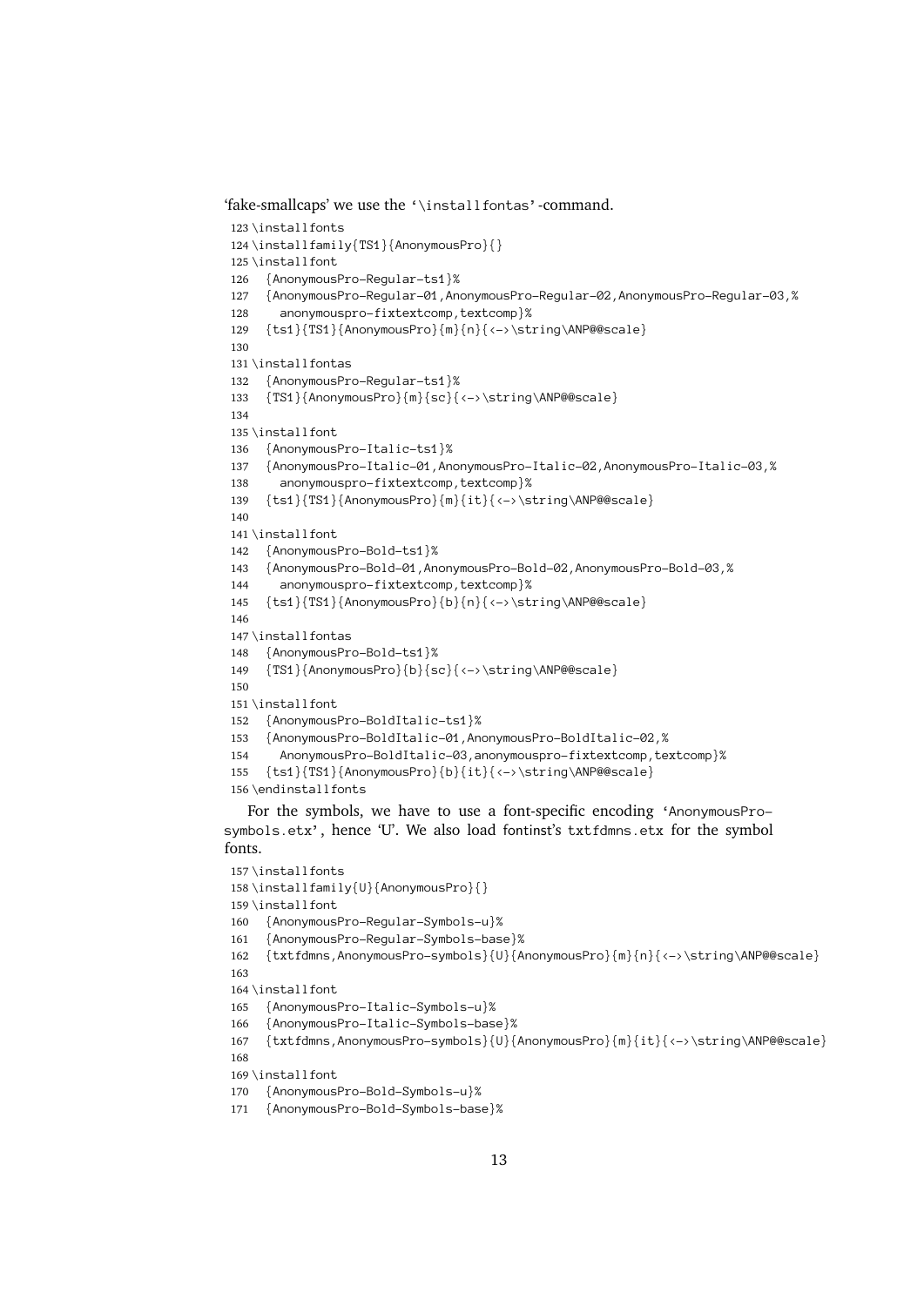'fake-smallcaps' we use the '\installfontas'-command.

```
123 \installfonts
124 \installfamily{TS1}{AnonymousPro}{}
125 \installfont
126   {AnonymousPro-Regular-ts1}%
127   {AnonymousPro-Regular-01,AnonymousPro-Regular-02,AnonymousPro-Regular-03,%
128     anonymouspro-fixtextcomp,textcomp}%
129   {ts1}{TS1}{AnonymousPro}{m}{n}{<->\string\ANP@@scale}
130
131 \installfontas
132   {AnonymousPro-Regular-ts1}%
133   {TS1}{AnonymousPro}{m}{sc}{<->\string\ANP@@scale}
134
135 \installfont
136   {AnonymousPro-Italic-ts1}%
137   {AnonymousPro-Italic-01,AnonymousPro-Italic-02,AnonymousPro-Italic-03,%
138     anonymouspro-fixtextcomp,textcomp}%
139   {ts1}{TS1}{AnonymousPro}{m}{it}{<->\string\ANP@@scale}
140
141 \installfont
142   {AnonymousPro-Bold-ts1}%
143   {AnonymousPro-Bold-01,AnonymousPro-Bold-02,AnonymousPro-Bold-03,%
144     anonymouspro-fixtextcomp,textcomp}%
145   {ts1}{TS1}{AnonymousPro}{b}{n}{<->\string\ANP@@scale}
146
147 \installfontas
148   {AnonymousPro-Bold-ts1}%
149   {TS1}{AnonymousPro}{b}{sc}{<->\string\ANP@@scale}
150
151 \installfont
152   {AnonymousPro-BoldItalic-ts1}%
153   {AnonymousPro-BoldItalic-01,AnonymousPro-BoldItalic-02,%
154     AnonymousPro-BoldItalic-03,anonymouspro-fixtextcomp,textcomp}%
155   {ts1}{TS1}{AnonymousPro}{b}{it}{<->\string\ANP@@scale}
156 \endinstallfonts
```

For the symbols, we have to use a font-specific encoding 'AnonymousPro-symbols.etx', hence 'U'. We also load fontinst's txtfdmns.etx for the symbol fonts.

```
157 \installfonts
158 \installfamily{U}{AnonymousPro}{}
159 \installfont
160   {AnonymousPro-Regular-Symbols-u}%
161   {AnonymousPro-Regular-Symbols-base}%
162   {txtfdmns,AnonymousPro-symbols}{U}{AnonymousPro}{m}{n}{<->\string\ANP@@scale}
163
164 \installfont
165   {AnonymousPro-Italic-Symbols-u}%
166   {AnonymousPro-Italic-Symbols-base}%
167   {txtfdmns,AnonymousPro-symbols}{U}{AnonymousPro}{m}{it}{<->\string\ANP@@scale}
168
169 \installfont
170   {AnonymousPro-Bold-Symbols-u}%
171   {AnonymousPro-Bold-Symbols-base}%
```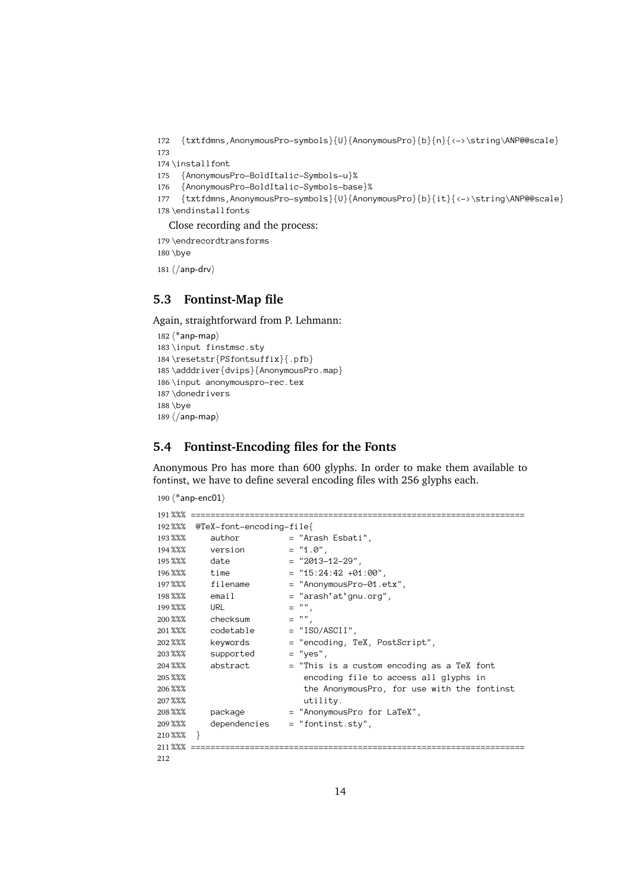```
172   {txtfdmns,AnonymousPro-symbols}{U}{AnonymousPro}{b}{n}{<->\string\ANP@@scale}
173
174 \installfont
175   {AnonymousPro-BoldItalic-Symbols-u}%
176   {AnonymousPro-BoldItalic-Symbols-base}%
177   {txtfdmns,AnonymousPro-symbols}{U}{AnonymousPro}{b}{it}{<->\string\ANP@@scale}
178 \endinstallfonts
```

Close recording and the process:

```
179 \endrecordtransforms
180 \bye
181 ⟨/anp-drv⟩
```

## 5.3 Fontinst-Map file

Again, straightforward from P. Lehmann:

```
182 ⟨*anp-map⟩
183 \input finstmsc.sty
184 \resetstr{PSfontsuffix}{.pfb}
185 \adddriver{dvips}{AnonymousPro.map}
186 \input anonymouspro-rec.tex
187 \donedrivers
188 \bye
189 ⟨/anp-map⟩
```

## 5.4 Fontinst-Encoding files for the Fonts

Anonymous Pro has more than 600 glyphs. In order to make them available to fontinst, we have to define several encoding files with 256 glyphs each.

```
190 ⟨*anp-enc01⟩
191 %%% ====================================================================
192 %%%  @TeX-font-encoding-file{
193 %%%     author          = "Arash Esbati",
194 %%%     version         = "1.0",
195 %%%     date            = "2013-12-29",
196 %%%     time            = "15:24:42 +01:00",
197 %%%     filename        = "AnonymousPro-01.etx",
198 %%%     email           = "arash'at'gnu.org",
199 %%%     URL             = "",
200 %%%     checksum        = "",
201 %%%     codetable       = "ISO/ASCII",
202 %%%     keywords        = "encoding, TeX, PostScript",
203 %%%     supported       = "yes",
204 %%%     abstract        = "This is a custom encoding as a TeX font
205 %%%                        encoding file to access all glyphs in
206 %%%                        the AnonymousPro, for use with the fontinst
207 %%%                        utility.
208 %%%     package         = "AnonymousPro for LaTeX",
209 %%%     dependencies    = "fontinst.sty",
210 %%%  }
211 %%% ====================================================================
212
```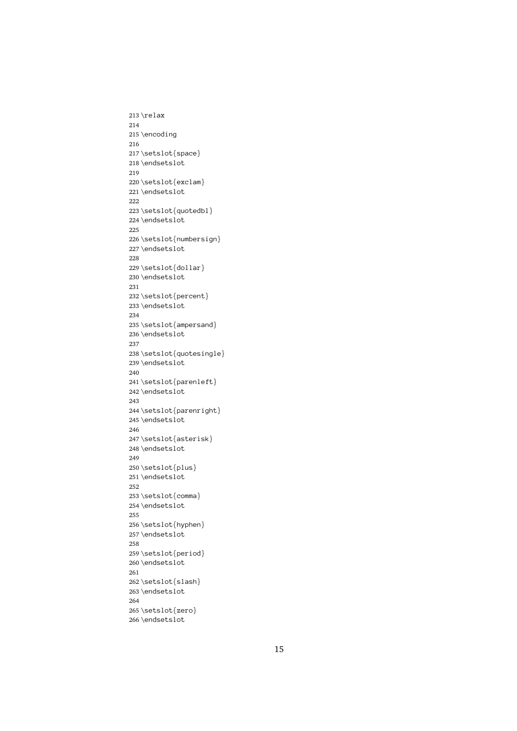```
213 \relax
214
215 \encoding
216
217 \setslot{space}
218 \endsetslot
219
220 \setslot{exclam}
221 \endsetslot
222
223 \setslot{quotedbl}
224 \endsetslot
225
226 \setslot{numbersign}
227 \endsetslot
228
229 \setslot{dollar}
230 \endsetslot
231
232 \setslot{percent}
233 \endsetslot
234
235 \setslot{ampersand}
236 \endsetslot
237
238 \setslot{quotesingle}
239 \endsetslot
240
241 \setslot{parenleft}
242 \endsetslot
243
244 \setslot{parenright}
245 \endsetslot
246
247 \setslot{asterisk}
248 \endsetslot
249
250 \setslot{plus}
251 \endsetslot
252
253 \setslot{comma}
254 \endsetslot
255
256 \setslot{hyphen}
257 \endsetslot
258
259 \setslot{period}
260 \endsetslot
261
262 \setslot{slash}
263 \endsetslot
264
265 \setslot{zero}
266 \endsetslot
```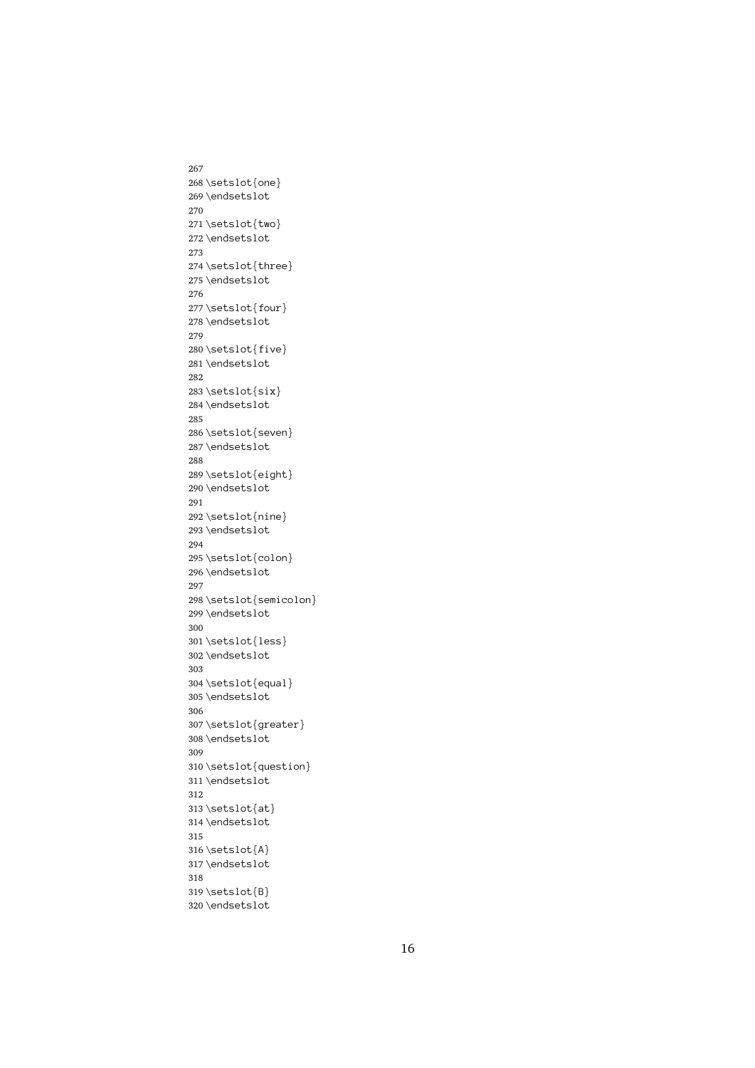```
267
268 \setslot{one}
269 \endsetslot
270
271 \setslot{two}
272 \endsetslot
273
274 \setslot{three}
275 \endsetslot
276
277 \setslot{four}
278 \endsetslot
279
280 \setslot{five}
281 \endsetslot
282
283 \setslot{six}
284 \endsetslot
285
286 \setslot{seven}
287 \endsetslot
288
289 \setslot{eight}
290 \endsetslot
291
292 \setslot{nine}
293 \endsetslot
294
295 \setslot{colon}
296 \endsetslot
297
298 \setslot{semicolon}
299 \endsetslot
300
301 \setslot{less}
302 \endsetslot
303
304 \setslot{equal}
305 \endsetslot
306
307 \setslot{greater}
308 \endsetslot
309
310 \setslot{question}
311 \endsetslot
312
313 \setslot{at}
314 \endsetslot
315
316 \setslot{A}
317 \endsetslot
318
319 \setslot{B}
320 \endsetslot
```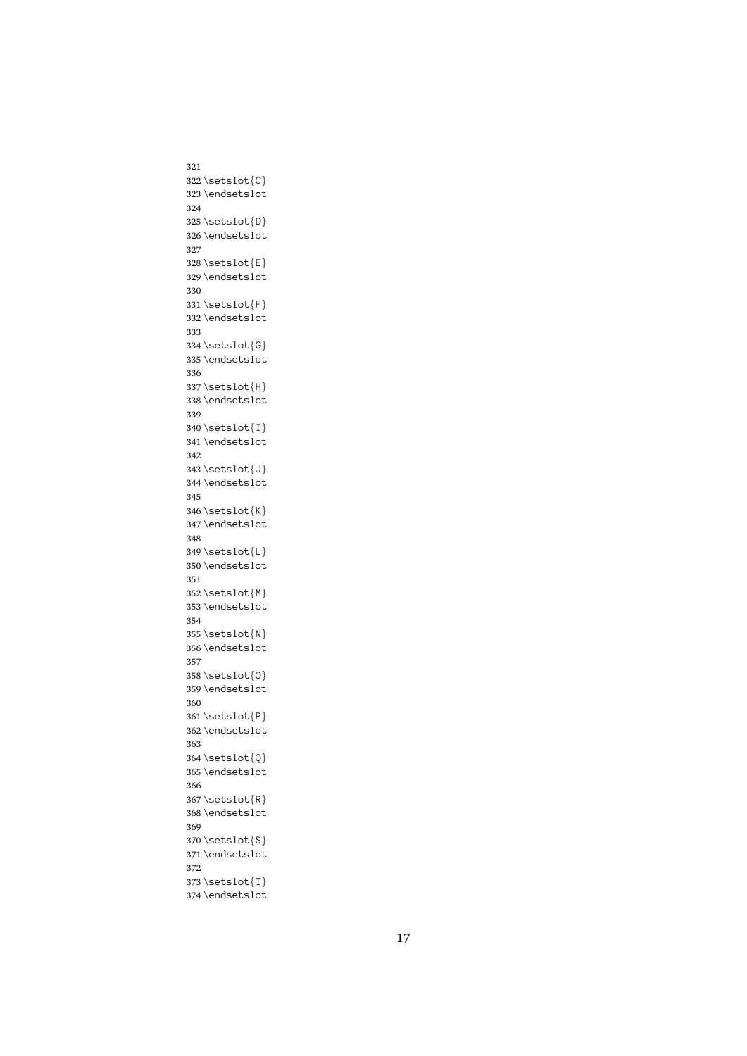```
321
322 \setslot{C}
323 \endsetslot
324
325 \setslot{D}
326 \endsetslot
327
328 \setslot{E}
329 \endsetslot
330
331 \setslot{F}
332 \endsetslot
333
334 \setslot{G}
335 \endsetslot
336
337 \setslot{H}
338 \endsetslot
339
340 \setslot{I}
341 \endsetslot
342
343 \setslot{J}
344 \endsetslot
345
346 \setslot{K}
347 \endsetslot
348
349 \setslot{L}
350 \endsetslot
351
352 \setslot{M}
353 \endsetslot
354
355 \setslot{N}
356 \endsetslot
357
358 \setslot{O}
359 \endsetslot
360
361 \setslot{P}
362 \endsetslot
363
364 \setslot{Q}
365 \endsetslot
366
367 \setslot{R}
368 \endsetslot
369
370 \setslot{S}
371 \endsetslot
372
373 \setslot{T}
374 \endsetslot
```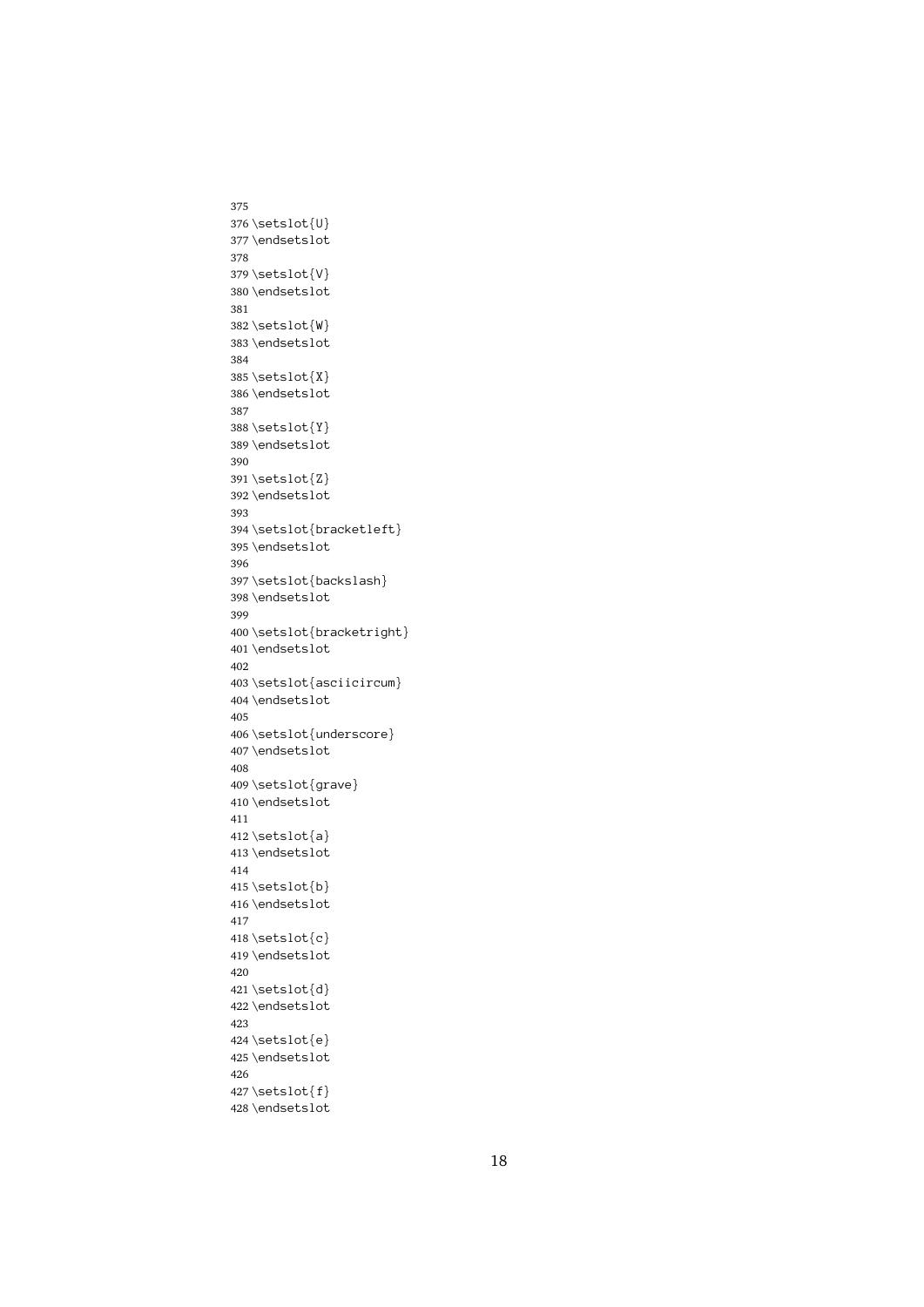```
375
376 \setslot{U}
377 \endsetslot
378
379 \setslot{V}
380 \endsetslot
381
382 \setslot{W}
383 \endsetslot
384
385 \setslot{X}
386 \endsetslot
387
388 \setslot{Y}
389 \endsetslot
390
391 \setslot{Z}
392 \endsetslot
393
394 \setslot{bracketleft}
395 \endsetslot
396
397 \setslot{backslash}
398 \endsetslot
399
400 \setslot{bracketright}
401 \endsetslot
402
403 \setslot{asciicircum}
404 \endsetslot
405
406 \setslot{underscore}
407 \endsetslot
408
409 \setslot{grave}
410 \endsetslot
411
412 \setslot{a}
413 \endsetslot
414
415 \setslot{b}
416 \endsetslot
417
418 \setslot{c}
419 \endsetslot
420
421 \setslot{d}
422 \endsetslot
423
424 \setslot{e}
425 \endsetslot
426
427 \setslot{f}
428 \endsetslot
```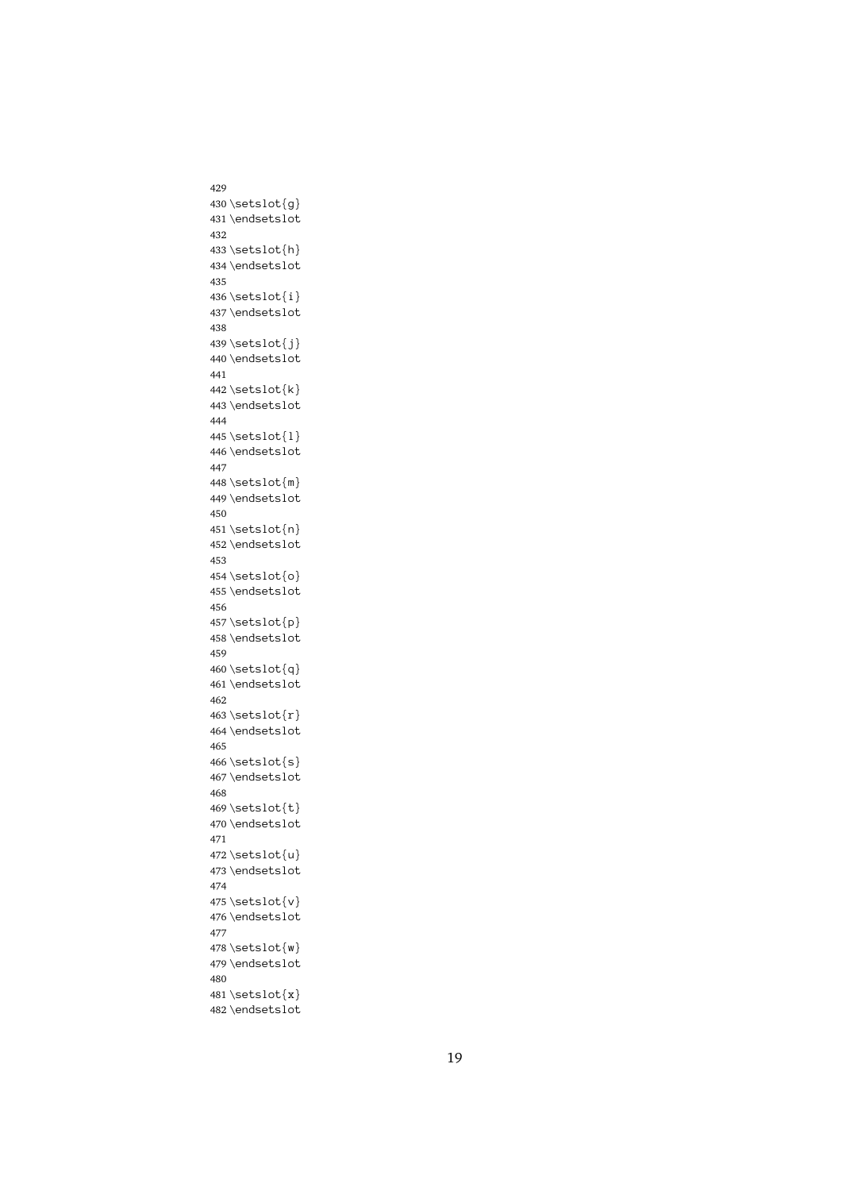```
429
430 \setslot{g}
431 \endsetslot
432
433 \setslot{h}
434 \endsetslot
435
436 \setslot{i}
437 \endsetslot
438
439 \setslot{j}
440 \endsetslot
441
442 \setslot{k}
443 \endsetslot
444
445 \setslot{l}
446 \endsetslot
447
448 \setslot{m}
449 \endsetslot
450
451 \setslot{n}
452 \endsetslot
453
454 \setslot{o}
455 \endsetslot
456
457 \setslot{p}
458 \endsetslot
459
460 \setslot{q}
461 \endsetslot
462
463 \setslot{r}
464 \endsetslot
465
466 \setslot{s}
467 \endsetslot
468
469 \setslot{t}
470 \endsetslot
471
472 \setslot{u}
473 \endsetslot
474
475 \setslot{v}
476 \endsetslot
477
478 \setslot{w}
479 \endsetslot
480
481 \setslot{x}
482 \endsetslot
```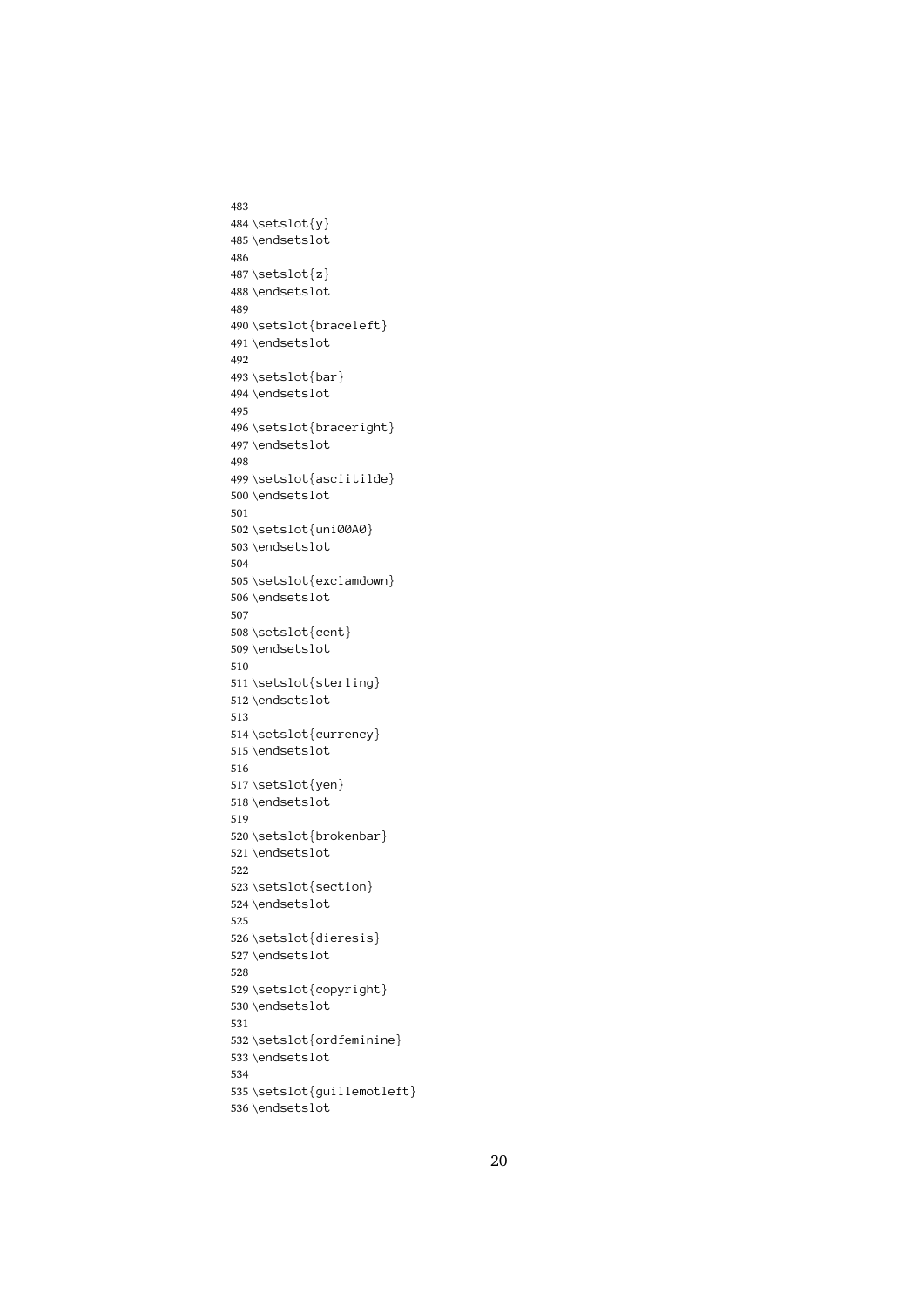```
483
484 \setslot{y}
485 \endsetslot
486
487 \setslot{z}
488 \endsetslot
489
490 \setslot{braceleft}
491 \endsetslot
492
493 \setslot{bar}
494 \endsetslot
495
496 \setslot{braceright}
497 \endsetslot
498
499 \setslot{asciitilde}
500 \endsetslot
501
502 \setslot{uni00A0}
503 \endsetslot
504
505 \setslot{exclamdown}
506 \endsetslot
507
508 \setslot{cent}
509 \endsetslot
510
511 \setslot{sterling}
512 \endsetslot
513
514 \setslot{currency}
515 \endsetslot
516
517 \setslot{yen}
518 \endsetslot
519
520 \setslot{brokenbar}
521 \endsetslot
522
523 \setslot{section}
524 \endsetslot
525
526 \setslot{dieresis}
527 \endsetslot
528
529 \setslot{copyright}
530 \endsetslot
531
532 \setslot{ordfeminine}
533 \endsetslot
534
535 \setslot{guillemotleft}
536 \endsetslot
```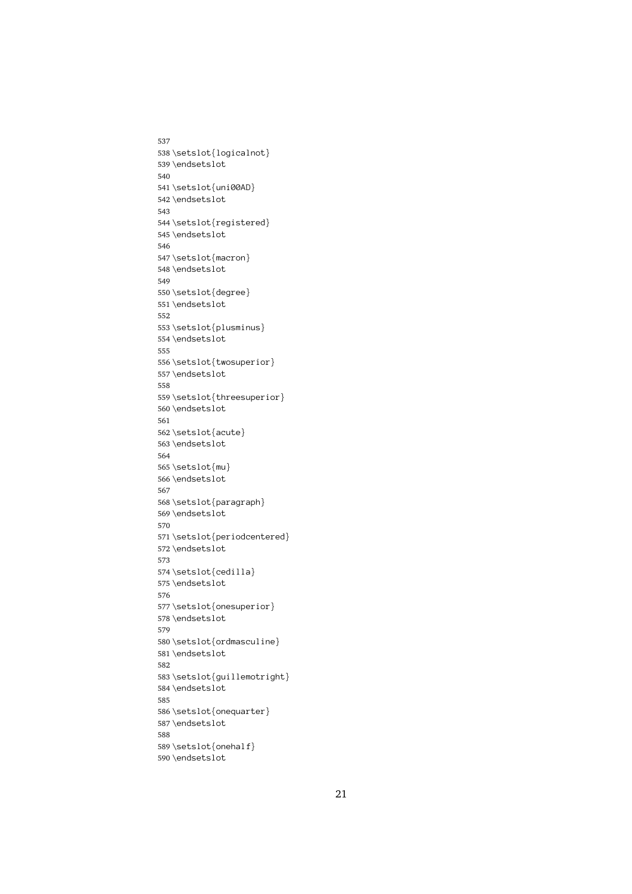```
537
538 \setslot{logicalnot}
539 \endsetslot
540
541 \setslot{uni00AD}
542 \endsetslot
543
544 \setslot{registered}
545 \endsetslot
546
547 \setslot{macron}
548 \endsetslot
549
550 \setslot{degree}
551 \endsetslot
552
553 \setslot{plusminus}
554 \endsetslot
555
556 \setslot{twosuperior}
557 \endsetslot
558
559 \setslot{threesuperior}
560 \endsetslot
561
562 \setslot{acute}
563 \endsetslot
564
565 \setslot{mu}
566 \endsetslot
567
568 \setslot{paragraph}
569 \endsetslot
570
571 \setslot{periodcentered}
572 \endsetslot
573
574 \setslot{cedilla}
575 \endsetslot
576
577 \setslot{onesuperior}
578 \endsetslot
579
580 \setslot{ordmasculine}
581 \endsetslot
582
583 \setslot{guillemotright}
584 \endsetslot
585
586 \setslot{onequarter}
587 \endsetslot
588
589 \setslot{onehalf}
590 \endsetslot
```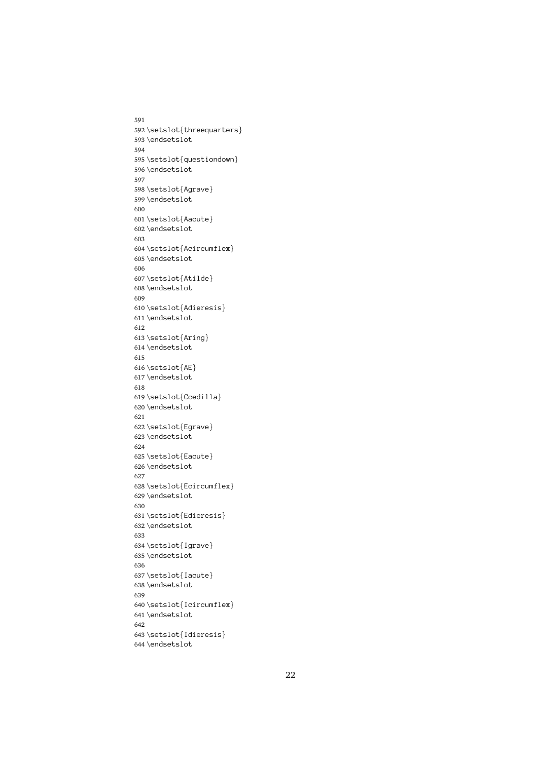```
591
592 \setslot{threequarters}
593 \endsetslot
594
595 \setslot{questiondown}
596 \endsetslot
597
598 \setslot{Agrave}
599 \endsetslot
600
601 \setslot{Aacute}
602 \endsetslot
603
604 \setslot{Acircumflex}
605 \endsetslot
606
607 \setslot{Atilde}
608 \endsetslot
609
610 \setslot{Adieresis}
611 \endsetslot
612
613 \setslot{Aring}
614 \endsetslot
615
616 \setslot{AE}
617 \endsetslot
618
619 \setslot{Ccedilla}
620 \endsetslot
621
622 \setslot{Egrave}
623 \endsetslot
624
625 \setslot{Eacute}
626 \endsetslot
627
628 \setslot{Ecircumflex}
629 \endsetslot
630
631 \setslot{Edieresis}
632 \endsetslot
633
634 \setslot{Igrave}
635 \endsetslot
636
637 \setslot{Iacute}
638 \endsetslot
639
640 \setslot{Icircumflex}
641 \endsetslot
642
643 \setslot{Idieresis}
644 \endsetslot
```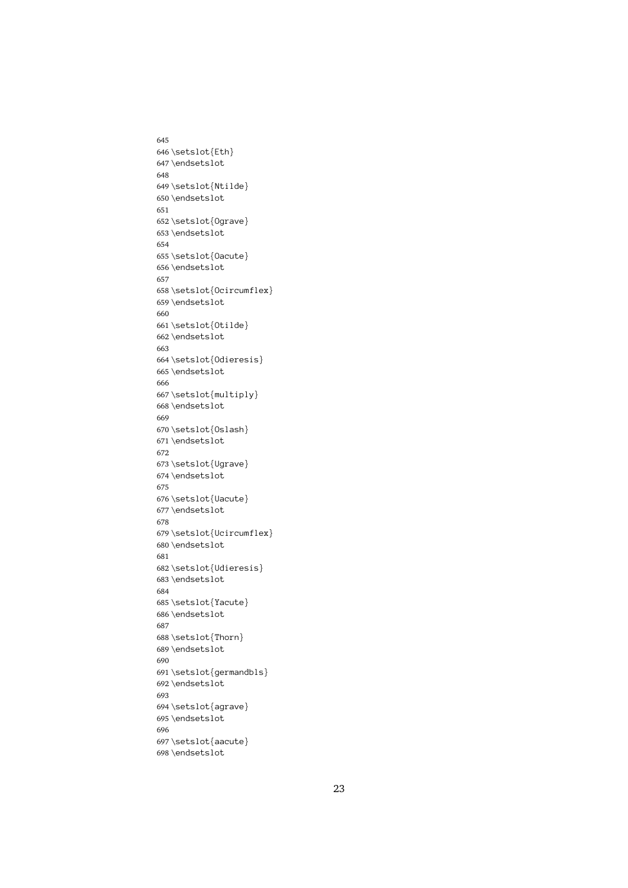```
645
646 \setslot{Eth}
647 \endsetslot
648
649 \setslot{Ntilde}
650 \endsetslot
651
652 \setslot{Ograve}
653 \endsetslot
654
655 \setslot{Oacute}
656 \endsetslot
657
658 \setslot{Ocircumflex}
659 \endsetslot
660
661 \setslot{Otilde}
662 \endsetslot
663
664 \setslot{Odieresis}
665 \endsetslot
666
667 \setslot{multiply}
668 \endsetslot
669
670 \setslot{Oslash}
671 \endsetslot
672
673 \setslot{Ugrave}
674 \endsetslot
675
676 \setslot{Uacute}
677 \endsetslot
678
679 \setslot{Ucircumflex}
680 \endsetslot
681
682 \setslot{Udieresis}
683 \endsetslot
684
685 \setslot{Yacute}
686 \endsetslot
687
688 \setslot{Thorn}
689 \endsetslot
690
691 \setslot{germandbls}
692 \endsetslot
693
694 \setslot{agrave}
695 \endsetslot
696
697 \setslot{aacute}
698 \endsetslot
```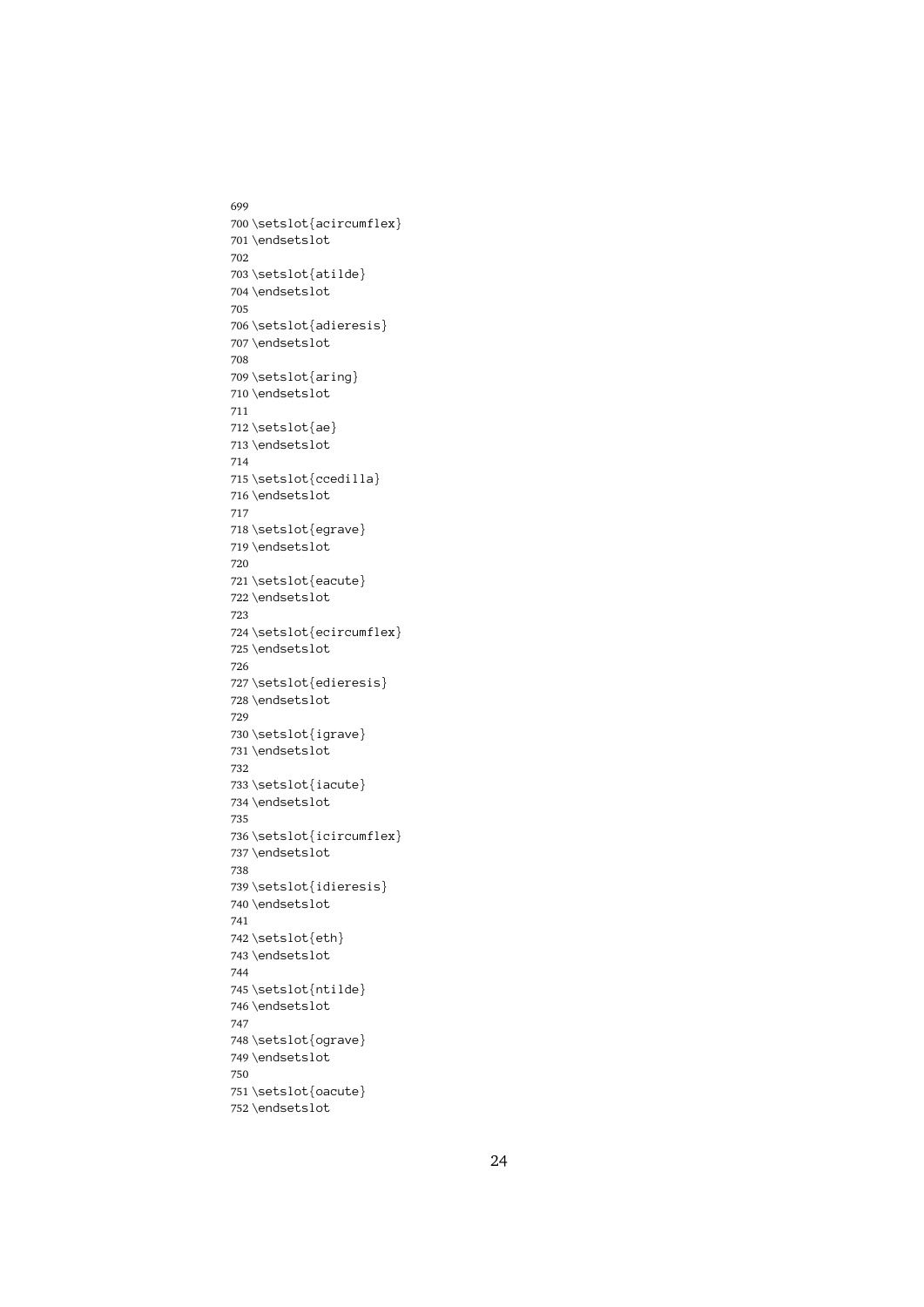```
699
700 \setslot{acircumflex}
701 \endsetslot
702
703 \setslot{atilde}
704 \endsetslot
705
706 \setslot{adieresis}
707 \endsetslot
708
709 \setslot{aring}
710 \endsetslot
711
712 \setslot{ae}
713 \endsetslot
714
715 \setslot{ccedilla}
716 \endsetslot
717
718 \setslot{egrave}
719 \endsetslot
720
721 \setslot{eacute}
722 \endsetslot
723
724 \setslot{ecircumflex}
725 \endsetslot
726
727 \setslot{edieresis}
728 \endsetslot
729
730 \setslot{igrave}
731 \endsetslot
732
733 \setslot{iacute}
734 \endsetslot
735
736 \setslot{icircumflex}
737 \endsetslot
738
739 \setslot{idieresis}
740 \endsetslot
741
742 \setslot{eth}
743 \endsetslot
744
745 \setslot{ntilde}
746 \endsetslot
747
748 \setslot{ograve}
749 \endsetslot
750
751 \setslot{oacute}
752 \endsetslot
```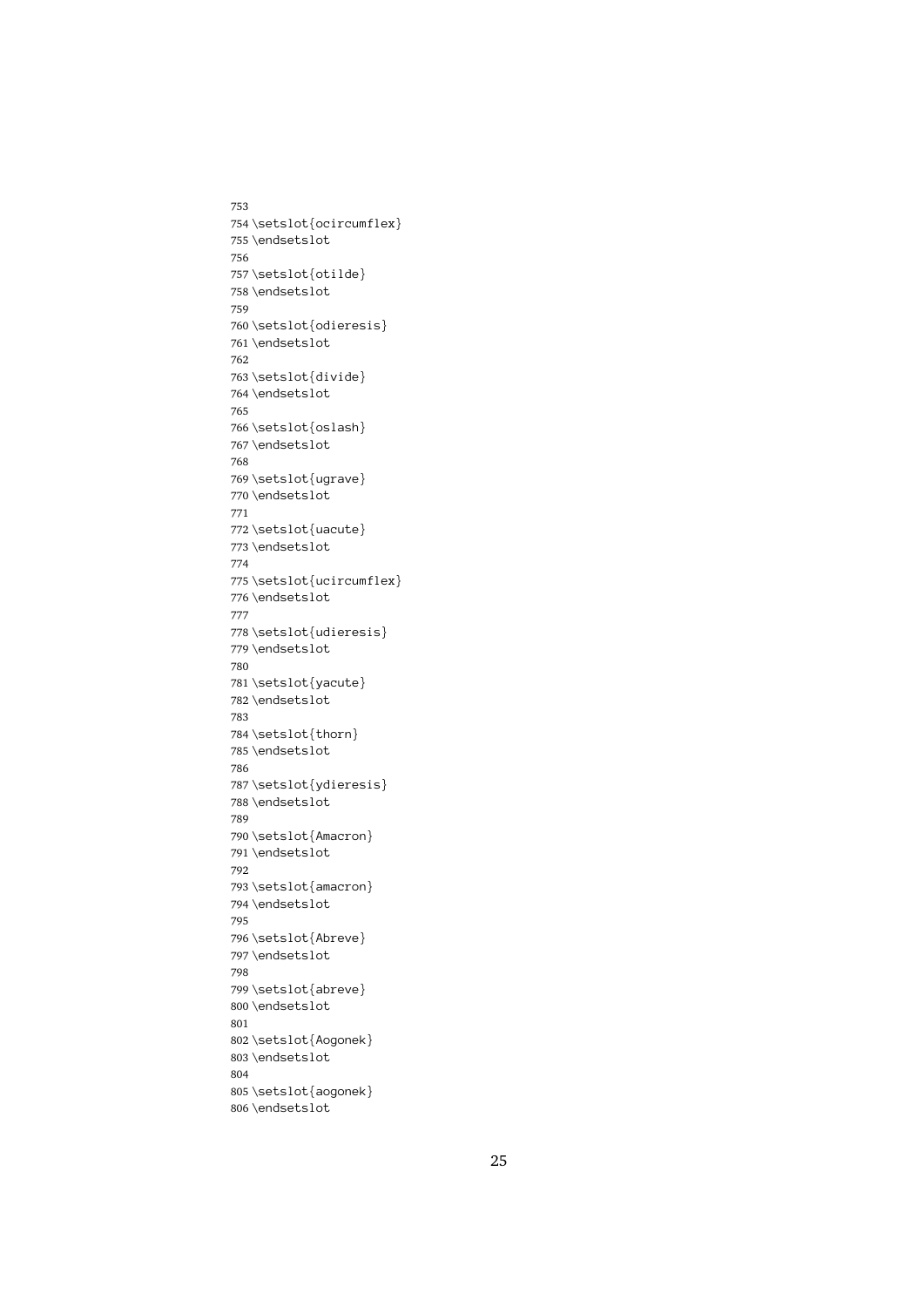```
753
754 \setslot{ocircumflex}
755 \endsetslot
756
757 \setslot{otilde}
758 \endsetslot
759
760 \setslot{odieresis}
761 \endsetslot
762
763 \setslot{divide}
764 \endsetslot
765
766 \setslot{oslash}
767 \endsetslot
768
769 \setslot{ugrave}
770 \endsetslot
771
772 \setslot{uacute}
773 \endsetslot
774
775 \setslot{ucircumflex}
776 \endsetslot
777
778 \setslot{udieresis}
779 \endsetslot
780
781 \setslot{yacute}
782 \endsetslot
783
784 \setslot{thorn}
785 \endsetslot
786
787 \setslot{ydieresis}
788 \endsetslot
789
790 \setslot{Amacron}
791 \endsetslot
792
793 \setslot{amacron}
794 \endsetslot
795
796 \setslot{Abreve}
797 \endsetslot
798
799 \setslot{abreve}
800 \endsetslot
801
802 \setslot{Aogonek}
803 \endsetslot
804
805 \setslot{aogonek}
806 \endsetslot
```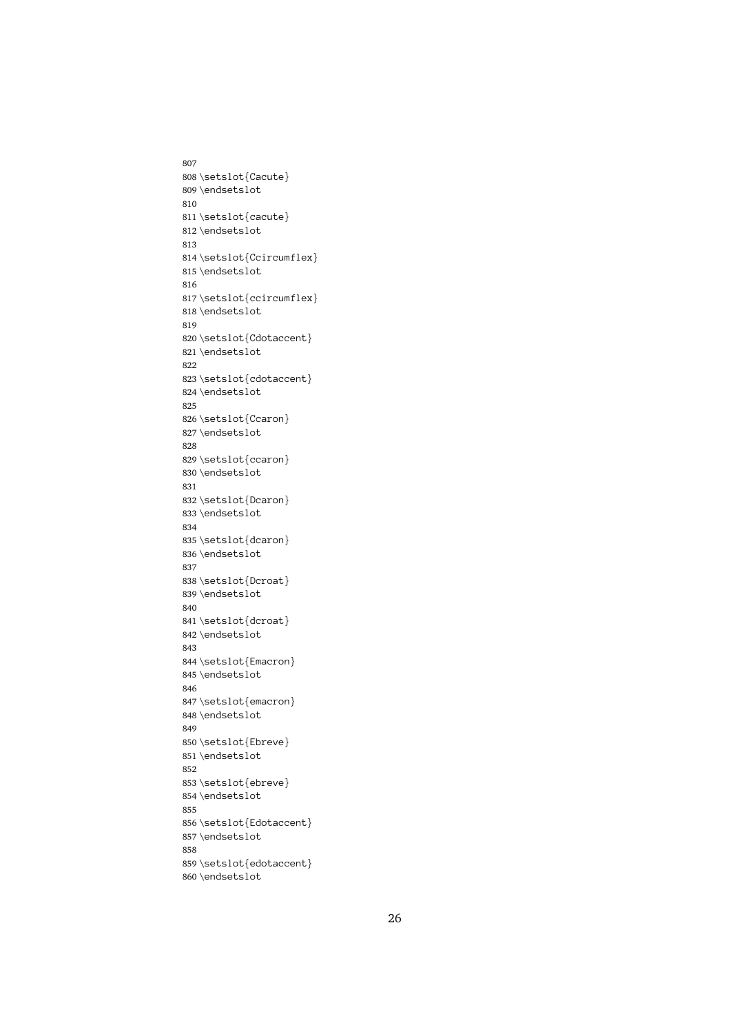```
807
808 \setslot{Cacute}
809 \endsetslot
810
811 \setslot{cacute}
812 \endsetslot
813
814 \setslot{Ccircumflex}
815 \endsetslot
816
817 \setslot{ccircumflex}
818 \endsetslot
819
820 \setslot{Cdotaccent}
821 \endsetslot
822
823 \setslot{cdotaccent}
824 \endsetslot
825
826 \setslot{Ccaron}
827 \endsetslot
828
829 \setslot{ccaron}
830 \endsetslot
831
832 \setslot{Dcaron}
833 \endsetslot
834
835 \setslot{dcaron}
836 \endsetslot
837
838 \setslot{Dcroat}
839 \endsetslot
840
841 \setslot{dcroat}
842 \endsetslot
843
844 \setslot{Emacron}
845 \endsetslot
846
847 \setslot{emacron}
848 \endsetslot
849
850 \setslot{Ebreve}
851 \endsetslot
852
853 \setslot{ebreve}
854 \endsetslot
855
856 \setslot{Edotaccent}
857 \endsetslot
858
859 \setslot{edotaccent}
860 \endsetslot
```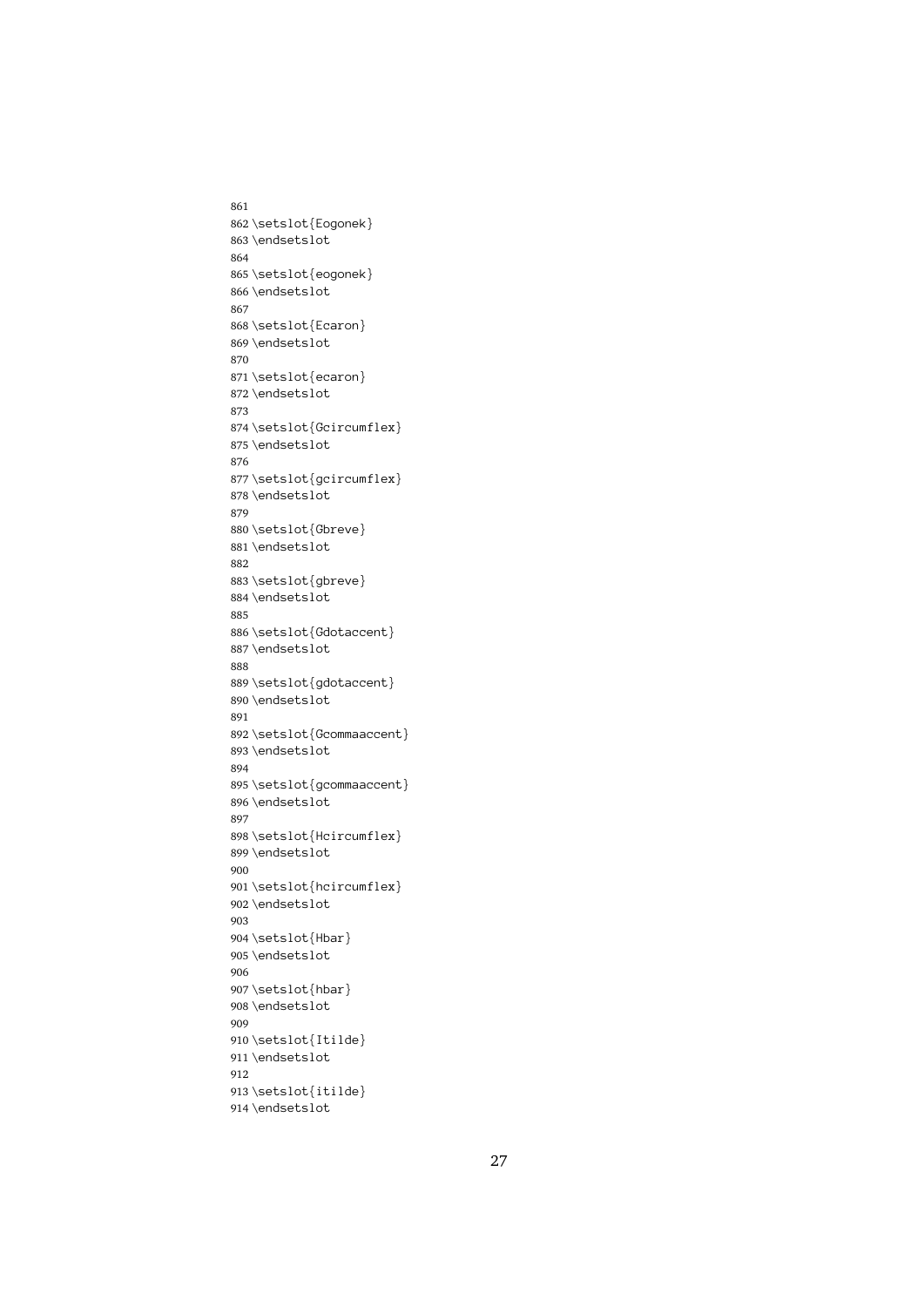```
861
862 \setslot{Eogonek}
863 \endsetslot
864
865 \setslot{eogonek}
866 \endsetslot
867
868 \setslot{Ecaron}
869 \endsetslot
870
871 \setslot{ecaron}
872 \endsetslot
873
874 \setslot{Gcircumflex}
875 \endsetslot
876
877 \setslot{gcircumflex}
878 \endsetslot
879
880 \setslot{Gbreve}
881 \endsetslot
882
883 \setslot{gbreve}
884 \endsetslot
885
886 \setslot{Gdotaccent}
887 \endsetslot
888
889 \setslot{gdotaccent}
890 \endsetslot
891
892 \setslot{Gcommaaccent}
893 \endsetslot
894
895 \setslot{gcommaaccent}
896 \endsetslot
897
898 \setslot{Hcircumflex}
899 \endsetslot
900
901 \setslot{hcircumflex}
902 \endsetslot
903
904 \setslot{Hbar}
905 \endsetslot
906
907 \setslot{hbar}
908 \endsetslot
909
910 \setslot{Itilde}
911 \endsetslot
912
913 \setslot{itilde}
914 \endsetslot
```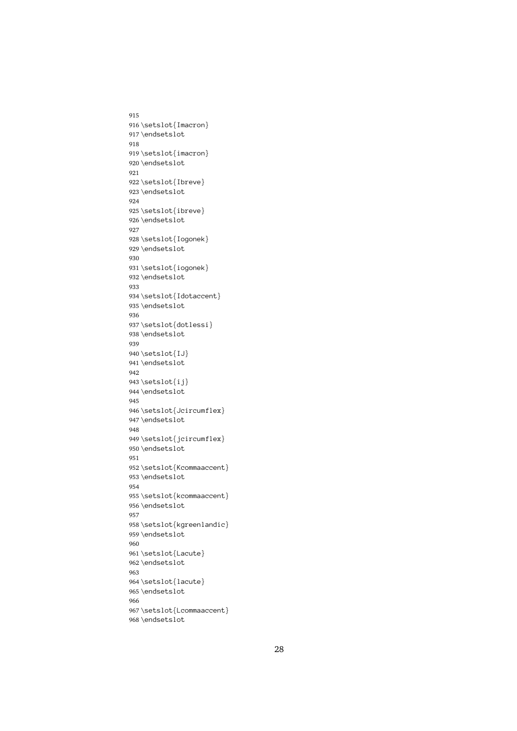```
915
916 \setslot{Imacron}
917 \endsetslot
918
919 \setslot{imacron}
920 \endsetslot
921
922 \setslot{Ibreve}
923 \endsetslot
924
925 \setslot{ibreve}
926 \endsetslot
927
928 \setslot{Iogonek}
929 \endsetslot
930
931 \setslot{iogonek}
932 \endsetslot
933
934 \setslot{Idotaccent}
935 \endsetslot
936
937 \setslot{dotlessi}
938 \endsetslot
939
940 \setslot{IJ}
941 \endsetslot
942
943 \setslot{ij}
944 \endsetslot
945
946 \setslot{Jcircumflex}
947 \endsetslot
948
949 \setslot{jcircumflex}
950 \endsetslot
951
952 \setslot{Kcommaaccent}
953 \endsetslot
954
955 \setslot{kcommaaccent}
956 \endsetslot
957
958 \setslot{kgreenlandic}
959 \endsetslot
960
961 \setslot{Lacute}
962 \endsetslot
963
964 \setslot{lacute}
965 \endsetslot
966
967 \setslot{Lcommaaccent}
968 \endsetslot
```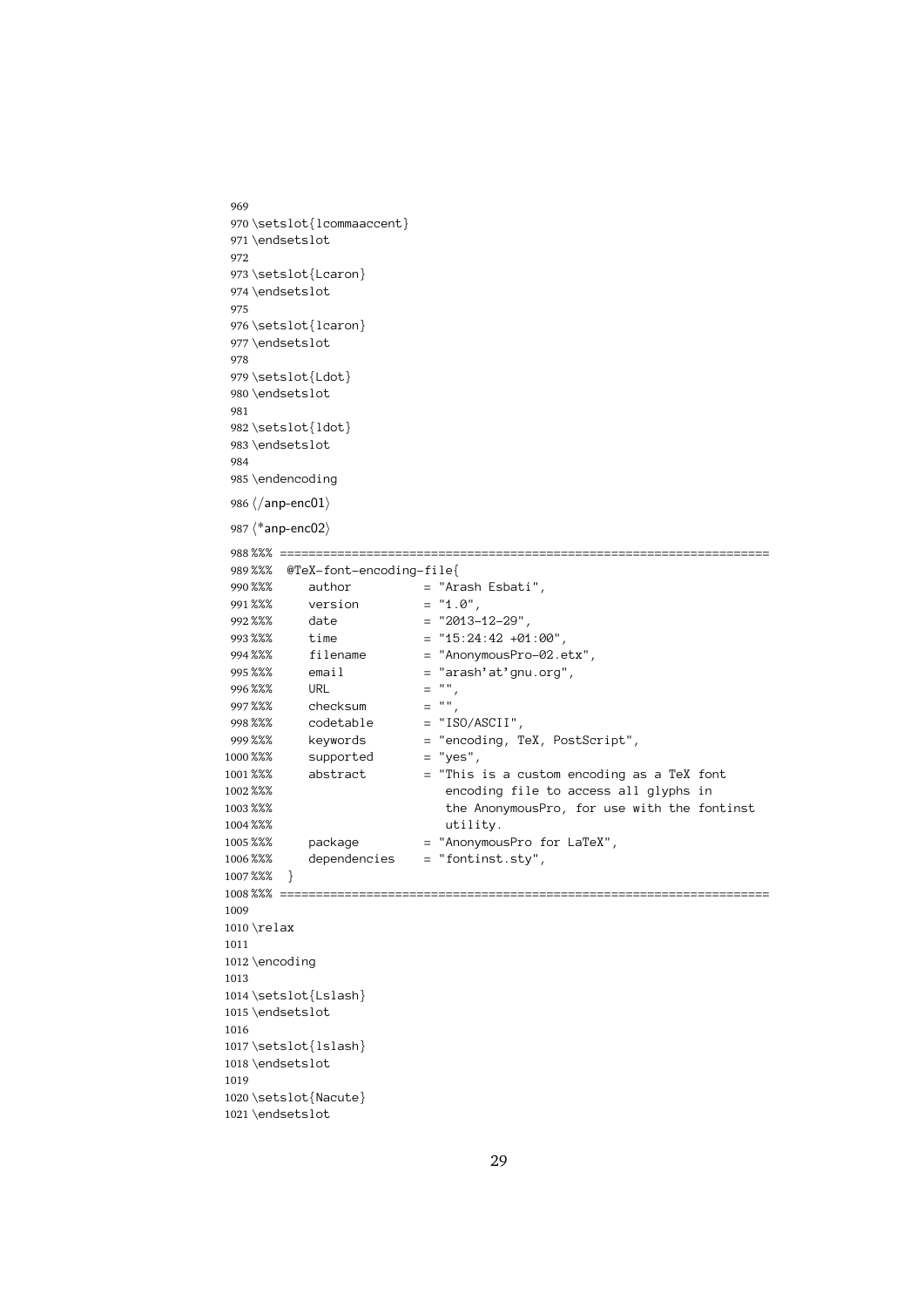```
969
970 \setslot{lcommaaccent}
971 \endsetslot
972
973 \setslot{Lcaron}
974 \endsetslot
975
976 \setslot{lcaron}
977 \endsetslot
978
979 \setslot{Ldot}
980 \endsetslot
981
982 \setslot{ldot}
983 \endsetslot
984
985 \endencoding
```

986 ⟨/anp-enc01⟩

987 ⟨*anp-enc02⟩

```
988 %%% ====================================================================
989 %%%  @TeX-font-encoding-file{
990 %%%     author          = "Arash Esbati",
991 %%%     version         = "1.0",
992 %%%     date            = "2013-12-29",
993 %%%     time            = "15:24:42 +01:00",
994 %%%     filename        = "AnonymousPro-02.etx",
995 %%%     email           = "arash'at'gnu.org",
996 %%%     URL             = "",
997 %%%     checksum        = "",
998 %%%     codetable       = "ISO/ASCII",
999 %%%     keywords        = "encoding, TeX, PostScript",
1000 %%%     supported       = "yes",
1001 %%%     abstract        = "This is a custom encoding as a TeX font
1002 %%%                        encoding file to access all glyphs in
1003 %%%                        the AnonymousPro, for use with the fontinst
1004 %%%                        utility.
1005 %%%     package         = "AnonymousPro for LaTeX",
1006 %%%     dependencies    = "fontinst.sty",
1007 %%%  }
1008 %%% ====================================================================
1009
1010 \relax
1011
1012 \encoding
1013
1014 \setslot{Lslash}
1015 \endsetslot
1016
1017 \setslot{lslash}
1018 \endsetslot
1019
1020 \setslot{Nacute}
1021 \endsetslot
```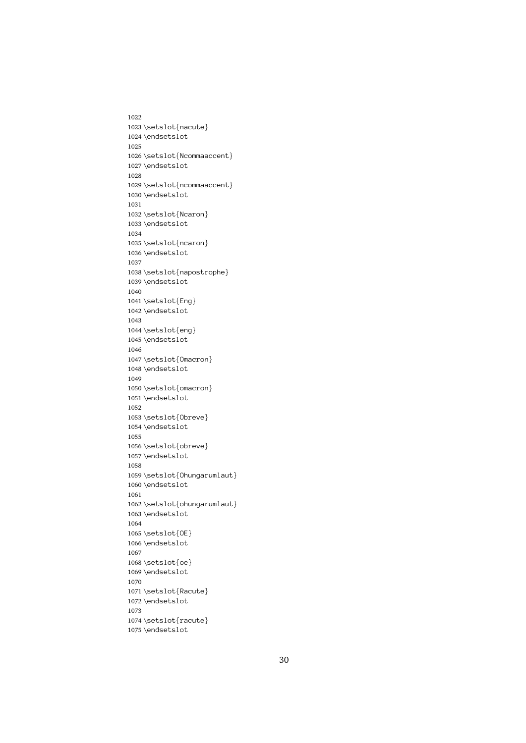```
1022
1023 \setslot{nacute}
1024 \endsetslot
1025
1026 \setslot{Ncommaaccent}
1027 \endsetslot
1028
1029 \setslot{ncommaaccent}
1030 \endsetslot
1031
1032 \setslot{Ncaron}
1033 \endsetslot
1034
1035 \setslot{ncaron}
1036 \endsetslot
1037
1038 \setslot{napostrophe}
1039 \endsetslot
1040
1041 \setslot{Eng}
1042 \endsetslot
1043
1044 \setslot{eng}
1045 \endsetslot
1046
1047 \setslot{Omacron}
1048 \endsetslot
1049
1050 \setslot{omacron}
1051 \endsetslot
1052
1053 \setslot{Obreve}
1054 \endsetslot
1055
1056 \setslot{obreve}
1057 \endsetslot
1058
1059 \setslot{Ohungarumlaut}
1060 \endsetslot
1061
1062 \setslot{ohungarumlaut}
1063 \endsetslot
1064
1065 \setslot{OE}
1066 \endsetslot
1067
1068 \setslot{oe}
1069 \endsetslot
1070
1071 \setslot{Racute}
1072 \endsetslot
1073
1074 \setslot{racute}
1075 \endsetslot
```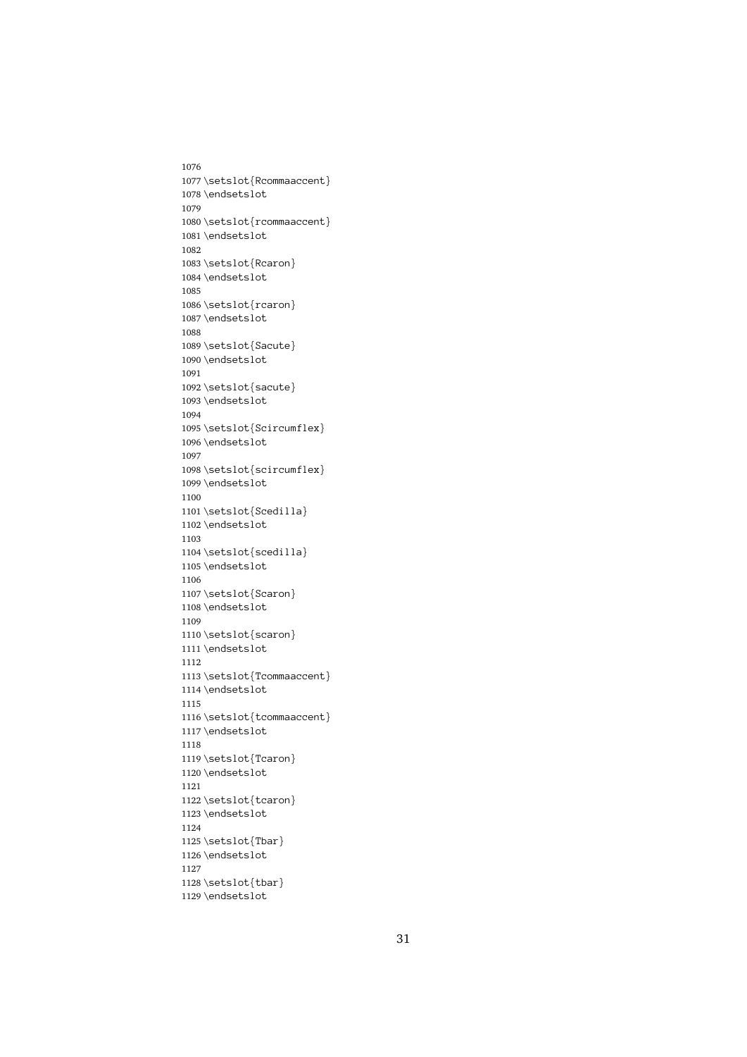```
1076
1077 \setslot{Rcommaaccent}
1078 \endsetslot
1079
1080 \setslot{rcommaaccent}
1081 \endsetslot
1082
1083 \setslot{Rcaron}
1084 \endsetslot
1085
1086 \setslot{rcaron}
1087 \endsetslot
1088
1089 \setslot{Sacute}
1090 \endsetslot
1091
1092 \setslot{sacute}
1093 \endsetslot
1094
1095 \setslot{Scircumflex}
1096 \endsetslot
1097
1098 \setslot{scircumflex}
1099 \endsetslot
1100
1101 \setslot{Scedilla}
1102 \endsetslot
1103
1104 \setslot{scedilla}
1105 \endsetslot
1106
1107 \setslot{Scaron}
1108 \endsetslot
1109
1110 \setslot{scaron}
1111 \endsetslot
1112
1113 \setslot{Tcommaaccent}
1114 \endsetslot
1115
1116 \setslot{tcommaaccent}
1117 \endsetslot
1118
1119 \setslot{Tcaron}
1120 \endsetslot
1121
1122 \setslot{tcaron}
1123 \endsetslot
1124
1125 \setslot{Tbar}
1126 \endsetslot
1127
1128 \setslot{tbar}
1129 \endsetslot
```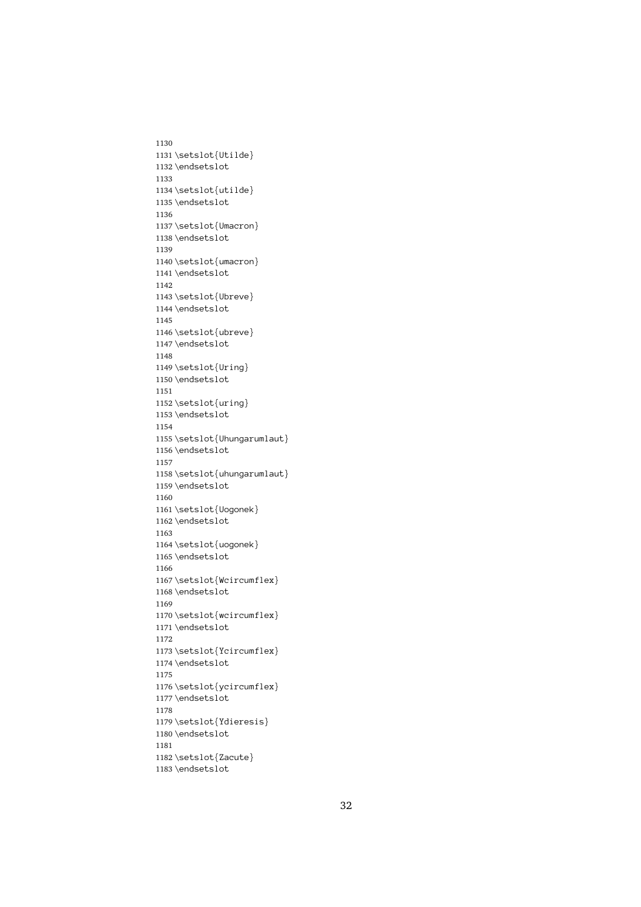```
1130
1131 \setslot{Utilde}
1132 \endsetslot
1133
1134 \setslot{utilde}
1135 \endsetslot
1136
1137 \setslot{Umacron}
1138 \endsetslot
1139
1140 \setslot{umacron}
1141 \endsetslot
1142
1143 \setslot{Ubreve}
1144 \endsetslot
1145
1146 \setslot{ubreve}
1147 \endsetslot
1148
1149 \setslot{Uring}
1150 \endsetslot
1151
1152 \setslot{uring}
1153 \endsetslot
1154
1155 \setslot{Uhungarumlaut}
1156 \endsetslot
1157
1158 \setslot{uhungarumlaut}
1159 \endsetslot
1160
1161 \setslot{Uogonek}
1162 \endsetslot
1163
1164 \setslot{uogonek}
1165 \endsetslot
1166
1167 \setslot{Wcircumflex}
1168 \endsetslot
1169
1170 \setslot{wcircumflex}
1171 \endsetslot
1172
1173 \setslot{Ycircumflex}
1174 \endsetslot
1175
1176 \setslot{ycircumflex}
1177 \endsetslot
1178
1179 \setslot{Ydieresis}
1180 \endsetslot
1181
1182 \setslot{Zacute}
1183 \endsetslot
```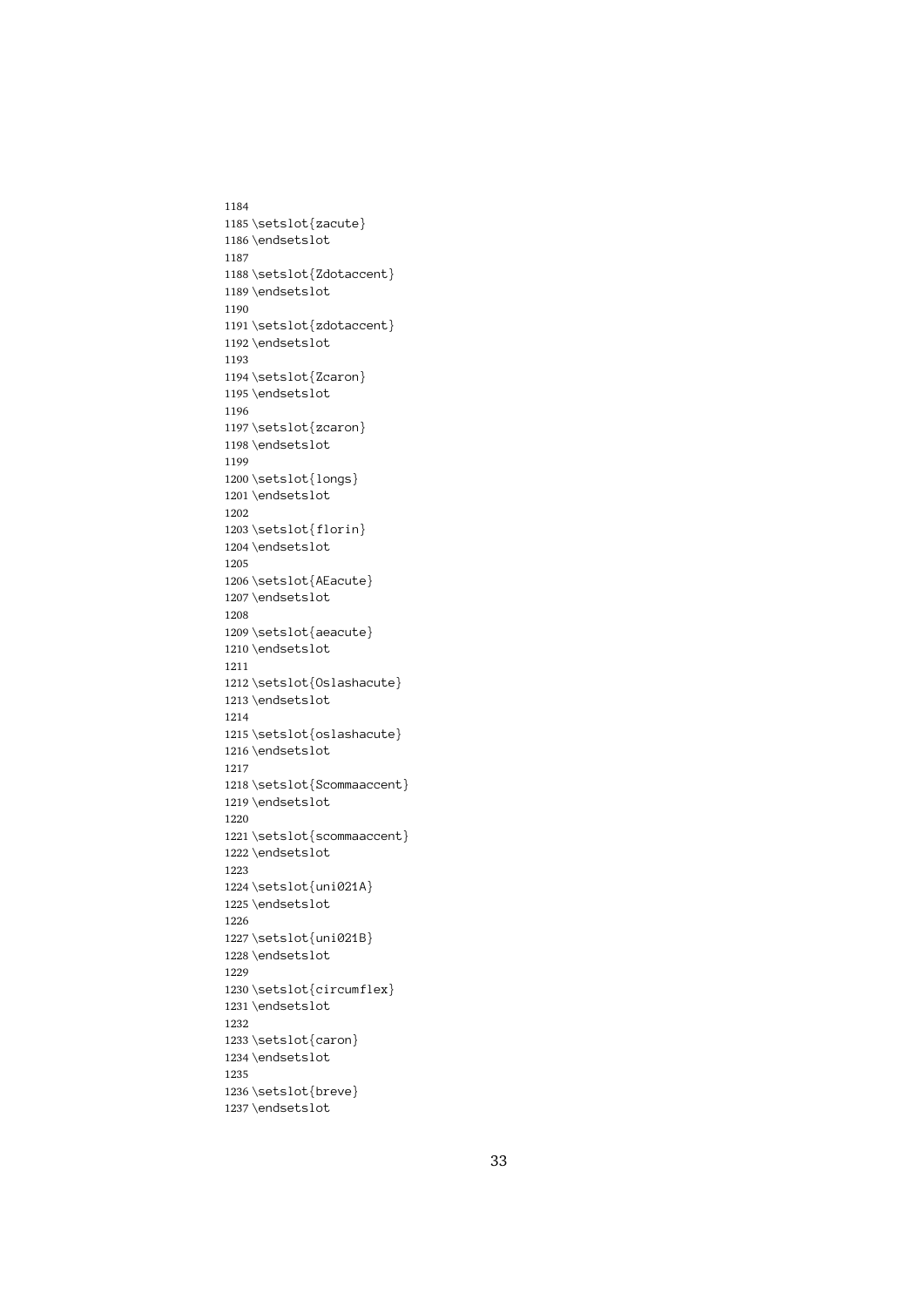```
1184
1185 \setslot{zacute}
1186 \endsetslot
1187
1188 \setslot{Zdotaccent}
1189 \endsetslot
1190
1191 \setslot{zdotaccent}
1192 \endsetslot
1193
1194 \setslot{Zcaron}
1195 \endsetslot
1196
1197 \setslot{zcaron}
1198 \endsetslot
1199
1200 \setslot{longs}
1201 \endsetslot
1202
1203 \setslot{florin}
1204 \endsetslot
1205
1206 \setslot{AEacute}
1207 \endsetslot
1208
1209 \setslot{aeacute}
1210 \endsetslot
1211
1212 \setslot{Oslashacute}
1213 \endsetslot
1214
1215 \setslot{oslashacute}
1216 \endsetslot
1217
1218 \setslot{Scommaaccent}
1219 \endsetslot
1220
1221 \setslot{scommaaccent}
1222 \endsetslot
1223
1224 \setslot{uni021A}
1225 \endsetslot
1226
1227 \setslot{uni021B}
1228 \endsetslot
1229
1230 \setslot{circumflex}
1231 \endsetslot
1232
1233 \setslot{caron}
1234 \endsetslot
1235
1236 \setslot{breve}
1237 \endsetslot
```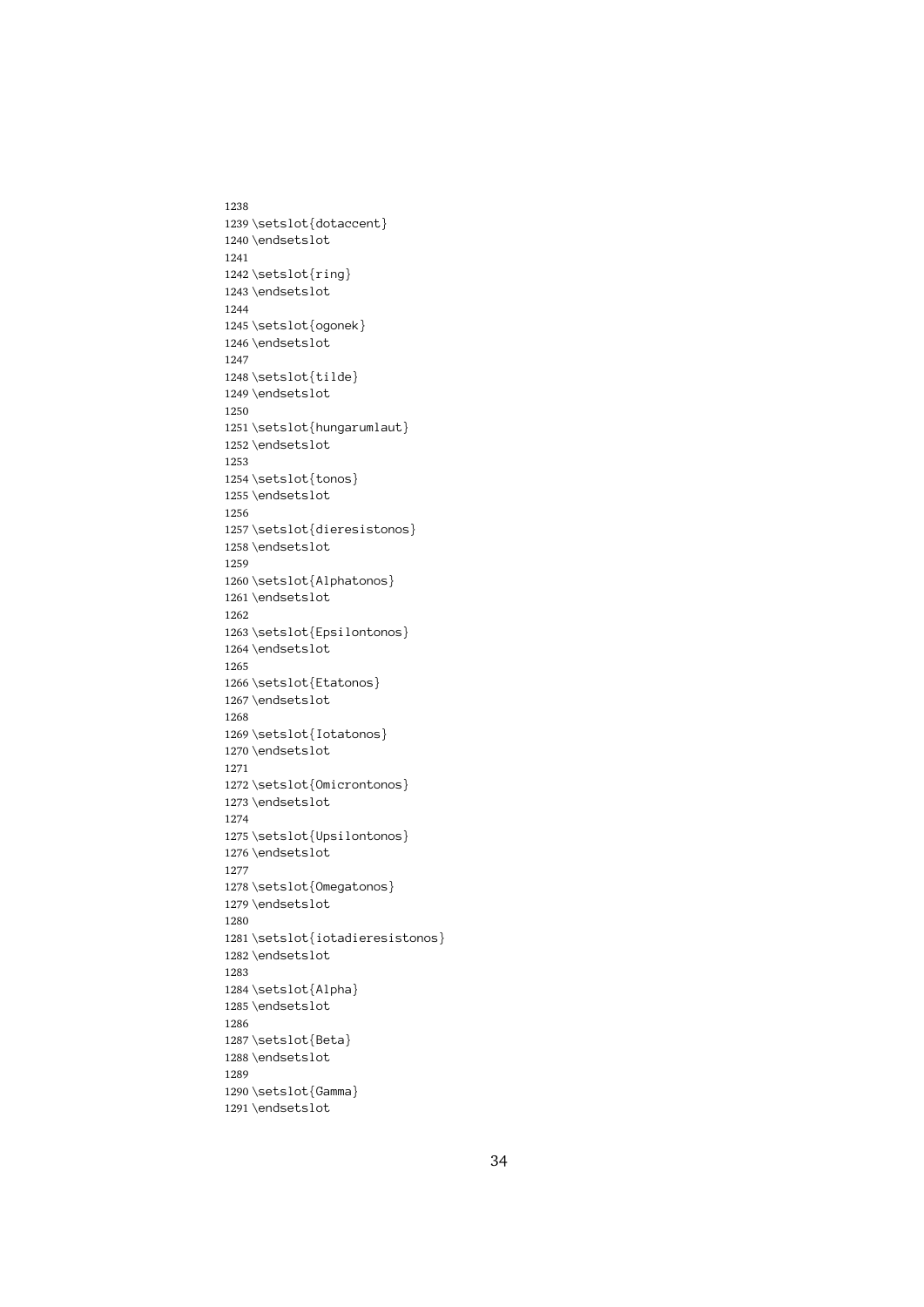```
1238
1239 \setslot{dotaccent}
1240 \endsetslot
1241
1242 \setslot{ring}
1243 \endsetslot
1244
1245 \setslot{ogonek}
1246 \endsetslot
1247
1248 \setslot{tilde}
1249 \endsetslot
1250
1251 \setslot{hungarumlaut}
1252 \endsetslot
1253
1254 \setslot{tonos}
1255 \endsetslot
1256
1257 \setslot{dieresistonos}
1258 \endsetslot
1259
1260 \setslot{Alphatonos}
1261 \endsetslot
1262
1263 \setslot{Epsilontonos}
1264 \endsetslot
1265
1266 \setslot{Etatonos}
1267 \endsetslot
1268
1269 \setslot{Iotatonos}
1270 \endsetslot
1271
1272 \setslot{Omicrontonos}
1273 \endsetslot
1274
1275 \setslot{Upsilontonos}
1276 \endsetslot
1277
1278 \setslot{Omegatonos}
1279 \endsetslot
1280
1281 \setslot{iotadieresistonos}
1282 \endsetslot
1283
1284 \setslot{Alpha}
1285 \endsetslot
1286
1287 \setslot{Beta}
1288 \endsetslot
1289
1290 \setslot{Gamma}
1291 \endsetslot
```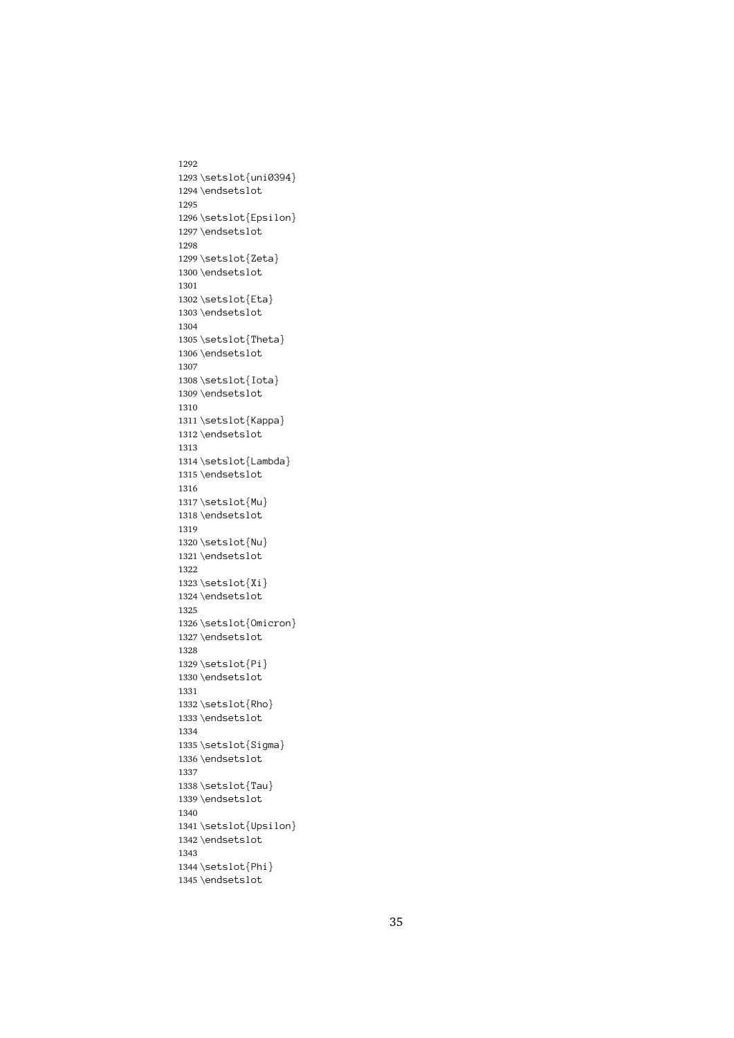```
1292
1293 \setslot{uni0394}
1294 \endsetslot
1295
1296 \setslot{Epsilon}
1297 \endsetslot
1298
1299 \setslot{Zeta}
1300 \endsetslot
1301
1302 \setslot{Eta}
1303 \endsetslot
1304
1305 \setslot{Theta}
1306 \endsetslot
1307
1308 \setslot{Iota}
1309 \endsetslot
1310
1311 \setslot{Kappa}
1312 \endsetslot
1313
1314 \setslot{Lambda}
1315 \endsetslot
1316
1317 \setslot{Mu}
1318 \endsetslot
1319
1320 \setslot{Nu}
1321 \endsetslot
1322
1323 \setslot{Xi}
1324 \endsetslot
1325
1326 \setslot{Omicron}
1327 \endsetslot
1328
1329 \setslot{Pi}
1330 \endsetslot
1331
1332 \setslot{Rho}
1333 \endsetslot
1334
1335 \setslot{Sigma}
1336 \endsetslot
1337
1338 \setslot{Tau}
1339 \endsetslot
1340
1341 \setslot{Upsilon}
1342 \endsetslot
1343
1344 \setslot{Phi}
1345 \endsetslot
```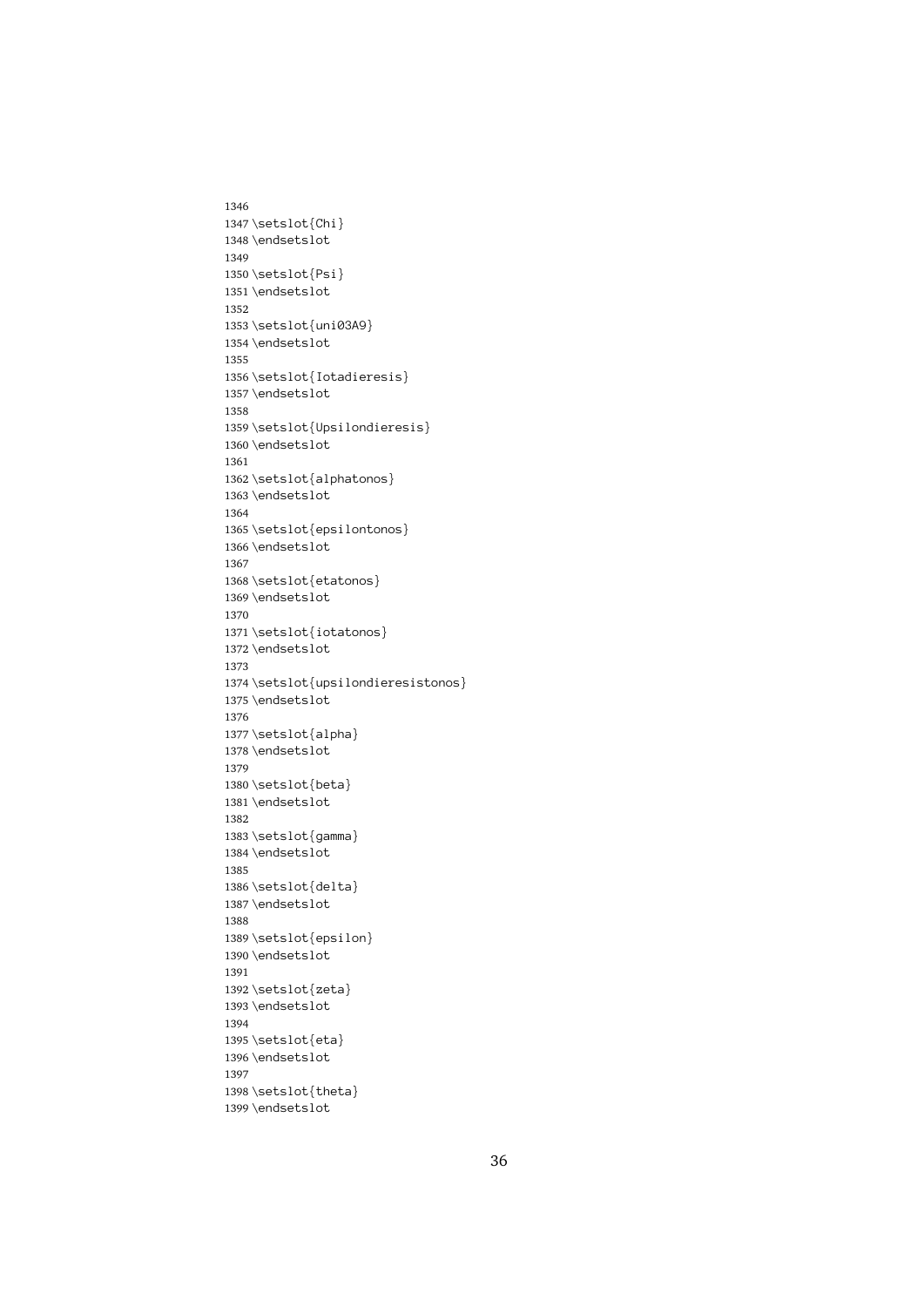```
1346
1347 \setslot{Chi}
1348 \endsetslot
1349
1350 \setslot{Psi}
1351 \endsetslot
1352
1353 \setslot{uni03A9}
1354 \endsetslot
1355
1356 \setslot{Iotadieresis}
1357 \endsetslot
1358
1359 \setslot{Upsilondieresis}
1360 \endsetslot
1361
1362 \setslot{alphatonos}
1363 \endsetslot
1364
1365 \setslot{epsilontonos}
1366 \endsetslot
1367
1368 \setslot{etatonos}
1369 \endsetslot
1370
1371 \setslot{iotatonos}
1372 \endsetslot
1373
1374 \setslot{upsilondieresistonos}
1375 \endsetslot
1376
1377 \setslot{alpha}
1378 \endsetslot
1379
1380 \setslot{beta}
1381 \endsetslot
1382
1383 \setslot{gamma}
1384 \endsetslot
1385
1386 \setslot{delta}
1387 \endsetslot
1388
1389 \setslot{epsilon}
1390 \endsetslot
1391
1392 \setslot{zeta}
1393 \endsetslot
1394
1395 \setslot{eta}
1396 \endsetslot
1397
1398 \setslot{theta}
1399 \endsetslot
```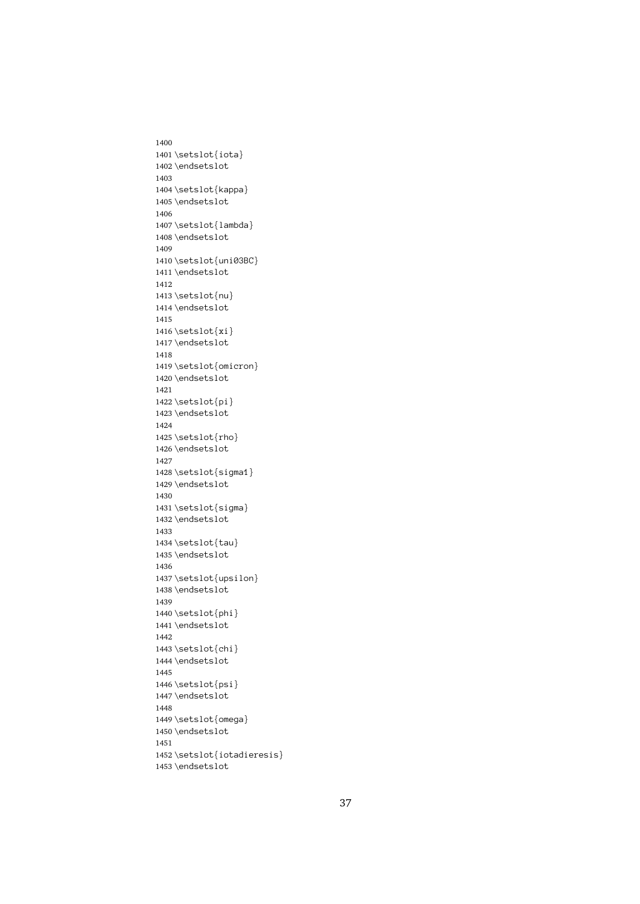```
1400
1401 \setslot{iota}
1402 \endsetslot
1403
1404 \setslot{kappa}
1405 \endsetslot
1406
1407 \setslot{lambda}
1408 \endsetslot
1409
1410 \setslot{uni03BC}
1411 \endsetslot
1412
1413 \setslot{nu}
1414 \endsetslot
1415
1416 \setslot{xi}
1417 \endsetslot
1418
1419 \setslot{omicron}
1420 \endsetslot
1421
1422 \setslot{pi}
1423 \endsetslot
1424
1425 \setslot{rho}
1426 \endsetslot
1427
1428 \setslot{sigma1}
1429 \endsetslot
1430
1431 \setslot{sigma}
1432 \endsetslot
1433
1434 \setslot{tau}
1435 \endsetslot
1436
1437 \setslot{upsilon}
1438 \endsetslot
1439
1440 \setslot{phi}
1441 \endsetslot
1442
1443 \setslot{chi}
1444 \endsetslot
1445
1446 \setslot{psi}
1447 \endsetslot
1448
1449 \setslot{omega}
1450 \endsetslot
1451
1452 \setslot{iotadieresis}
1453 \endsetslot
```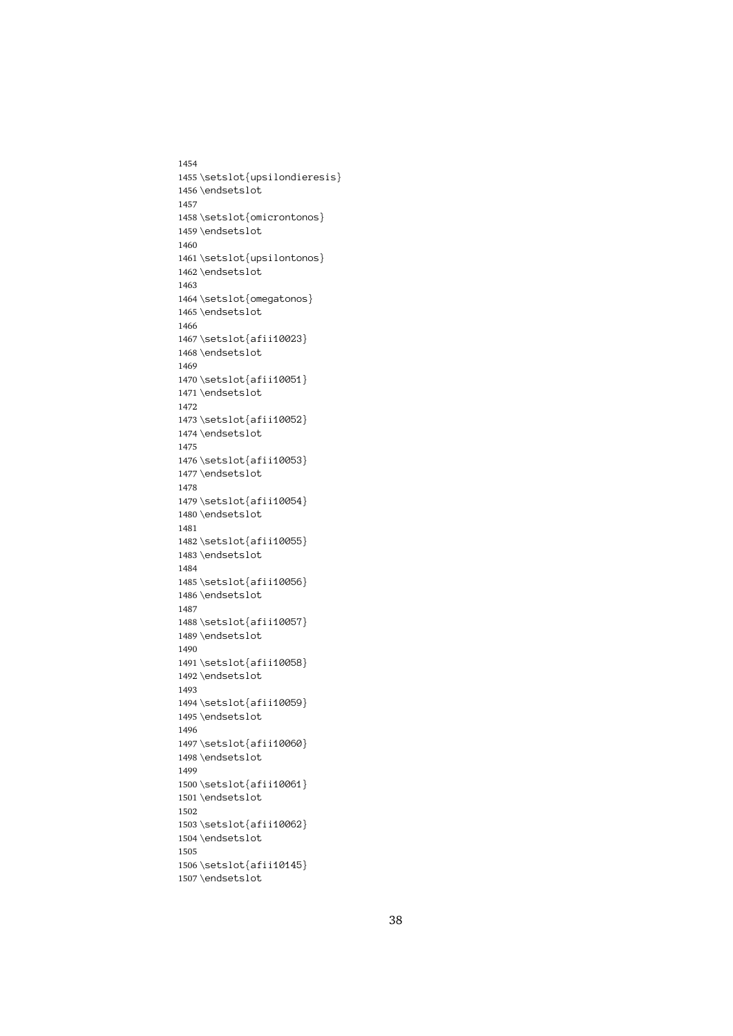```
1454
1455 \setslot{upsilondieresis}
1456 \endsetslot
1457
1458 \setslot{omicrontonos}
1459 \endsetslot
1460
1461 \setslot{upsilontonos}
1462 \endsetslot
1463
1464 \setslot{omegatonos}
1465 \endsetslot
1466
1467 \setslot{afii10023}
1468 \endsetslot
1469
1470 \setslot{afii10051}
1471 \endsetslot
1472
1473 \setslot{afii10052}
1474 \endsetslot
1475
1476 \setslot{afii10053}
1477 \endsetslot
1478
1479 \setslot{afii10054}
1480 \endsetslot
1481
1482 \setslot{afii10055}
1483 \endsetslot
1484
1485 \setslot{afii10056}
1486 \endsetslot
1487
1488 \setslot{afii10057}
1489 \endsetslot
1490
1491 \setslot{afii10058}
1492 \endsetslot
1493
1494 \setslot{afii10059}
1495 \endsetslot
1496
1497 \setslot{afii10060}
1498 \endsetslot
1499
1500 \setslot{afii10061}
1501 \endsetslot
1502
1503 \setslot{afii10062}
1504 \endsetslot
1505
1506 \setslot{afii10145}
1507 \endsetslot
```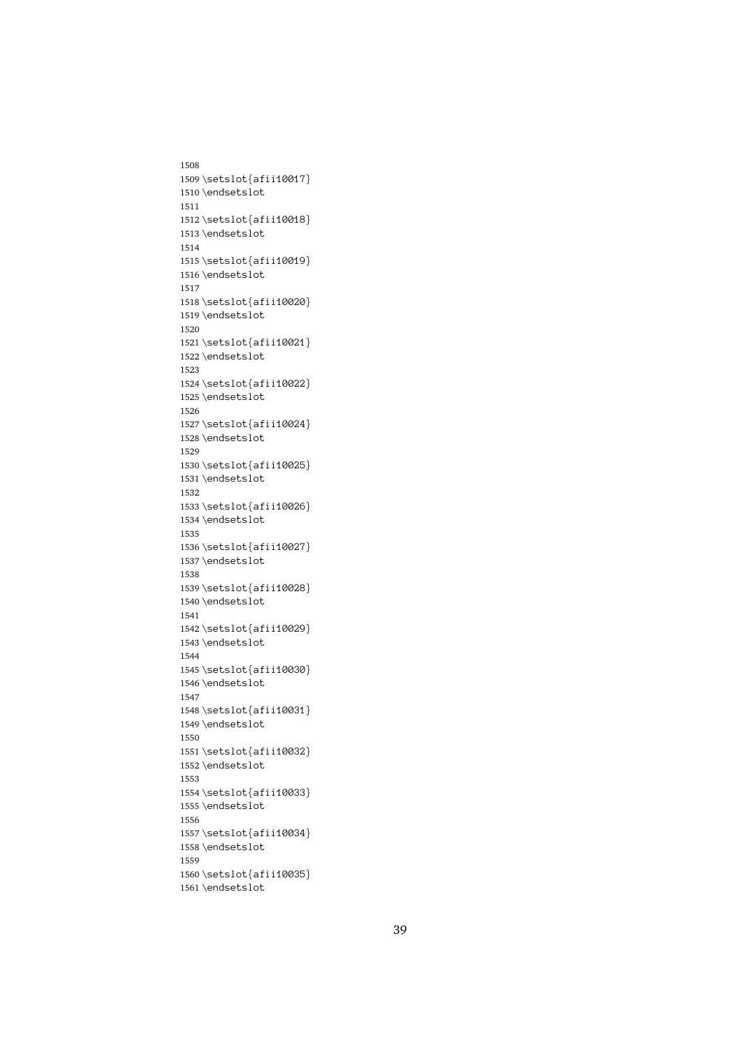```
1508
1509 \setslot{afii10017}
1510 \endsetslot
1511
1512 \setslot{afii10018}
1513 \endsetslot
1514
1515 \setslot{afii10019}
1516 \endsetslot
1517
1518 \setslot{afii10020}
1519 \endsetslot
1520
1521 \setslot{afii10021}
1522 \endsetslot
1523
1524 \setslot{afii10022}
1525 \endsetslot
1526
1527 \setslot{afii10024}
1528 \endsetslot
1529
1530 \setslot{afii10025}
1531 \endsetslot
1532
1533 \setslot{afii10026}
1534 \endsetslot
1535
1536 \setslot{afii10027}
1537 \endsetslot
1538
1539 \setslot{afii10028}
1540 \endsetslot
1541
1542 \setslot{afii10029}
1543 \endsetslot
1544
1545 \setslot{afii10030}
1546 \endsetslot
1547
1548 \setslot{afii10031}
1549 \endsetslot
1550
1551 \setslot{afii10032}
1552 \endsetslot
1553
1554 \setslot{afii10033}
1555 \endsetslot
1556
1557 \setslot{afii10034}
1558 \endsetslot
1559
1560 \setslot{afii10035}
1561 \endsetslot
```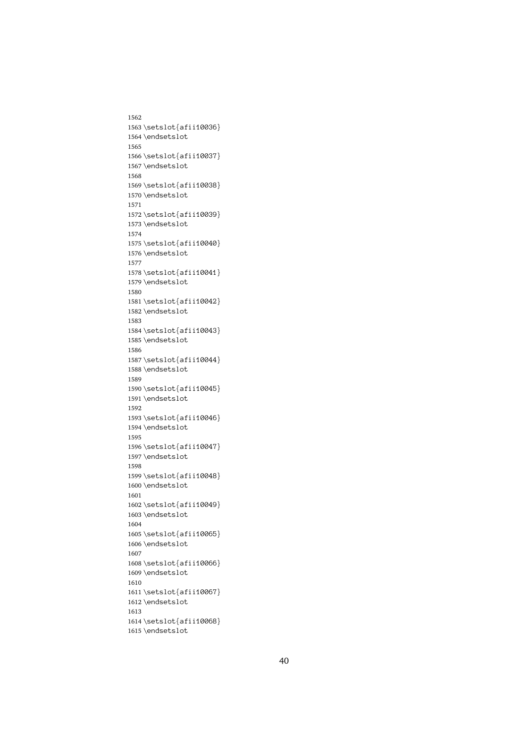```
1562
1563 \setslot{afii10036}
1564 \endsetslot
1565
1566 \setslot{afii10037}
1567 \endsetslot
1568
1569 \setslot{afii10038}
1570 \endsetslot
1571
1572 \setslot{afii10039}
1573 \endsetslot
1574
1575 \setslot{afii10040}
1576 \endsetslot
1577
1578 \setslot{afii10041}
1579 \endsetslot
1580
1581 \setslot{afii10042}
1582 \endsetslot
1583
1584 \setslot{afii10043}
1585 \endsetslot
1586
1587 \setslot{afii10044}
1588 \endsetslot
1589
1590 \setslot{afii10045}
1591 \endsetslot
1592
1593 \setslot{afii10046}
1594 \endsetslot
1595
1596 \setslot{afii10047}
1597 \endsetslot
1598
1599 \setslot{afii10048}
1600 \endsetslot
1601
1602 \setslot{afii10049}
1603 \endsetslot
1604
1605 \setslot{afii10065}
1606 \endsetslot
1607
1608 \setslot{afii10066}
1609 \endsetslot
1610
1611 \setslot{afii10067}
1612 \endsetslot
1613
1614 \setslot{afii10068}
1615 \endsetslot
```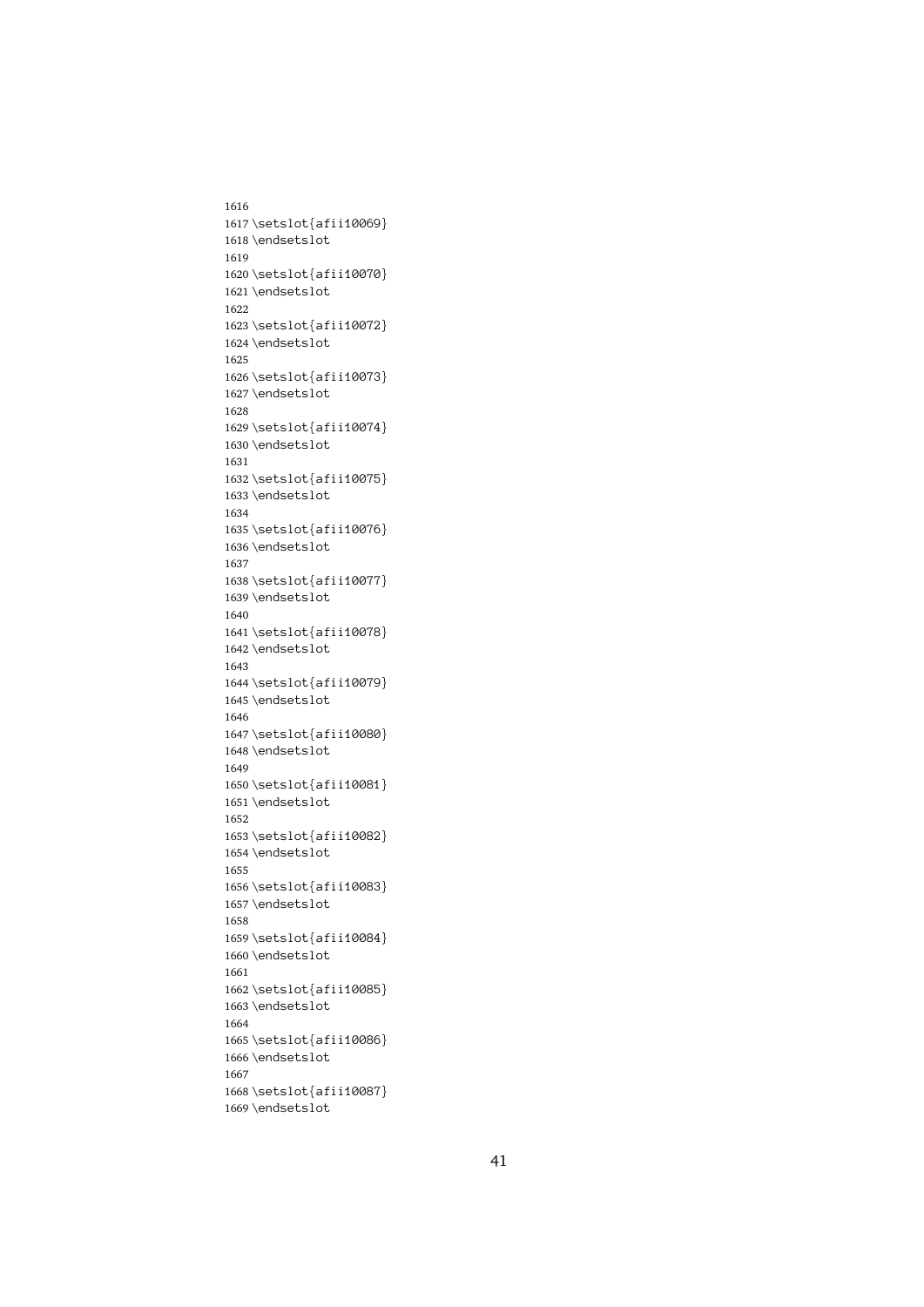```
1616
1617 \setslot{afii10069}
1618 \endsetslot
1619
1620 \setslot{afii10070}
1621 \endsetslot
1622
1623 \setslot{afii10072}
1624 \endsetslot
1625
1626 \setslot{afii10073}
1627 \endsetslot
1628
1629 \setslot{afii10074}
1630 \endsetslot
1631
1632 \setslot{afii10075}
1633 \endsetslot
1634
1635 \setslot{afii10076}
1636 \endsetslot
1637
1638 \setslot{afii10077}
1639 \endsetslot
1640
1641 \setslot{afii10078}
1642 \endsetslot
1643
1644 \setslot{afii10079}
1645 \endsetslot
1646
1647 \setslot{afii10080}
1648 \endsetslot
1649
1650 \setslot{afii10081}
1651 \endsetslot
1652
1653 \setslot{afii10082}
1654 \endsetslot
1655
1656 \setslot{afii10083}
1657 \endsetslot
1658
1659 \setslot{afii10084}
1660 \endsetslot
1661
1662 \setslot{afii10085}
1663 \endsetslot
1664
1665 \setslot{afii10086}
1666 \endsetslot
1667
1668 \setslot{afii10087}
1669 \endsetslot
```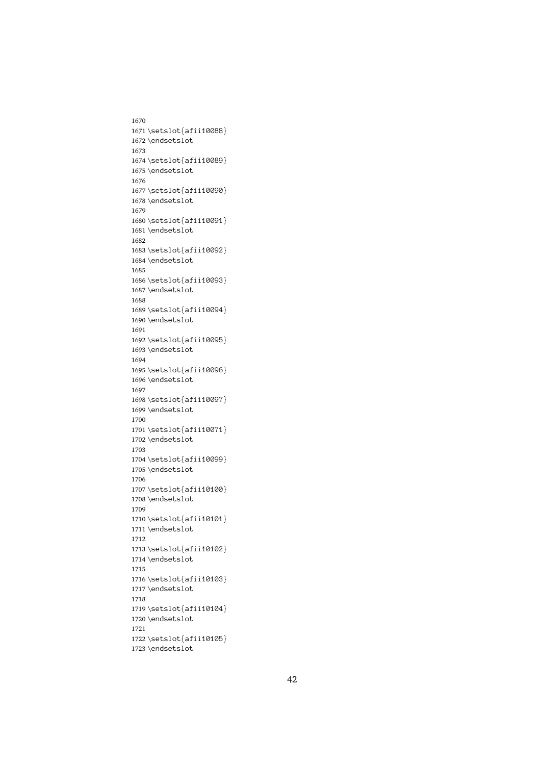```
1670
1671 \setslot{afii10088}
1672 \endsetslot
1673
1674 \setslot{afii10089}
1675 \endsetslot
1676
1677 \setslot{afii10090}
1678 \endsetslot
1679
1680 \setslot{afii10091}
1681 \endsetslot
1682
1683 \setslot{afii10092}
1684 \endsetslot
1685
1686 \setslot{afii10093}
1687 \endsetslot
1688
1689 \setslot{afii10094}
1690 \endsetslot
1691
1692 \setslot{afii10095}
1693 \endsetslot
1694
1695 \setslot{afii10096}
1696 \endsetslot
1697
1698 \setslot{afii10097}
1699 \endsetslot
1700
1701 \setslot{afii10071}
1702 \endsetslot
1703
1704 \setslot{afii10099}
1705 \endsetslot
1706
1707 \setslot{afii10100}
1708 \endsetslot
1709
1710 \setslot{afii10101}
1711 \endsetslot
1712
1713 \setslot{afii10102}
1714 \endsetslot
1715
1716 \setslot{afii10103}
1717 \endsetslot
1718
1719 \setslot{afii10104}
1720 \endsetslot
1721
1722 \setslot{afii10105}
1723 \endsetslot
```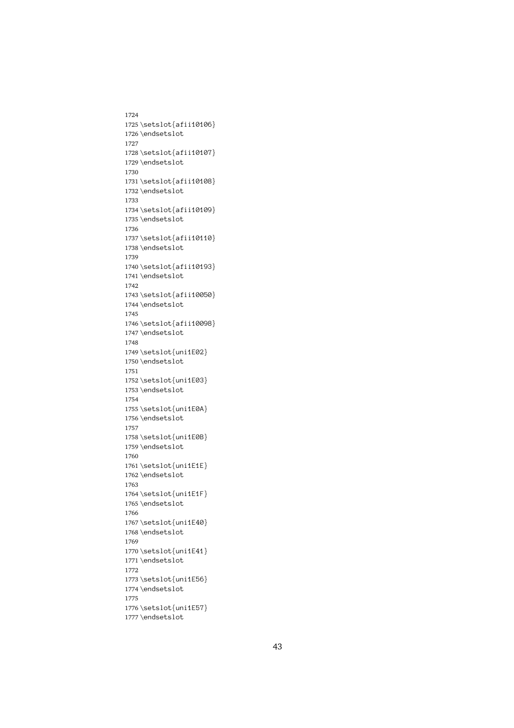```
1724
1725 \setslot{afii10106}
1726 \endsetslot
1727
1728 \setslot{afii10107}
1729 \endsetslot
1730
1731 \setslot{afii10108}
1732 \endsetslot
1733
1734 \setslot{afii10109}
1735 \endsetslot
1736
1737 \setslot{afii10110}
1738 \endsetslot
1739
1740 \setslot{afii10193}
1741 \endsetslot
1742
1743 \setslot{afii10050}
1744 \endsetslot
1745
1746 \setslot{afii10098}
1747 \endsetslot
1748
1749 \setslot{uni1E02}
1750 \endsetslot
1751
1752 \setslot{uni1E03}
1753 \endsetslot
1754
1755 \setslot{uni1E0A}
1756 \endsetslot
1757
1758 \setslot{uni1E0B}
1759 \endsetslot
1760
1761 \setslot{uni1E1E}
1762 \endsetslot
1763
1764 \setslot{uni1E1F}
1765 \endsetslot
1766
1767 \setslot{uni1E40}
1768 \endsetslot
1769
1770 \setslot{uni1E41}
1771 \endsetslot
1772
1773 \setslot{uni1E56}
1774 \endsetslot
1775
1776 \setslot{uni1E57}
1777 \endsetslot
```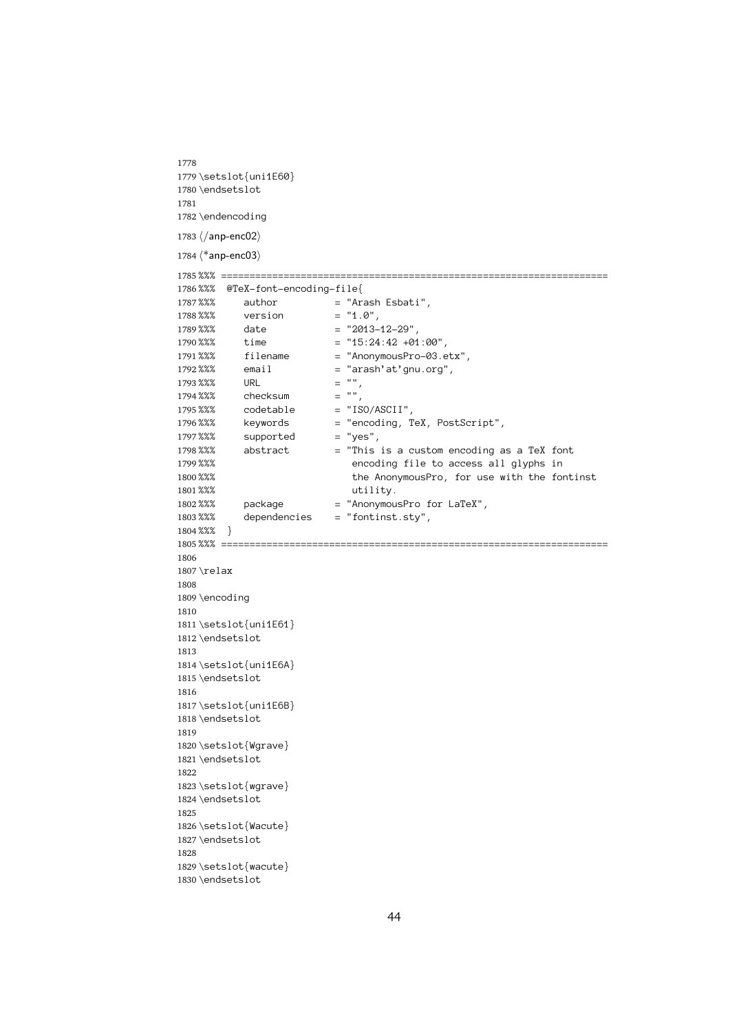```
1778
1779 \setslot{uni1E60}
1780 \endsetslot
1781
1782 \endencoding
1783 </anp-enc02>
1784 <*anp-enc03>
1785 %%% ====================================================================
1786 %%%  @TeX-font-encoding-file{
1787 %%%     author          = "Arash Esbati",
1788 %%%     version         = "1.0",
1789 %%%     date            = "2013-12-29",
1790 %%%     time            = "15:24:42 +01:00",
1791 %%%     filename        = "AnonymousPro-03.etx",
1792 %%%     email           = "arash'at'gnu.org",
1793 %%%     URL             = "",
1794 %%%     checksum        = "",
1795 %%%     codetable       = "ISO/ASCII",
1796 %%%     keywords        = "encoding, TeX, PostScript",
1797 %%%     supported       = "yes",
1798 %%%     abstract        = "This is a custom encoding as a TeX font
1799 %%%                        encoding file to access all glyphs in
1800 %%%                        the AnonymousPro, for use with the fontinst
1801 %%%                        utility.
1802 %%%     package         = "AnonymousPro for LaTeX",
1803 %%%     dependencies    = "fontinst.sty",
1804 %%%  }
1805 %%% ====================================================================
1806
1807 \relax
1808
1809 \encoding
1810
1811 \setslot{uni1E61}
1812 \endsetslot
1813
1814 \setslot{uni1E6A}
1815 \endsetslot
1816
1817 \setslot{uni1E6B}
1818 \endsetslot
1819
1820 \setslot{Wgrave}
1821 \endsetslot
1822
1823 \setslot{wgrave}
1824 \endsetslot
1825
1826 \setslot{Wacute}
1827 \endsetslot
1828
1829 \setslot{wacute}
1830 \endsetslot
```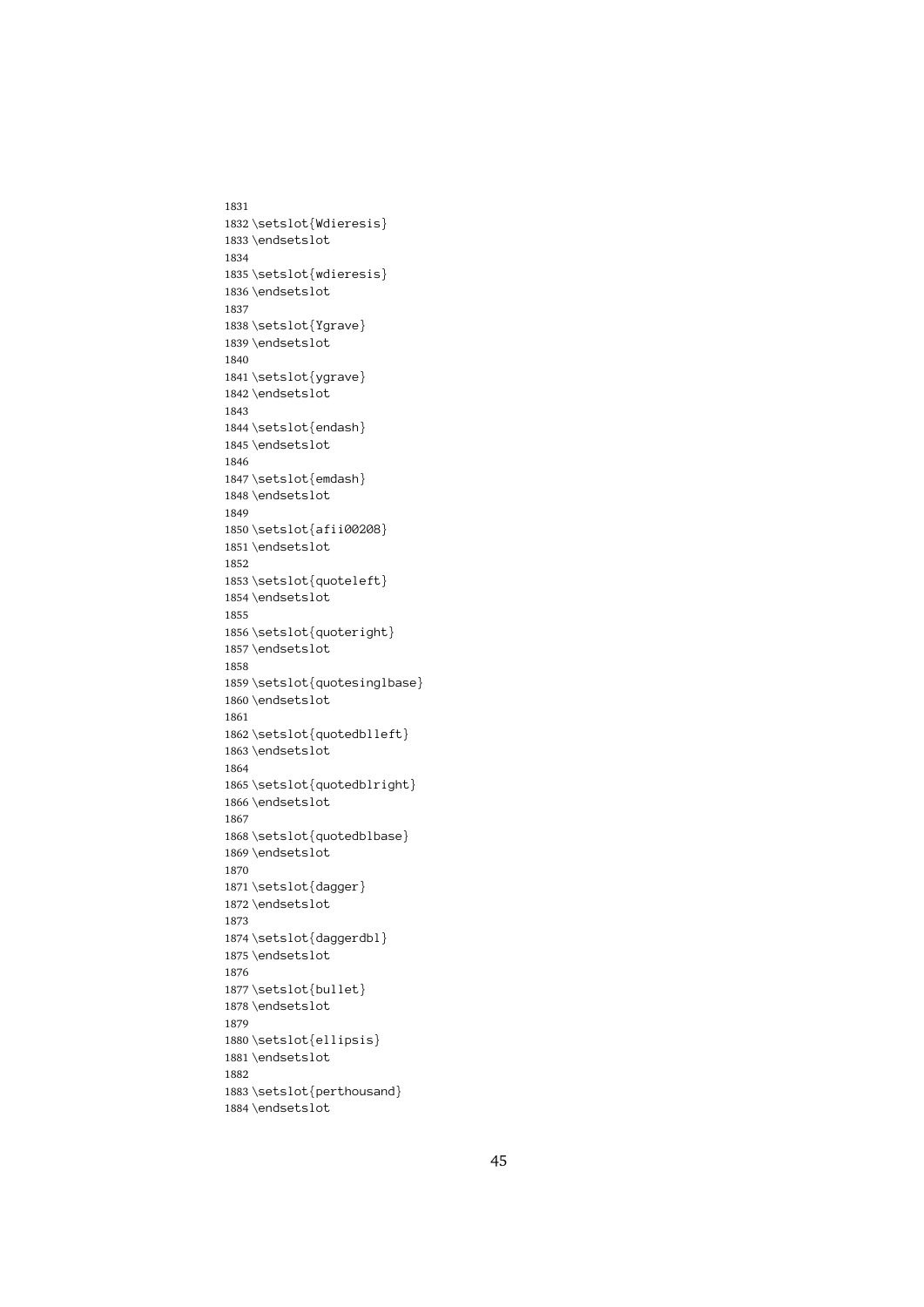```
1831
1832 \setslot{Wdieresis}
1833 \endsetslot
1834
1835 \setslot{wdieresis}
1836 \endsetslot
1837
1838 \setslot{Ygrave}
1839 \endsetslot
1840
1841 \setslot{ygrave}
1842 \endsetslot
1843
1844 \setslot{endash}
1845 \endsetslot
1846
1847 \setslot{emdash}
1848 \endsetslot
1849
1850 \setslot{afii00208}
1851 \endsetslot
1852
1853 \setslot{quoteleft}
1854 \endsetslot
1855
1856 \setslot{quoteright}
1857 \endsetslot
1858
1859 \setslot{quotesinglbase}
1860 \endsetslot
1861
1862 \setslot{quotedblleft}
1863 \endsetslot
1864
1865 \setslot{quotedblright}
1866 \endsetslot
1867
1868 \setslot{quotedblbase}
1869 \endsetslot
1870
1871 \setslot{dagger}
1872 \endsetslot
1873
1874 \setslot{daggerdbl}
1875 \endsetslot
1876
1877 \setslot{bullet}
1878 \endsetslot
1879
1880 \setslot{ellipsis}
1881 \endsetslot
1882
1883 \setslot{perthousand}
1884 \endsetslot
```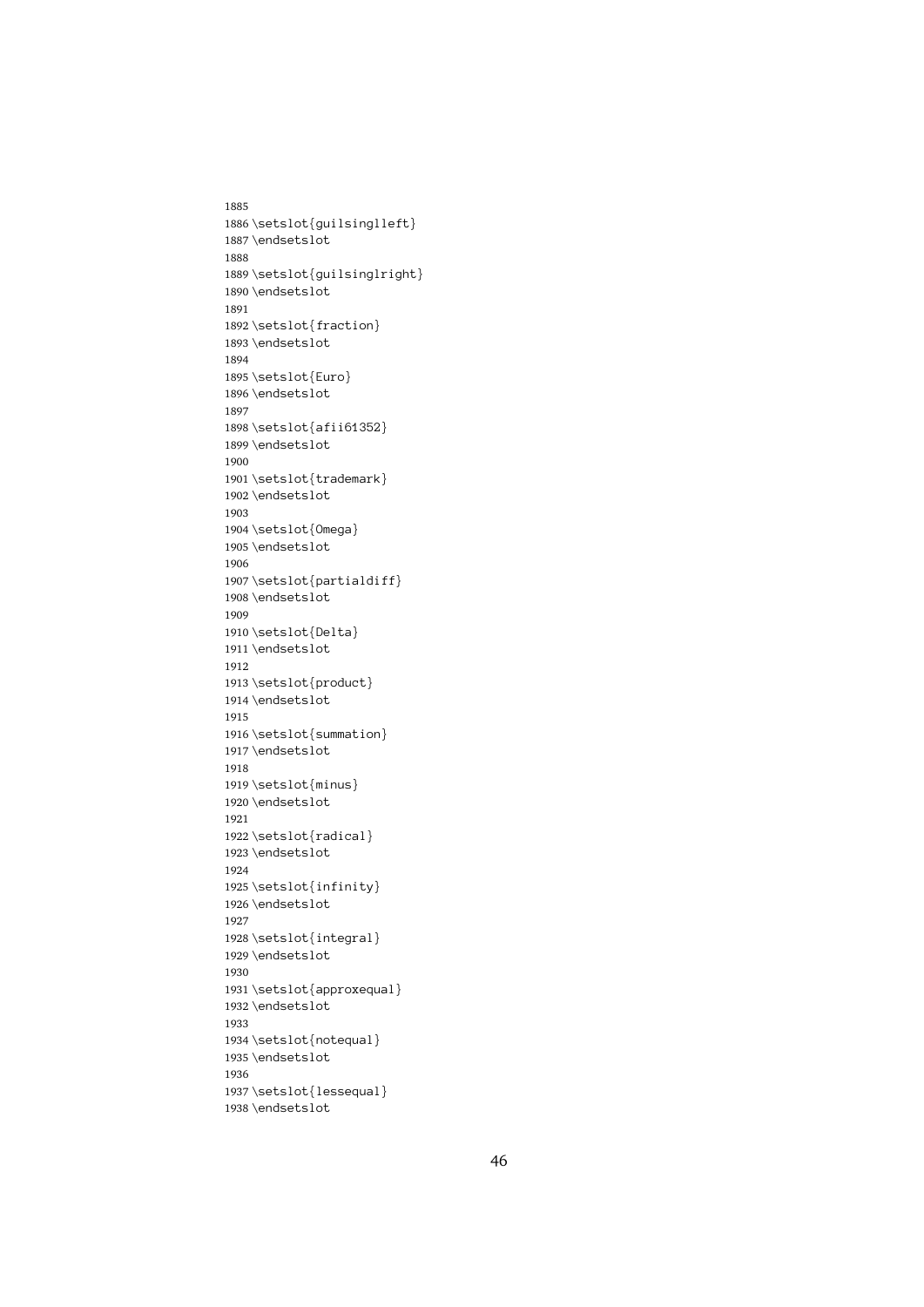```
1885
1886 \setslot{guilsinglleft}
1887 \endsetslot
1888
1889 \setslot{guilsinglright}
1890 \endsetslot
1891
1892 \setslot{fraction}
1893 \endsetslot
1894
1895 \setslot{Euro}
1896 \endsetslot
1897
1898 \setslot{afii61352}
1899 \endsetslot
1900
1901 \setslot{trademark}
1902 \endsetslot
1903
1904 \setslot{Omega}
1905 \endsetslot
1906
1907 \setslot{partialdiff}
1908 \endsetslot
1909
1910 \setslot{Delta}
1911 \endsetslot
1912
1913 \setslot{product}
1914 \endsetslot
1915
1916 \setslot{summation}
1917 \endsetslot
1918
1919 \setslot{minus}
1920 \endsetslot
1921
1922 \setslot{radical}
1923 \endsetslot
1924
1925 \setslot{infinity}
1926 \endsetslot
1927
1928 \setslot{integral}
1929 \endsetslot
1930
1931 \setslot{approxequal}
1932 \endsetslot
1933
1934 \setslot{notequal}
1935 \endsetslot
1936
1937 \setslot{lessequal}
1938 \endsetslot
```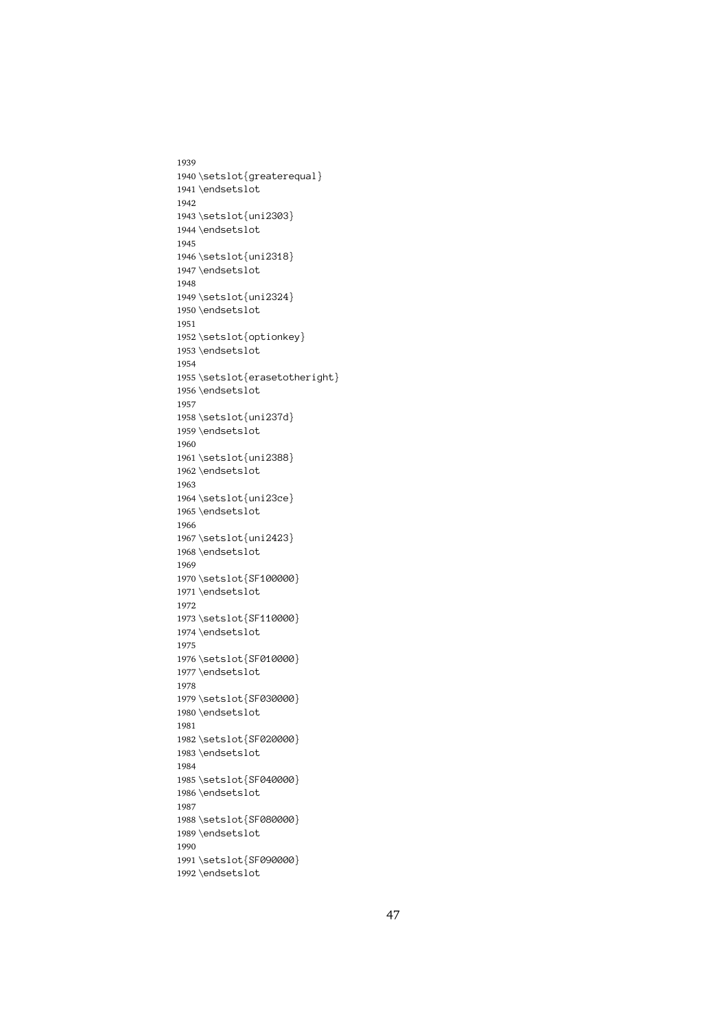```
1939
1940 \setslot{greaterequal}
1941 \endsetslot
1942
1943 \setslot{uni2303}
1944 \endsetslot
1945
1946 \setslot{uni2318}
1947 \endsetslot
1948
1949 \setslot{uni2324}
1950 \endsetslot
1951
1952 \setslot{optionkey}
1953 \endsetslot
1954
1955 \setslot{erasetotheright}
1956 \endsetslot
1957
1958 \setslot{uni237d}
1959 \endsetslot
1960
1961 \setslot{uni2388}
1962 \endsetslot
1963
1964 \setslot{uni23ce}
1965 \endsetslot
1966
1967 \setslot{uni2423}
1968 \endsetslot
1969
1970 \setslot{SF100000}
1971 \endsetslot
1972
1973 \setslot{SF110000}
1974 \endsetslot
1975
1976 \setslot{SF010000}
1977 \endsetslot
1978
1979 \setslot{SF030000}
1980 \endsetslot
1981
1982 \setslot{SF020000}
1983 \endsetslot
1984
1985 \setslot{SF040000}
1986 \endsetslot
1987
1988 \setslot{SF080000}
1989 \endsetslot
1990
1991 \setslot{SF090000}
1992 \endsetslot
```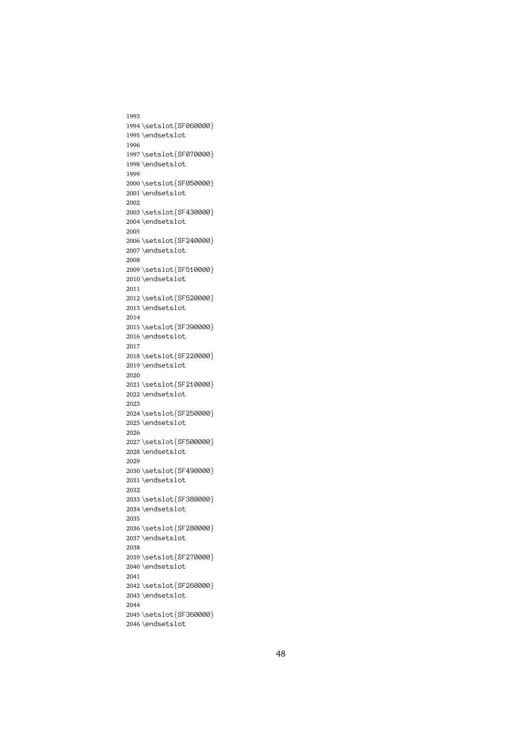```
1993
1994 \setslot{SF060000}
1995 \endsetslot
1996
1997 \setslot{SF070000}
1998 \endsetslot
1999
2000 \setslot{SF050000}
2001 \endsetslot
2002
2003 \setslot{SF430000}
2004 \endsetslot
2005
2006 \setslot{SF240000}
2007 \endsetslot
2008
2009 \setslot{SF510000}
2010 \endsetslot
2011
2012 \setslot{SF520000}
2013 \endsetslot
2014
2015 \setslot{SF390000}
2016 \endsetslot
2017
2018 \setslot{SF220000}
2019 \endsetslot
2020
2021 \setslot{SF210000}
2022 \endsetslot
2023
2024 \setslot{SF250000}
2025 \endsetslot
2026
2027 \setslot{SF500000}
2028 \endsetslot
2029
2030 \setslot{SF490000}
2031 \endsetslot
2032
2033 \setslot{SF380000}
2034 \endsetslot
2035
2036 \setslot{SF280000}
2037 \endsetslot
2038
2039 \setslot{SF270000}
2040 \endsetslot
2041
2042 \setslot{SF260000}
2043 \endsetslot
2044
2045 \setslot{SF360000}
2046 \endsetslot
```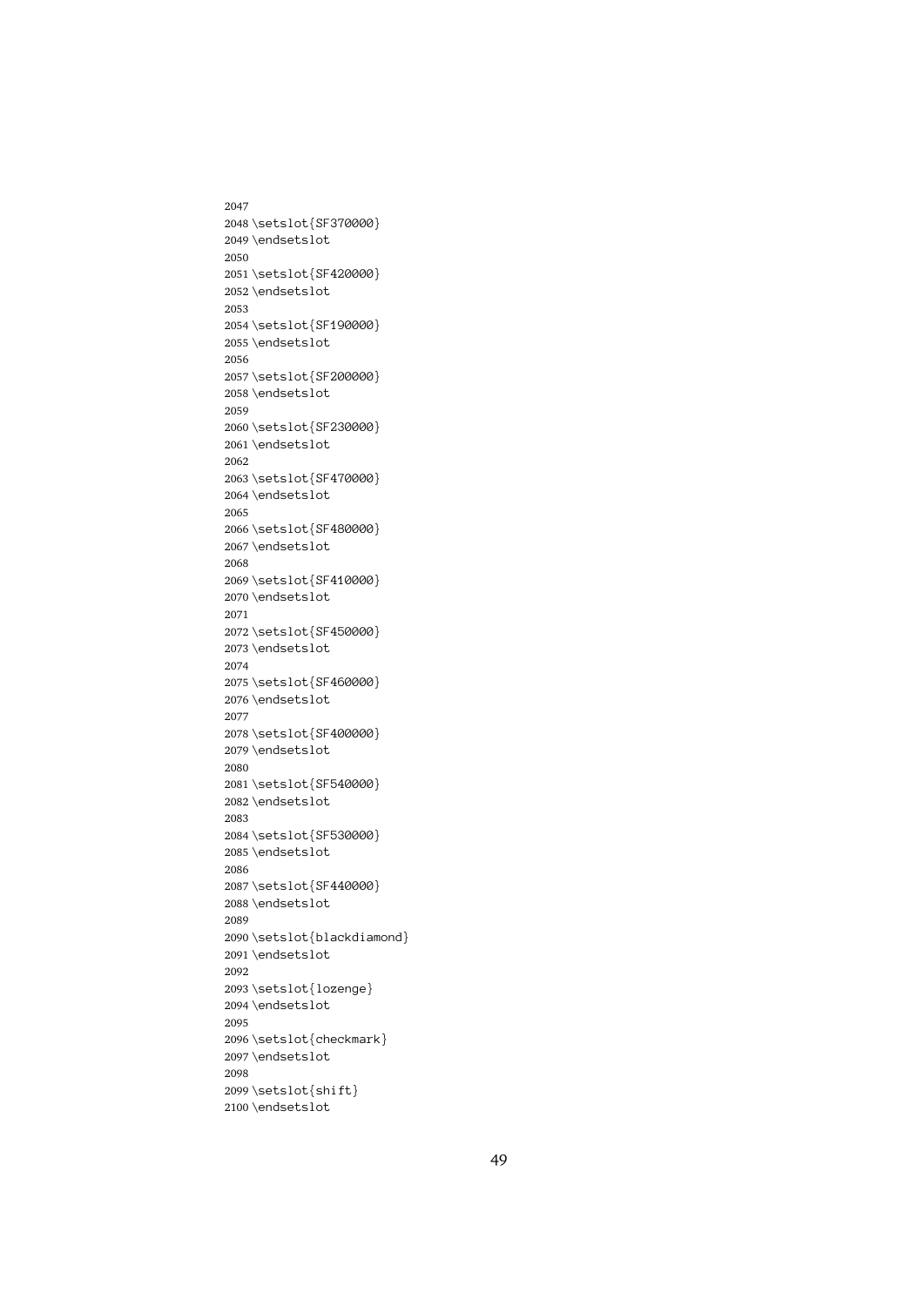```
2047
2048 \setslot{SF370000}
2049 \endsetslot
2050
2051 \setslot{SF420000}
2052 \endsetslot
2053
2054 \setslot{SF190000}
2055 \endsetslot
2056
2057 \setslot{SF200000}
2058 \endsetslot
2059
2060 \setslot{SF230000}
2061 \endsetslot
2062
2063 \setslot{SF470000}
2064 \endsetslot
2065
2066 \setslot{SF480000}
2067 \endsetslot
2068
2069 \setslot{SF410000}
2070 \endsetslot
2071
2072 \setslot{SF450000}
2073 \endsetslot
2074
2075 \setslot{SF460000}
2076 \endsetslot
2077
2078 \setslot{SF400000}
2079 \endsetslot
2080
2081 \setslot{SF540000}
2082 \endsetslot
2083
2084 \setslot{SF530000}
2085 \endsetslot
2086
2087 \setslot{SF440000}
2088 \endsetslot
2089
2090 \setslot{blackdiamond}
2091 \endsetslot
2092
2093 \setslot{lozenge}
2094 \endsetslot
2095
2096 \setslot{checkmark}
2097 \endsetslot
2098
2099 \setslot{shift}
2100 \endsetslot
```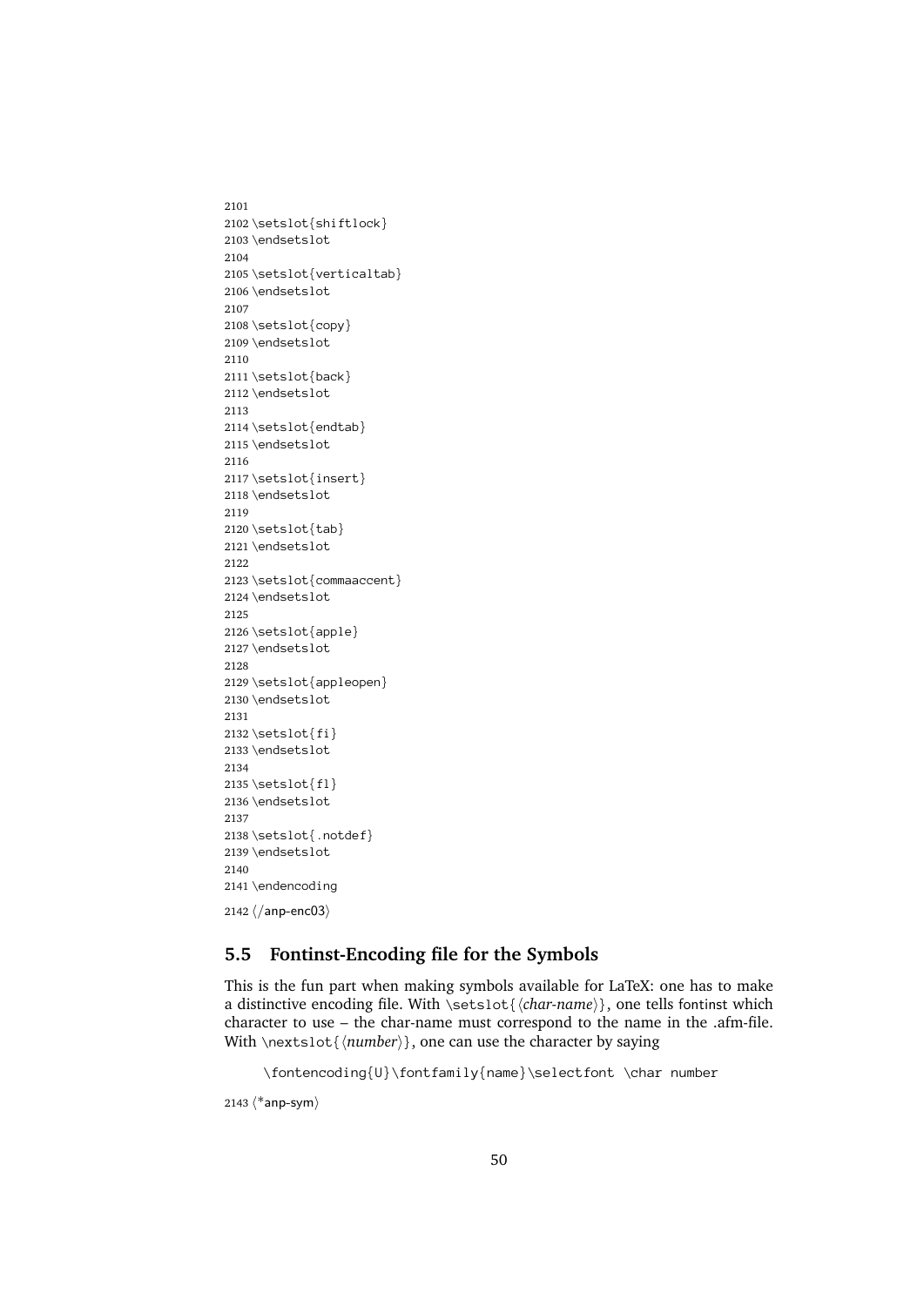```
2101
2102 \setslot{shiftlock}
2103 \endsetslot
2104
2105 \setslot{verticaltab}
2106 \endsetslot
2107
2108 \setslot{copy}
2109 \endsetslot
2110
2111 \setslot{back}
2112 \endsetslot
2113
2114 \setslot{endtab}
2115 \endsetslot
2116
2117 \setslot{insert}
2118 \endsetslot
2119
2120 \setslot{tab}
2121 \endsetslot
2122
2123 \setslot{commaaccent}
2124 \endsetslot
2125
2126 \setslot{apple}
2127 \endsetslot
2128
2129 \setslot{appleopen}
2130 \endsetslot
2131
2132 \setslot{fi}
2133 \endsetslot
2134
2135 \setslot{fl}
2136 \endsetslot
2137
2138 \setslot{.notdef}
2139 \endsetslot
2140
2141 \endencoding
2142 ⟨/anp-enc03⟩
```

## 5.5 Fontinst-Encoding file for the Symbols

This is the fun part when making symbols available for LaTeX: one has to make a distinctive encoding file. With `\setslot{`⟨*char-name*⟩`}`, one tells fontinst which character to use – the char-name must correspond to the name in the .afm-file. With `\nextslot{`⟨*number*⟩`}`, one can use the character by saying

```
\fontencoding{U}\fontfamily{name}\selectfont \char number
```

```
2143 ⟨*anp-sym⟩
```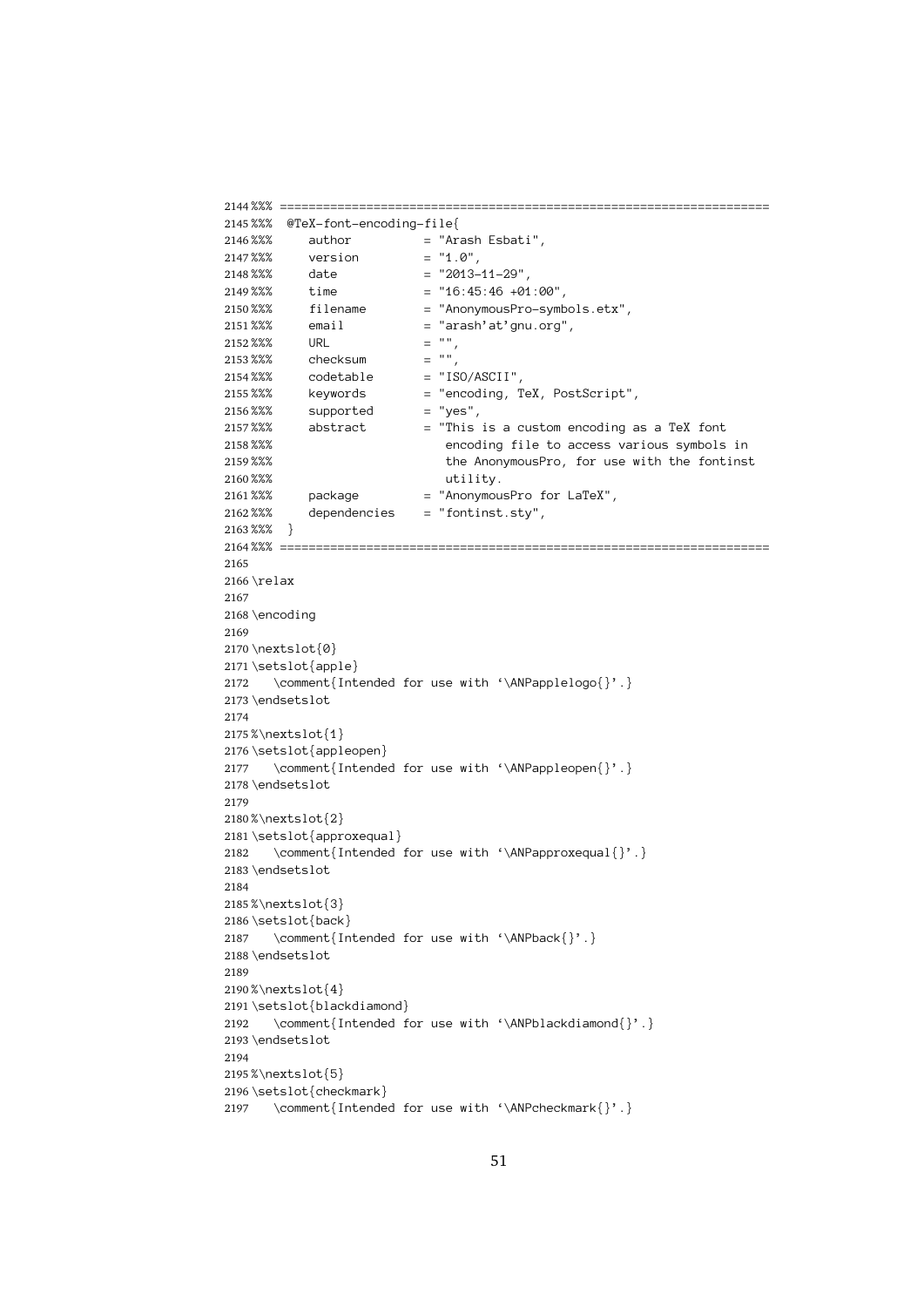```
2144 %%% ====================================================================
2145 %%%  @TeX-font-encoding-file{
2146 %%%     author          = "Arash Esbati",
2147 %%%     version         = "1.0",
2148 %%%     date            = "2013-11-29",
2149 %%%     time            = "16:45:46 +01:00",
2150 %%%     filename        = "AnonymousPro-symbols.etx",
2151 %%%     email           = "arash'at'gnu.org",
2152 %%%     URL             = "",
2153 %%%     checksum        = "",
2154 %%%     codetable       = "ISO/ASCII",
2155 %%%     keywords        = "encoding, TeX, PostScript",
2156 %%%     supported       = "yes",
2157 %%%     abstract        = "This is a custom encoding as a TeX font
2158 %%%                        encoding file to access various symbols in
2159 %%%                        the AnonymousPro, for use with the fontinst
2160 %%%                        utility.
2161 %%%     package         = "AnonymousPro for LaTeX",
2162 %%%     dependencies    = "fontinst.sty",
2163 %%%  }
2164 %%% ====================================================================
2165
2166 \relax
2167
2168 \encoding
2169
2170 \nextslot{0}
2171 \setslot{apple}
2172    \comment{Intended for use with `\ANPapplelogo{}'.}
2173 \endsetslot
2174
2175 %\nextslot{1}
2176 \setslot{appleopen}
2177    \comment{Intended for use with `\ANPappleopen{}'.}
2178 \endsetslot
2179
2180 %\nextslot{2}
2181 \setslot{approxequal}
2182    \comment{Intended for use with `\ANPapproxequal{}'.}
2183 \endsetslot
2184
2185 %\nextslot{3}
2186 \setslot{back}
2187    \comment{Intended for use with `\ANPback{}'.}
2188 \endsetslot
2189
2190 %\nextslot{4}
2191 \setslot{blackdiamond}
2192    \comment{Intended for use with `\ANPblackdiamond{}'.}
2193 \endsetslot
2194
2195 %\nextslot{5}
2196 \setslot{checkmark}
2197    \comment{Intended for use with `\ANPcheckmark{}'.}
```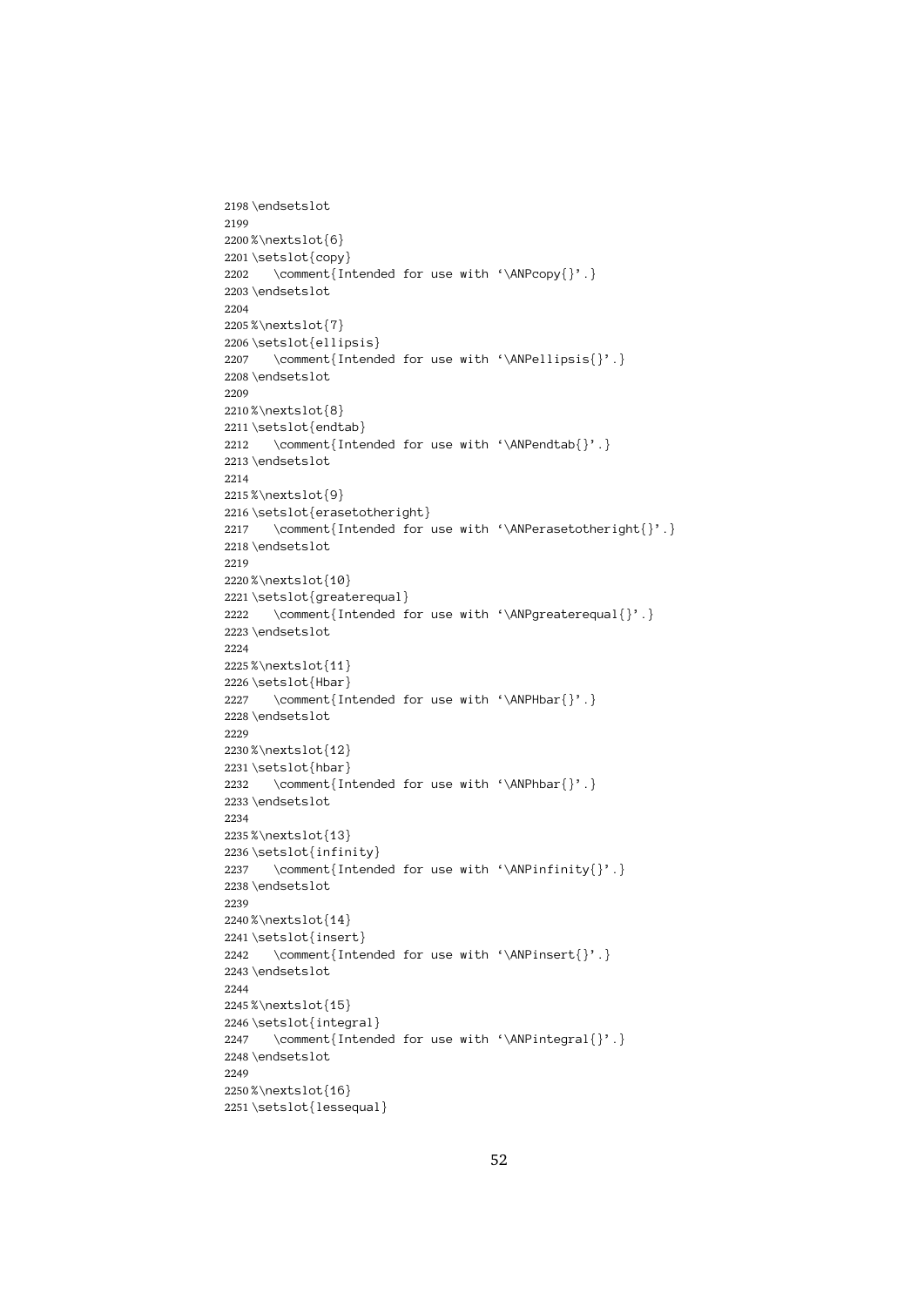```
2198 \endsetslot
2199
2200 %\nextslot{6}
2201 \setslot{copy}
2202    \comment{Intended for use with `\ANPcopy{}'.}
2203 \endsetslot
2204
2205 %\nextslot{7}
2206 \setslot{ellipsis}
2207    \comment{Intended for use with `\ANPellipsis{}'.}
2208 \endsetslot
2209
2210 %\nextslot{8}
2211 \setslot{endtab}
2212    \comment{Intended for use with `\ANPendtab{}'.}
2213 \endsetslot
2214
2215 %\nextslot{9}
2216 \setslot{erasetotheright}
2217    \comment{Intended for use with `\ANPerasetotheright{}'.}
2218 \endsetslot
2219
2220 %\nextslot{10}
2221 \setslot{greaterequal}
2222    \comment{Intended for use with `\ANPgreaterequal{}'.}
2223 \endsetslot
2224
2225 %\nextslot{11}
2226 \setslot{Hbar}
2227    \comment{Intended for use with `\ANPHbar{}'.}
2228 \endsetslot
2229
2230 %\nextslot{12}
2231 \setslot{hbar}
2232    \comment{Intended for use with `\ANPhbar{}'.}
2233 \endsetslot
2234
2235 %\nextslot{13}
2236 \setslot{infinity}
2237    \comment{Intended for use with `\ANPinfinity{}'.}
2238 \endsetslot
2239
2240 %\nextslot{14}
2241 \setslot{insert}
2242    \comment{Intended for use with `\ANPinsert{}'.}
2243 \endsetslot
2244
2245 %\nextslot{15}
2246 \setslot{integral}
2247    \comment{Intended for use with `\ANPintegral{}'.}
2248 \endsetslot
2249
2250 %\nextslot{16}
2251 \setslot{lessequal}
```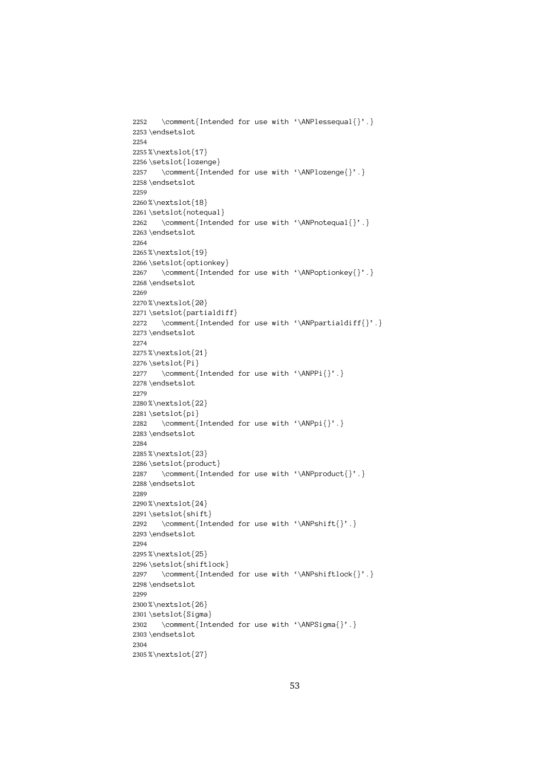```
2252    \comment{Intended for use with `\ANPlessequal{}'.}
2253 \endsetslot
2254
2255 %\nextslot{17}
2256 \setslot{lozenge}
2257    \comment{Intended for use with `\ANPlozenge{}'.}
2258 \endsetslot
2259
2260 %\nextslot{18}
2261 \setslot{notequal}
2262    \comment{Intended for use with `\ANPnotequal{}'.}
2263 \endsetslot
2264
2265 %\nextslot{19}
2266 \setslot{optionkey}
2267    \comment{Intended for use with `\ANPoptionkey{}'.}
2268 \endsetslot
2269
2270 %\nextslot{20}
2271 \setslot{partialdiff}
2272    \comment{Intended for use with `\ANPpartialdiff{}'.}
2273 \endsetslot
2274
2275 %\nextslot{21}
2276 \setslot{Pi}
2277    \comment{Intended for use with `\ANPPi{}'.}
2278 \endsetslot
2279
2280 %\nextslot{22}
2281 \setslot{pi}
2282    \comment{Intended for use with `\ANPpi{}'.}
2283 \endsetslot
2284
2285 %\nextslot{23}
2286 \setslot{product}
2287    \comment{Intended for use with `\ANPproduct{}'.}
2288 \endsetslot
2289
2290 %\nextslot{24}
2291 \setslot{shift}
2292    \comment{Intended for use with `\ANPshift{}'.}
2293 \endsetslot
2294
2295 %\nextslot{25}
2296 \setslot{shiftlock}
2297    \comment{Intended for use with `\ANPshiftlock{}'.}
2298 \endsetslot
2299
2300 %\nextslot{26}
2301 \setslot{Sigma}
2302    \comment{Intended for use with `\ANPSigma{}'.}
2303 \endsetslot
2304
2305 %\nextslot{27}
```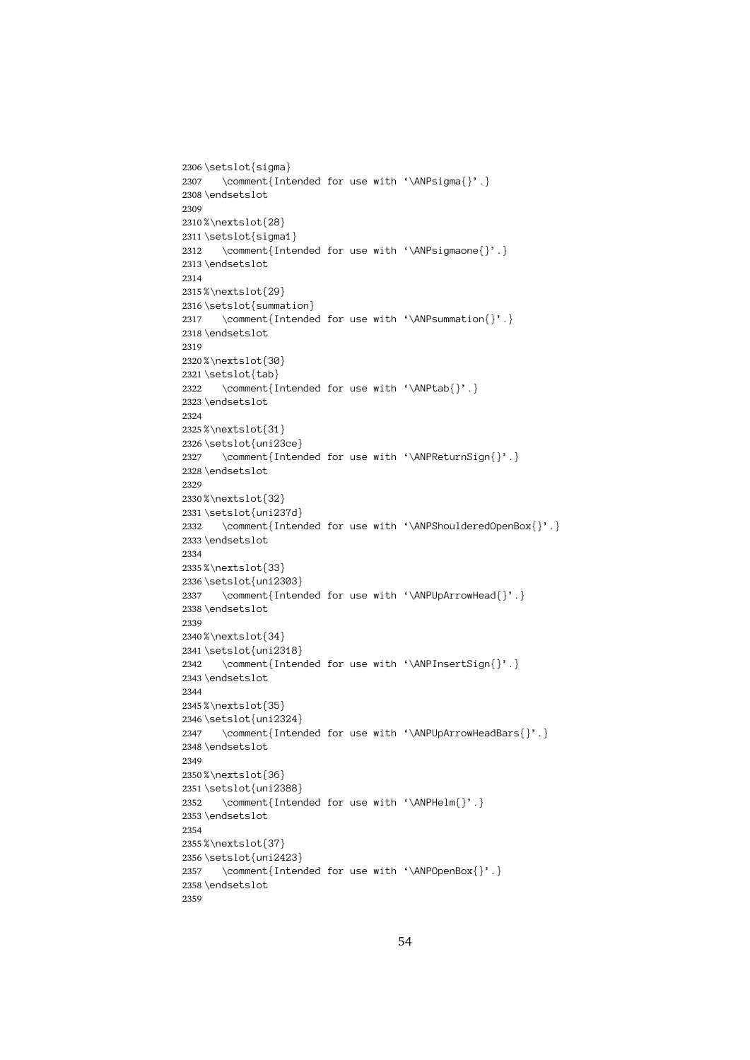```
2306 \setslot{sigma}
2307    \comment{Intended for use with `\ANPsigma{}'.}
2308 \endsetslot
2309
2310 %\nextslot{28}
2311 \setslot{sigma1}
2312    \comment{Intended for use with `\ANPsigmaone{}'.}
2313 \endsetslot
2314
2315 %\nextslot{29}
2316 \setslot{summation}
2317    \comment{Intended for use with `\ANPsummation{}'.}
2318 \endsetslot
2319
2320 %\nextslot{30}
2321 \setslot{tab}
2322    \comment{Intended for use with `\ANPtab{}'.}
2323 \endsetslot
2324
2325 %\nextslot{31}
2326 \setslot{uni23ce}
2327    \comment{Intended for use with `\ANPReturnSign{}'.}
2328 \endsetslot
2329
2330 %\nextslot{32}
2331 \setslot{uni237d}
2332    \comment{Intended for use with `\ANPShoulderedOpenBox{}'.}
2333 \endsetslot
2334
2335 %\nextslot{33}
2336 \setslot{uni2303}
2337    \comment{Intended for use with `\ANPUpArrowHead{}'.}
2338 \endsetslot
2339
2340 %\nextslot{34}
2341 \setslot{uni2318}
2342    \comment{Intended for use with `\ANPInsertSign{}'.}
2343 \endsetslot
2344
2345 %\nextslot{35}
2346 \setslot{uni2324}
2347    \comment{Intended for use with `\ANPUpArrowHeadBars{}'.}
2348 \endsetslot
2349
2350 %\nextslot{36}
2351 \setslot{uni2388}
2352    \comment{Intended for use with `\ANPHelm{}'.}
2353 \endsetslot
2354
2355 %\nextslot{37}
2356 \setslot{uni2423}
2357    \comment{Intended for use with `\ANPOpenBox{}'.}
2358 \endsetslot
2359
```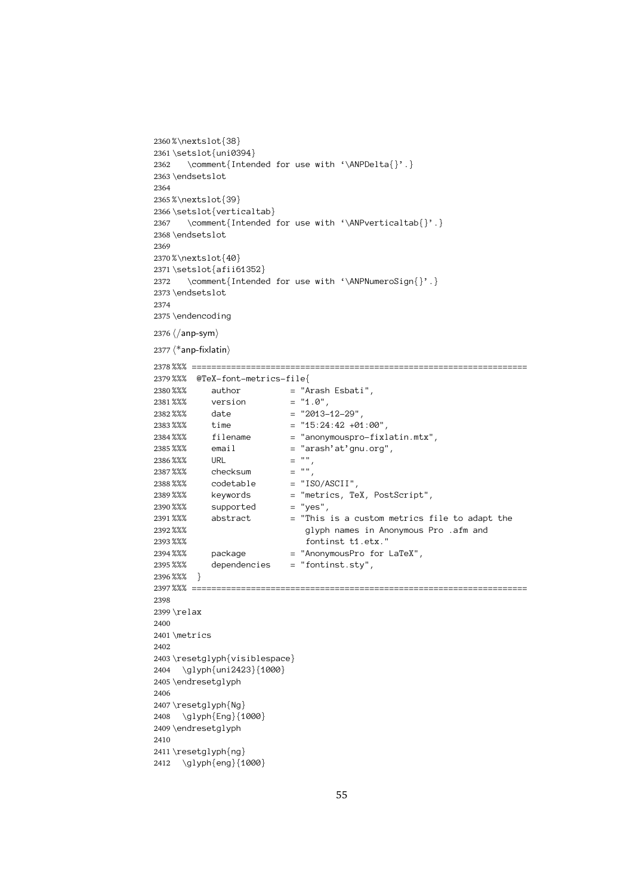```
2360 %\nextslot{38}
2361 \setslot{uni0394}
2362    \comment{Intended for use with ‘\ANPDelta{}’.}
2363 \endsetslot
2364
2365 %\nextslot{39}
2366 \setslot{verticaltab}
2367    \comment{Intended for use with ‘\ANPverticaltab{}’.}
2368 \endsetslot
2369
2370 %\nextslot{40}
2371 \setslot{afii61352}
2372    \comment{Intended for use with ‘\ANPNumeroSign{}’.}
2373 \endsetslot
2374
2375 \endencoding
```

2376 ⟨/anp-sym⟩

2377 ⟨*anp-fixlatin⟩

```
2378 %%% ====================================================================
2379 %%%  @TeX-font-metrics-file{
2380 %%%     author          = "Arash Esbati",
2381 %%%     version         = "1.0",
2382 %%%     date            = "2013-12-29",
2383 %%%     time            = "15:24:42 +01:00",
2384 %%%     filename        = "anonymouspro-fixlatin.mtx",
2385 %%%     email           = "arash'at'gnu.org",
2386 %%%     URL             = "",
2387 %%%     checksum        = "",
2388 %%%     codetable       = "ISO/ASCII",
2389 %%%     keywords        = "metrics, TeX, PostScript",
2390 %%%     supported       = "yes",
2391 %%%     abstract        = "This is a custom metrics file to adapt the
2392 %%%                        glyph names in Anonymous Pro .afm and
2393 %%%                        fontinst t1.etx."
2394 %%%     package         = "AnonymousPro for LaTeX",
2395 %%%     dependencies    = "fontinst.sty",
2396 %%%  }
2397 %%% ====================================================================
2398
2399 \relax
2400
2401 \metrics
2402
2403 \resetglyph{visiblespace}
2404   \glyph{uni2423}{1000}
2405 \endresetglyph
2406
2407 \resetglyph{Ng}
2408   \glyph{Eng}{1000}
2409 \endresetglyph
2410
2411 \resetglyph{ng}
2412   \glyph{eng}{1000}
```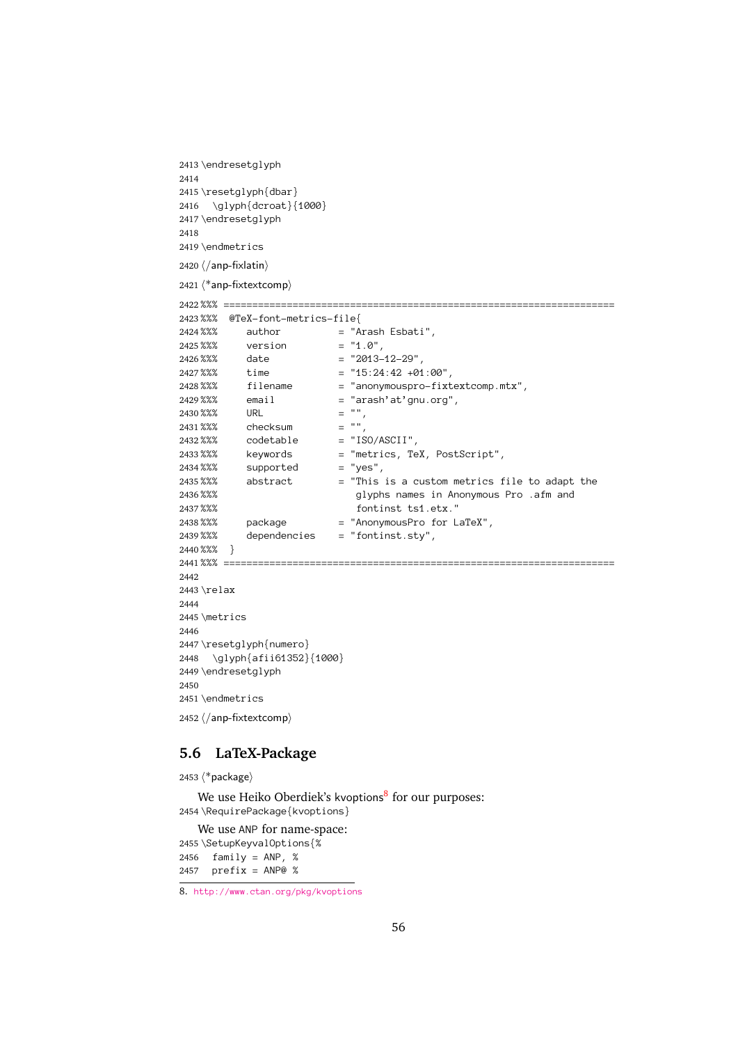```
2413 \endresetglyph
2414
2415 \resetglyph{dbar}
2416   \glyph{dcroat}{1000}
2417 \endresetglyph
2418
2419 \endmetrics
```

2420 ⟨/anp-fixlatin⟩

2421 ⟨*anp-fixtextcomp⟩

```
2422 %%% ====================================================================
2423 %%%  @TeX-font-metrics-file{
2424 %%%     author          = "Arash Esbati",
2425 %%%     version         = "1.0",
2426 %%%     date            = "2013-12-29",
2427 %%%     time            = "15:24:42 +01:00",
2428 %%%     filename        = "anonymouspro-fixtextcomp.mtx",
2429 %%%     email           = "arash'at'gnu.org",
2430 %%%     URL             = "",
2431 %%%     checksum        = "",
2432 %%%     codetable       = "ISO/ASCII",
2433 %%%     keywords        = "metrics, TeX, PostScript",
2434 %%%     supported       = "yes",
2435 %%%     abstract        = "This is a custom metrics file to adapt the
2436 %%%                        glyphs names in Anonymous Pro .afm and
2437 %%%                        fontinst ts1.etx."
2438 %%%     package         = "AnonymousPro for LaTeX",
2439 %%%     dependencies    = "fontinst.sty",
2440 %%%  }
2441 %%% ====================================================================
2442
2443 \relax
2444
2445 \metrics
2446
2447 \resetglyph{numero}
2448   \glyph{afii61352}{1000}
2449 \endresetglyph
2450
2451 \endmetrics
```

2452 ⟨/anp-fixtextcomp⟩

## 5.6 LaTeX-Package

2453 ⟨*package⟩

We use Heiko Oberdiek's kvoptions[8] for our purposes:

```
2454 \RequirePackage{kvoptions}
```

We use ANP for name-space:

```
2455 \SetupKeyvalOptions{%
2456   family = ANP, %
2457   prefix = ANP@ %
```

8. http://www.ctan.org/pkg/kvoptions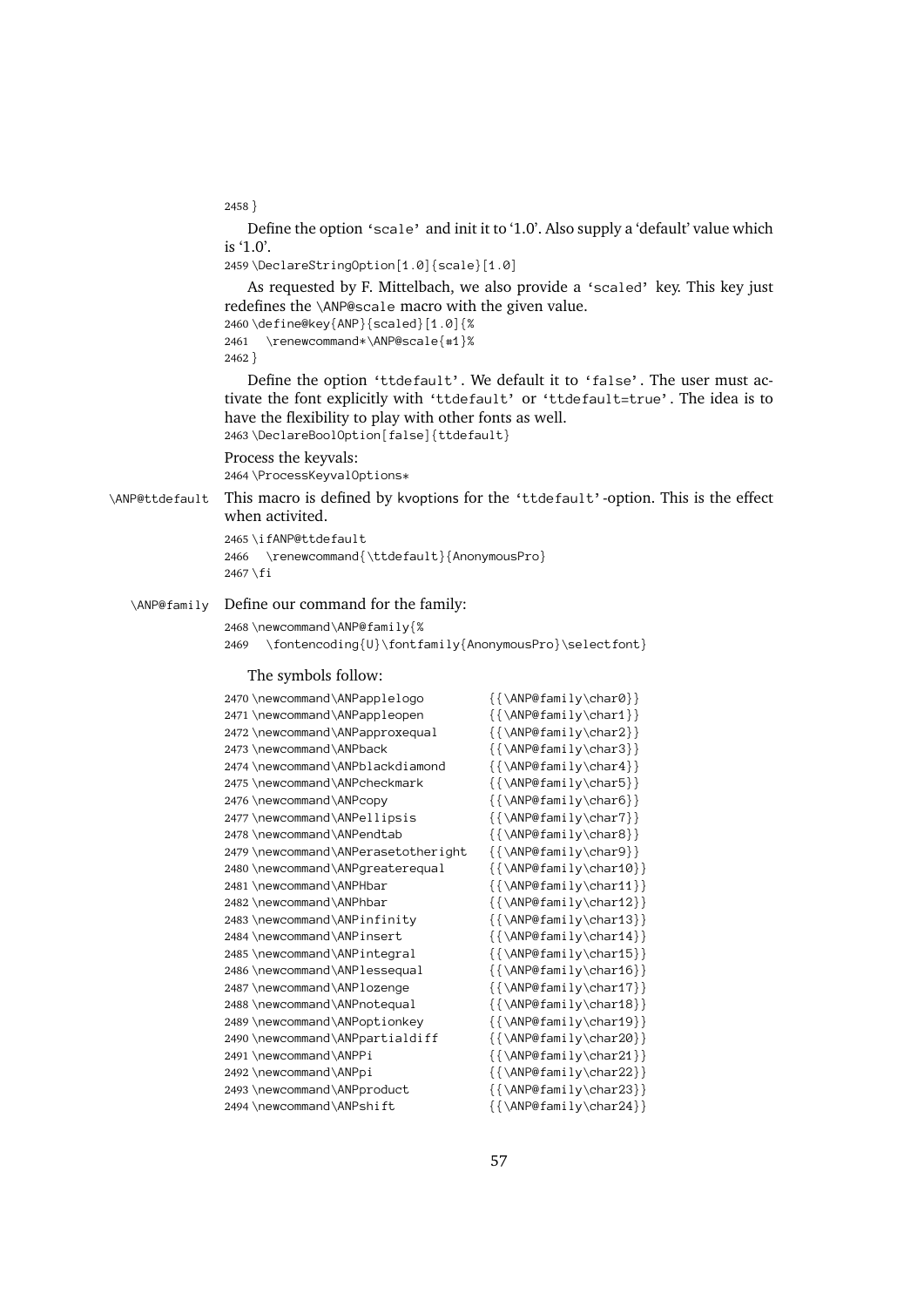```
2458 }
```

Define the option 'scale' and init it to '1.0'. Also supply a 'default' value which is '1.0'.

```
2459 \DeclareStringOption[1.0]{scale}[1.0]
```

As requested by F. Mittelbach, we also provide a 'scaled' key. This key just redefines the \ANP@scale macro with the given value.

```
2460 \define@key{ANP}{scaled}[1.0]{%
2461   \renewcommand*\ANP@scale{#1}%
2462 }
```

Define the option 'ttdefault'. We default it to 'false'. The user must activate the font explicitly with 'ttdefault' or 'ttdefault=true'. The idea is to have the flexibility to play with other fonts as well.

```
2463 \DeclareBoolOption[false]{ttdefault}
```

Process the keyvals:

```
2464 \ProcessKeyvalOptions*
```

\ANP@ttdefault — This macro is defined by kvoptions for the 'ttdefault'-option. This is the effect when activated.

```
2465 \ifANP@ttdefault
2466   \renewcommand{\ttdefault}{AnonymousPro}
2467 \fi
```

\ANP@family — Define our command for the family:

```
2468 \newcommand\ANP@family{%
2469   \fontencoding{U}\fontfamily{AnonymousPro}\selectfont}
```

The symbols follow:

```
2470 \newcommand\ANPapplelogo         {{\ANP@family\char0}}
2471 \newcommand\ANPappleopen         {{\ANP@family\char1}}
2472 \newcommand\ANPapproxequal       {{\ANP@family\char2}}
2473 \newcommand\ANPback              {{\ANP@family\char3}}
2474 \newcommand\ANPblackdiamond      {{\ANP@family\char4}}
2475 \newcommand\ANPcheckmark         {{\ANP@family\char5}}
2476 \newcommand\ANPcopy              {{\ANP@family\char6}}
2477 \newcommand\ANPellipsis          {{\ANP@family\char7}}
2478 \newcommand\ANPendtab            {{\ANP@family\char8}}
2479 \newcommand\ANPerasetotheright   {{\ANP@family\char9}}
2480 \newcommand\ANPgreaterequal      {{\ANP@family\char10}}
2481 \newcommand\ANPHbar              {{\ANP@family\char11}}
2482 \newcommand\ANPhbar              {{\ANP@family\char12}}
2483 \newcommand\ANPinfinity          {{\ANP@family\char13}}
2484 \newcommand\ANPinsert            {{\ANP@family\char14}}
2485 \newcommand\ANPintegral          {{\ANP@family\char15}}
2486 \newcommand\ANPlessequal         {{\ANP@family\char16}}
2487 \newcommand\ANPlozenge           {{\ANP@family\char17}}
2488 \newcommand\ANPnotequal          {{\ANP@family\char18}}
2489 \newcommand\ANPoptionkey         {{\ANP@family\char19}}
2490 \newcommand\ANPpartialdiff       {{\ANP@family\char20}}
2491 \newcommand\ANPPi                {{\ANP@family\char21}}
2492 \newcommand\ANPpi                {{\ANP@family\char22}}
2493 \newcommand\ANPproduct           {{\ANP@family\char23}}
2494 \newcommand\ANPshift             {{\ANP@family\char24}}
```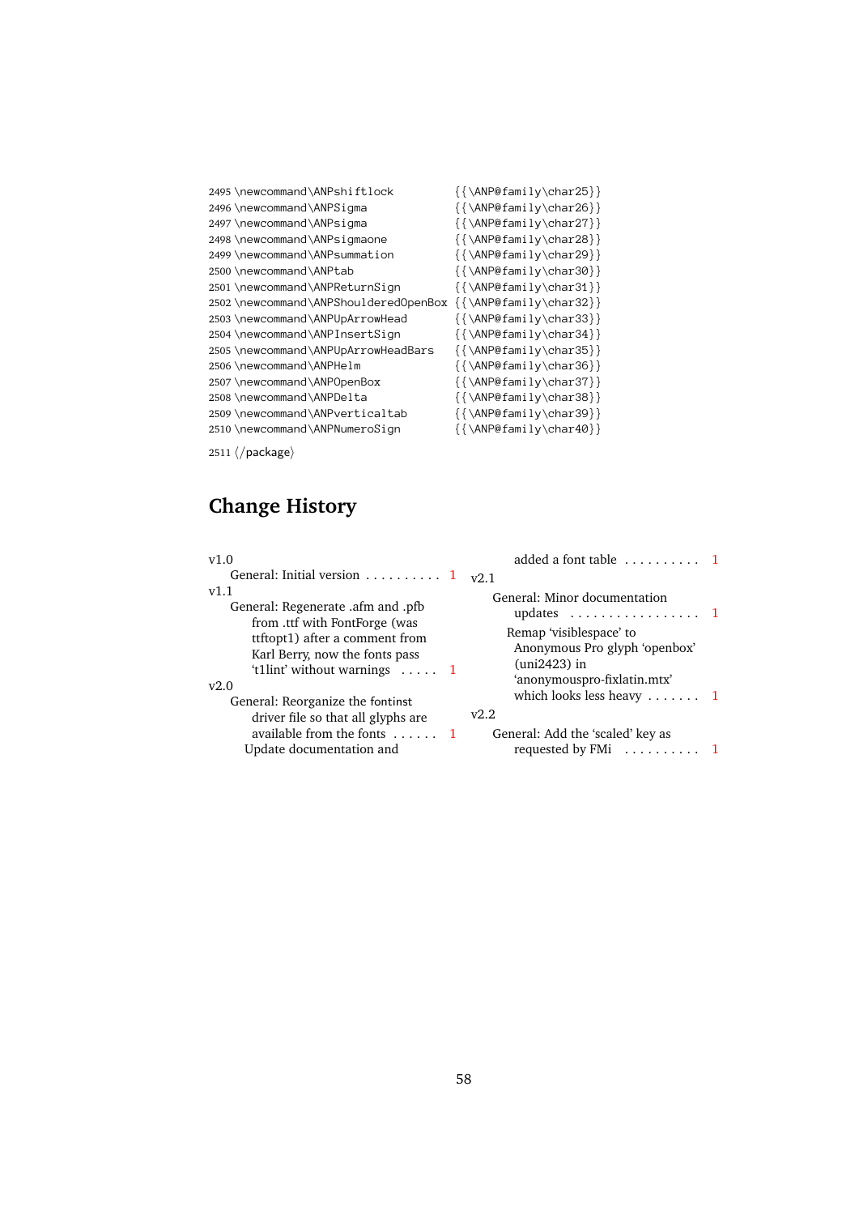```
2495 \newcommand\ANPshiftlock          {{\ANP@family\char25}}
2496 \newcommand\ANPSigma              {{\ANP@family\char26}}
2497 \newcommand\ANPsigma              {{\ANP@family\char27}}
2498 \newcommand\ANPsigmaone           {{\ANP@family\char28}}
2499 \newcommand\ANPsummation          {{\ANP@family\char29}}
2500 \newcommand\ANPtab                {{\ANP@family\char30}}
2501 \newcommand\ANPReturnSign         {{\ANP@family\char31}}
2502 \newcommand\ANPShoulderedOpenBox  {{\ANP@family\char32}}
2503 \newcommand\ANPUpArrowHead        {{\ANP@family\char33}}
2504 \newcommand\ANPInsertSign         {{\ANP@family\char34}}
2505 \newcommand\ANPUpArrowHeadBars    {{\ANP@family\char35}}
2506 \newcommand\ANPHelm               {{\ANP@family\char36}}
2507 \newcommand\ANPOpenBox            {{\ANP@family\char37}}
2508 \newcommand\ANPDelta              {{\ANP@family\char38}}
2509 \newcommand\ANPverticaltab        {{\ANP@family\char39}}
2510 \newcommand\ANPNumeroSign         {{\ANP@family\char40}}
2511 ⟨/package⟩
```

# Change History

v1.0
- General: Initial version . . . . . . . . . . 1

v1.1
- General: Regenerate .afm and .pfb from .ttf with FontForge (was ttftopt1) after a comment from Karl Berry, now the fonts pass 't1lint' without warnings . . . . . 1

v2.0
- General: Reorganize the fontinst driver file so that all glyphs are available from the fonts . . . . . . 1
  - Update documentation and added a font table . . . . . . . . . . 1

v2.1
- General: Minor documentation updates . . . . . . . . . . . . . . . . . 1
  - Remap 'visiblespace' to Anonymous Pro glyph 'openbox' (uni2423) in 'anonymouspro-fixlatin.mtx' which looks less heavy . . . . . . . 1

v2.2
- General: Add the 'scaled' key as requested by FMi . . . . . . . . . . 1